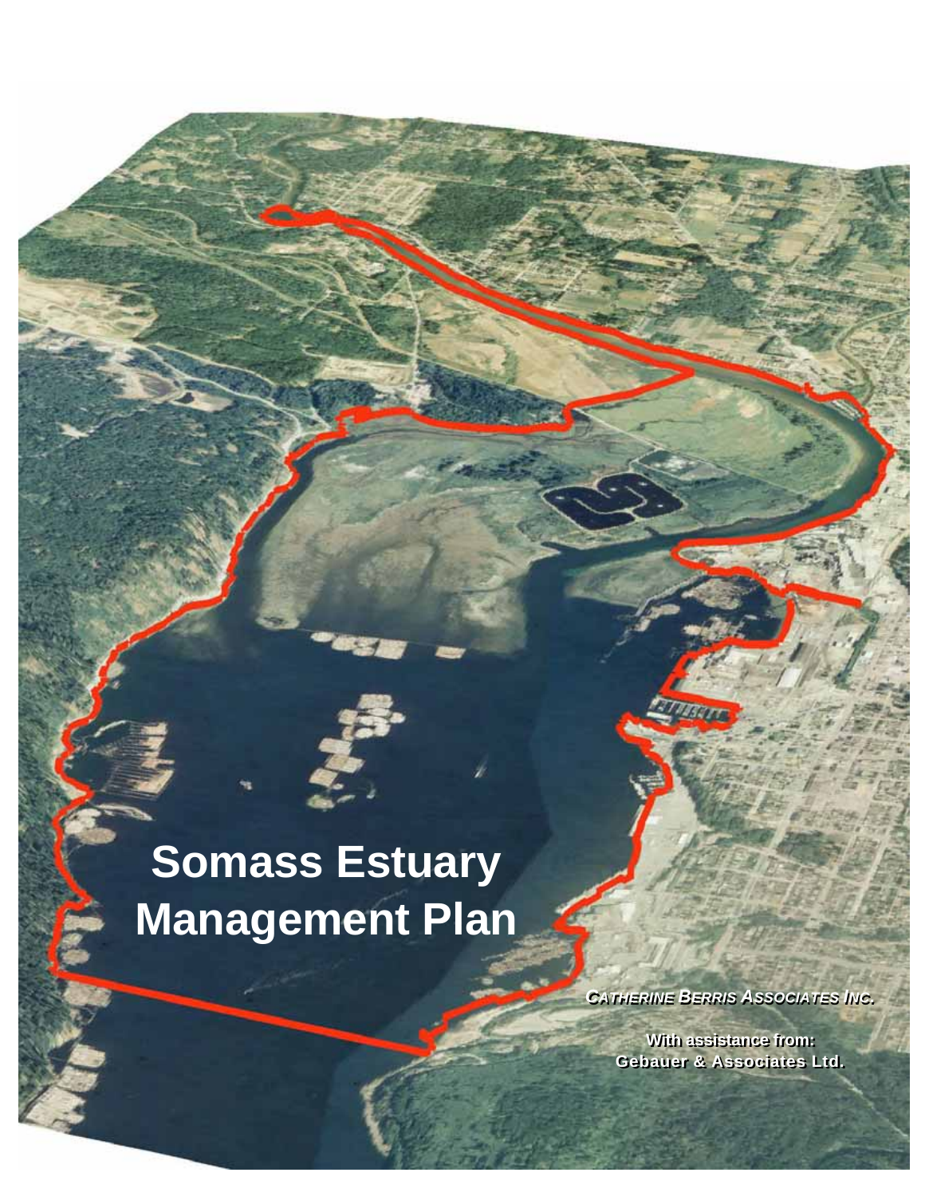# Somass Estuary Management Plan

*Catherine Berris Associates Inc.*

With assistance from:
Gebauer & Associates Ltd.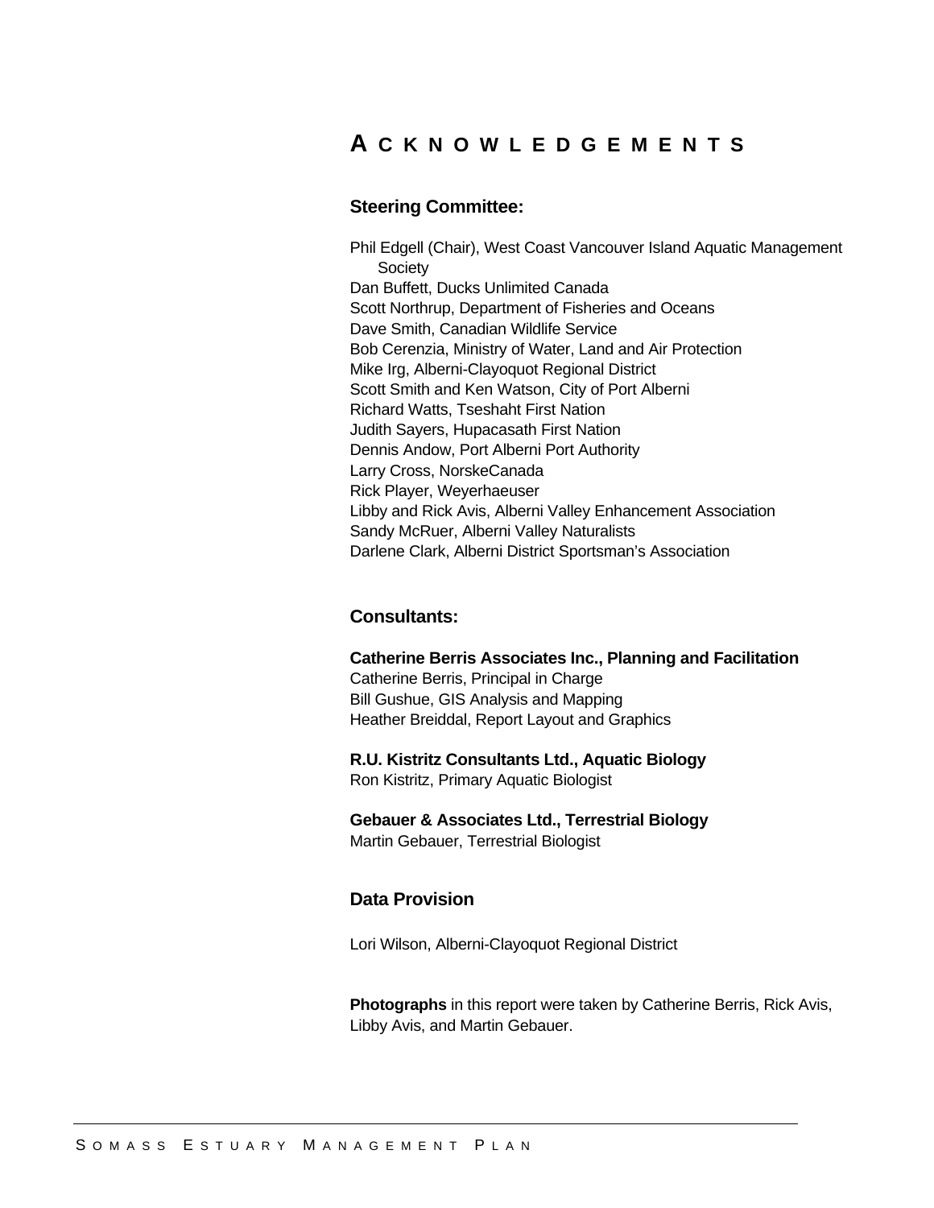# Acknowledgements

## Steering Committee:

Phil Edgell (Chair), West Coast Vancouver Island Aquatic Management Society
Dan Buffett, Ducks Unlimited Canada
Scott Northrup, Department of Fisheries and Oceans
Dave Smith, Canadian Wildlife Service
Bob Cerenzia, Ministry of Water, Land and Air Protection
Mike Irg, Alberni-Clayoquot Regional District
Scott Smith and Ken Watson, City of Port Alberni
Richard Watts, Tseshaht First Nation
Judith Sayers, Hupacasath First Nation
Dennis Andow, Port Alberni Port Authority
Larry Cross, NorskeCanada
Rick Player, Weyerhaeuser
Libby and Rick Avis, Alberni Valley Enhancement Association
Sandy McRuer, Alberni Valley Naturalists
Darlene Clark, Alberni District Sportsman's Association

## Consultants:

**Catherine Berris Associates Inc., Planning and Facilitation**
Catherine Berris, Principal in Charge
Bill Gushue, GIS Analysis and Mapping
Heather Breiddal, Report Layout and Graphics

**R.U. Kistritz Consultants Ltd., Aquatic Biology**
Ron Kistritz, Primary Aquatic Biologist

**Gebauer & Associates Ltd., Terrestrial Biology**
Martin Gebauer, Terrestrial Biologist

## Data Provision

Lori Wilson, Alberni-Clayoquot Regional District

**Photographs** in this report were taken by Catherine Berris, Rick Avis, Libby Avis, and Martin Gebauer.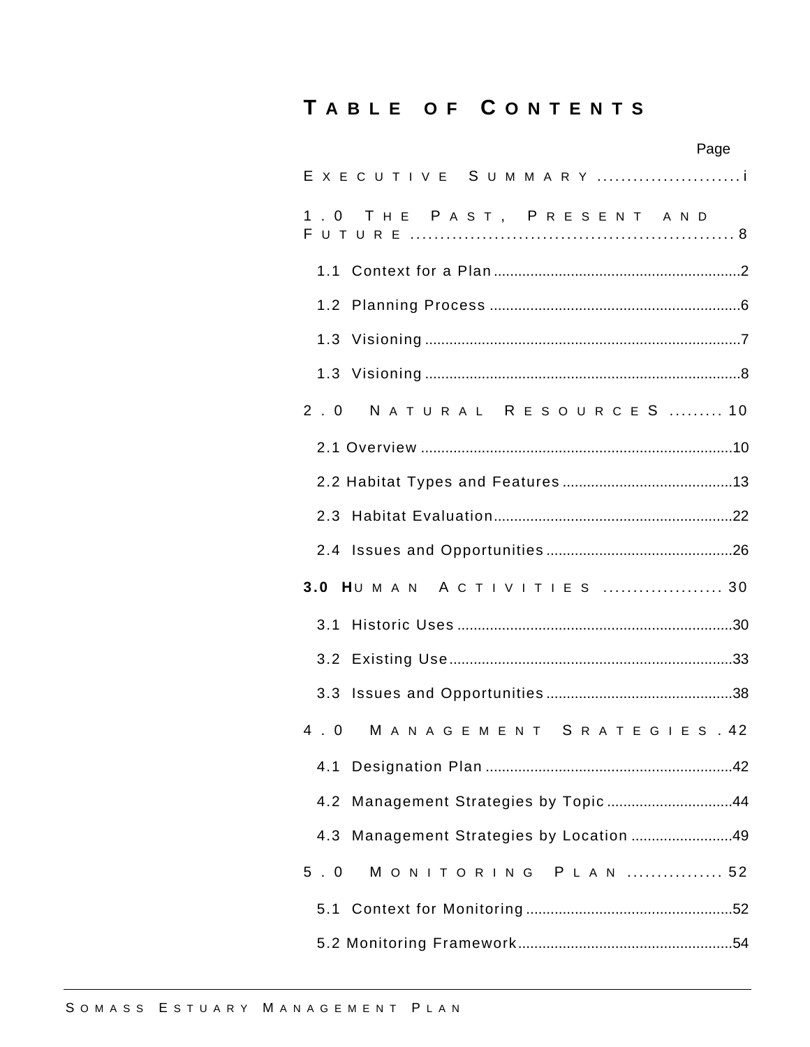# Table of Contents

Page

Executive Summary ....................... i

1.0 The Past, Present and Future ................................................ 8

- 1.1 Context for a Plan ............................................................2
- 1.2 Planning Process .............................................................6
- 1.3 Visioning ............................................................................7
- 1.3 Visioning ............................................................................8

2.0 Natural ResourceS ........ 10

- 2.1 Overview ............................................................................10
- 2.2 Habitat Types and Features ..........................................13
- 2.3 Habitat Evaluation..........................................................22
- 2.4 Issues and Opportunities .............................................26

**3.0 H**uman Activities ................... 30

- 3.1 Historic Uses ...................................................................30
- 3.2 Existing Use.....................................................................33
- 3.3 Issues and Opportunities .............................................38

4.0 Management Srategies . 42

- 4.1 Designation Plan ............................................................42
- 4.2 Management Strategies by Topic ...............................44
- 4.3 Management Strategies by Location .........................49

5.0 Monitoring Plan ............... 52

- 5.1 Context for Monitoring ..................................................52
- 5.2 Monitoring Framework....................................................54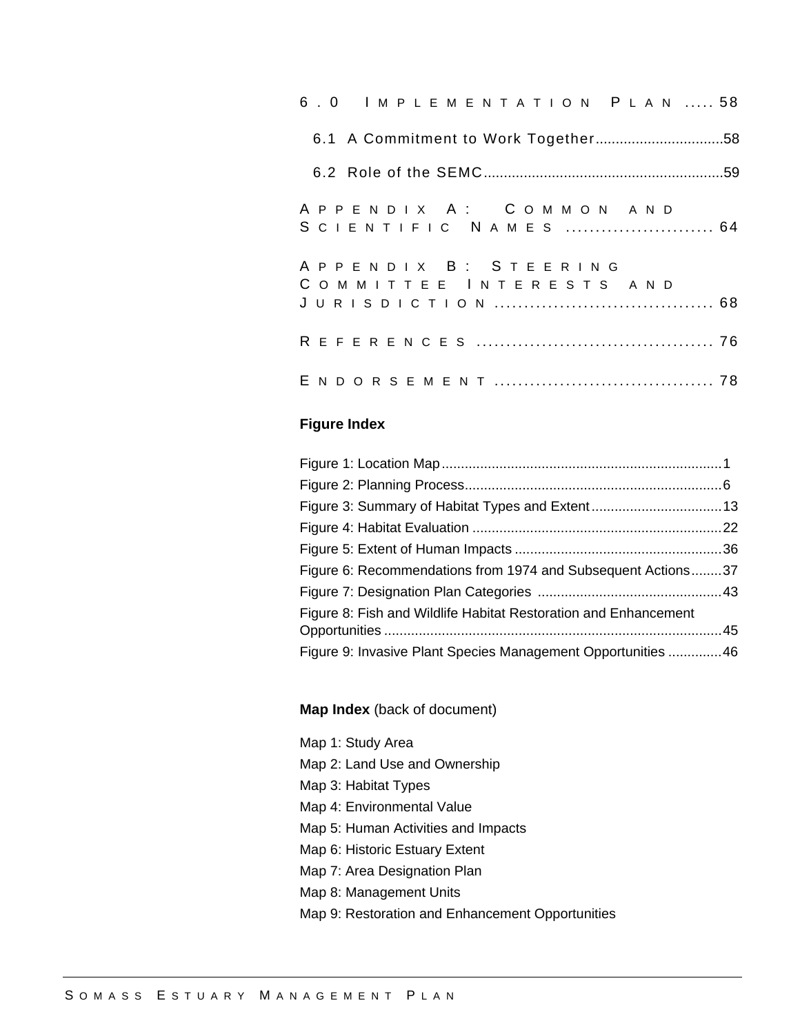6.0 IMPLEMENTATION PLAN ..... 58

- 6.1 A Commitment to Work Together ................................ 58
- 6.2 Role of the SEMC ............................................................ 59

APPENDIX A: COMMON AND SCIENTIFIC NAMES ......................... 64

APPENDIX B: STEERING COMMITTEE INTERESTS AND JURISDICTION ..................................... 68

REFERENCES ........................................ 76

ENDORSEMENT ..................................... 78

**Figure Index**

Figure 1: Location Map ......................................................................... 1
Figure 2: Planning Process ................................................................... 6
Figure 3: Summary of Habitat Types and Extent .................................. 13
Figure 4: Habitat Evaluation ................................................................. 22
Figure 5: Extent of Human Impacts ...................................................... 36
Figure 6: Recommendations from 1974 and Subsequent Actions ........ 37
Figure 7: Designation Plan Categories ................................................ 43
Figure 8: Fish and Wildlife Habitat Restoration and Enhancement Opportunities ........................................................................................ 45
Figure 9: Invasive Plant Species Management Opportunities .............. 46

**Map Index** (back of document)

Map 1: Study Area
Map 2: Land Use and Ownership
Map 3: Habitat Types
Map 4: Environmental Value
Map 5: Human Activities and Impacts
Map 6: Historic Estuary Extent
Map 7: Area Designation Plan
Map 8: Management Units
Map 9: Restoration and Enhancement Opportunities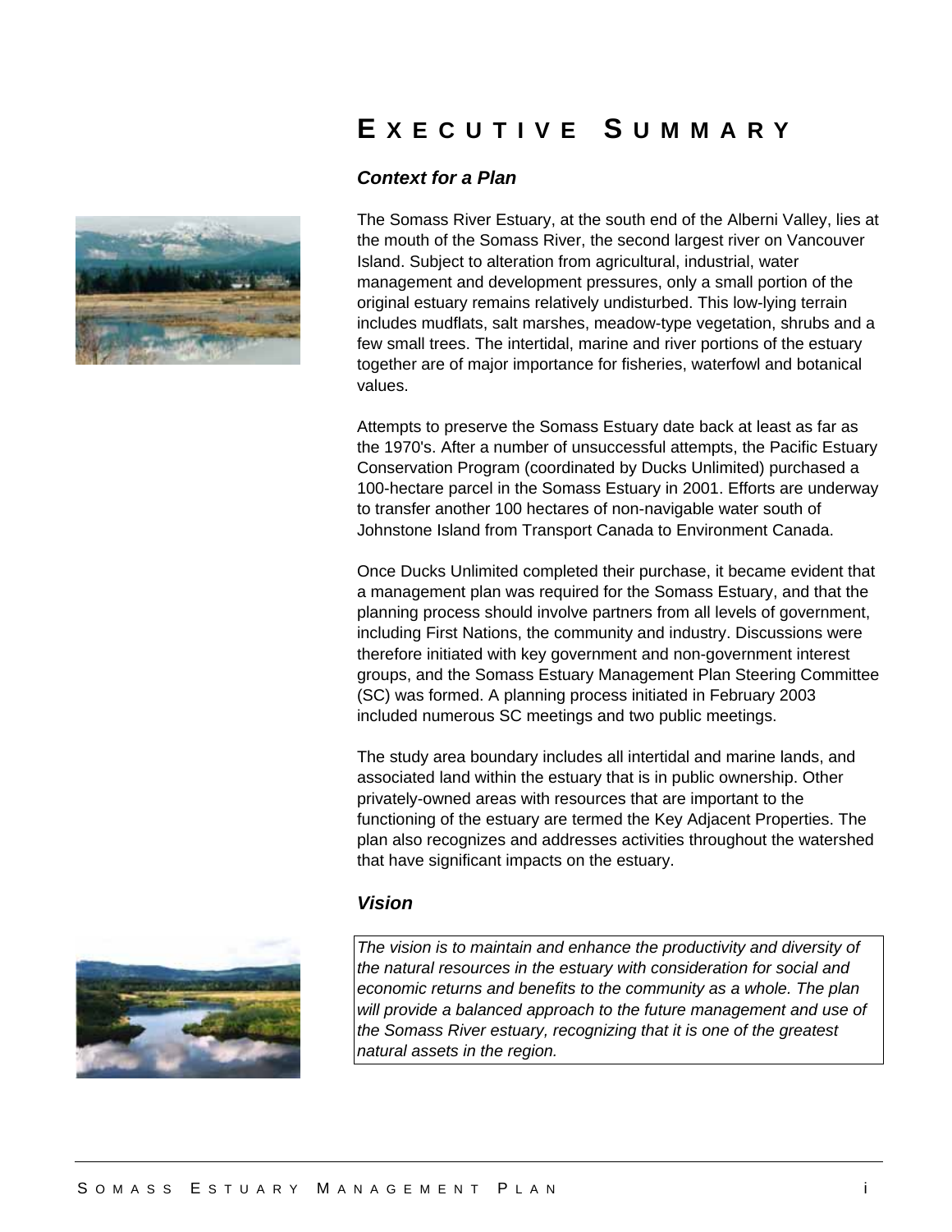# Executive Summary

### *Context for a Plan*

The Somass River Estuary, at the south end of the Alberni Valley, lies at the mouth of the Somass River, the second largest river on Vancouver Island. Subject to alteration from agricultural, industrial, water management and development pressures, only a small portion of the original estuary remains relatively undisturbed. This low-lying terrain includes mudflats, salt marshes, meadow-type vegetation, shrubs and a few small trees. The intertidal, marine and river portions of the estuary together are of major importance for fisheries, waterfowl and botanical values.

Attempts to preserve the Somass Estuary date back at least as far as the 1970's. After a number of unsuccessful attempts, the Pacific Estuary Conservation Program (coordinated by Ducks Unlimited) purchased a 100-hectare parcel in the Somass Estuary in 2001. Efforts are underway to transfer another 100 hectares of non-navigable water south of Johnstone Island from Transport Canada to Environment Canada.

Once Ducks Unlimited completed their purchase, it became evident that a management plan was required for the Somass Estuary, and that the planning process should involve partners from all levels of government, including First Nations, the community and industry. Discussions were therefore initiated with key government and non-government interest groups, and the Somass Estuary Management Plan Steering Committee (SC) was formed. A planning process initiated in February 2003 included numerous SC meetings and two public meetings.

The study area boundary includes all intertidal and marine lands, and associated land within the estuary that is in public ownership. Other privately-owned areas with resources that are important to the functioning of the estuary are termed the Key Adjacent Properties. The plan also recognizes and addresses activities throughout the watershed that have significant impacts on the estuary.

### *Vision*

*The vision is to maintain and enhance the productivity and diversity of the natural resources in the estuary with consideration for social and economic returns and benefits to the community as a whole. The plan will provide a balanced approach to the future management and use of the Somass River estuary, recognizing that it is one of the greatest natural assets in the region.*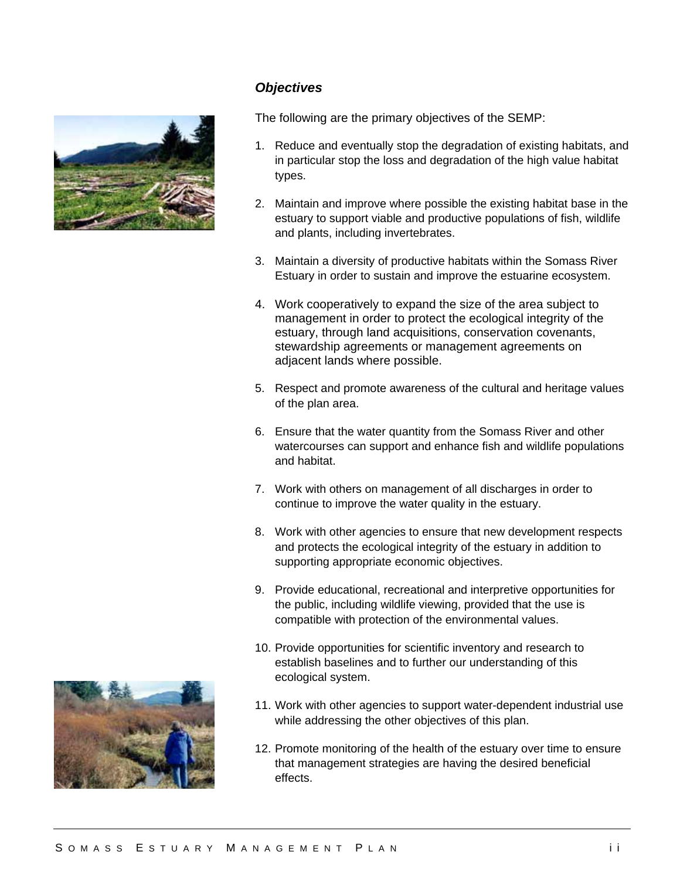### *Objectives*

The following are the primary objectives of the SEMP:

1. Reduce and eventually stop the degradation of existing habitats, and in particular stop the loss and degradation of the high value habitat types.

2. Maintain and improve where possible the existing habitat base in the estuary to support viable and productive populations of fish, wildlife and plants, including invertebrates.

3. Maintain a diversity of productive habitats within the Somass River Estuary in order to sustain and improve the estuarine ecosystem.

4. Work cooperatively to expand the size of the area subject to management in order to protect the ecological integrity of the estuary, through land acquisitions, conservation covenants, stewardship agreements or management agreements on adjacent lands where possible.

5. Respect and promote awareness of the cultural and heritage values of the plan area.

6. Ensure that the water quantity from the Somass River and other watercourses can support and enhance fish and wildlife populations and habitat.

7. Work with others on management of all discharges in order to continue to improve the water quality in the estuary.

8. Work with other agencies to ensure that new development respects and protects the ecological integrity of the estuary in addition to supporting appropriate economic objectives.

9. Provide educational, recreational and interpretive opportunities for the public, including wildlife viewing, provided that the use is compatible with protection of the environmental values.

10. Provide opportunities for scientific inventory and research to establish baselines and to further our understanding of this ecological system.

11. Work with other agencies to support water-dependent industrial use while addressing the other objectives of this plan.

12. Promote monitoring of the health of the estuary over time to ensure that management strategies are having the desired beneficial effects.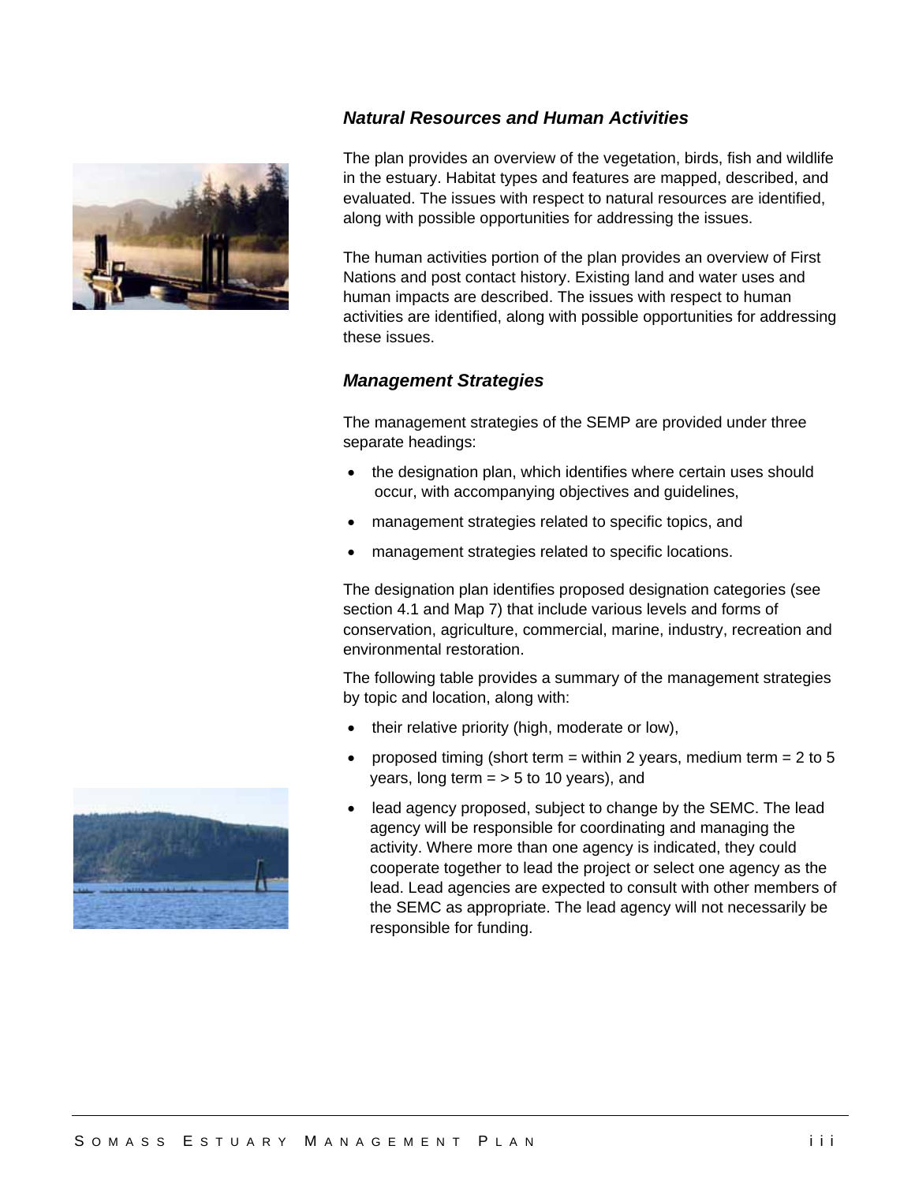### *Natural Resources and Human Activities*

The plan provides an overview of the vegetation, birds, fish and wildlife in the estuary. Habitat types and features are mapped, described, and evaluated. The issues with respect to natural resources are identified, along with possible opportunities for addressing the issues.

The human activities portion of the plan provides an overview of First Nations and post contact history. Existing land and water uses and human impacts are described. The issues with respect to human activities are identified, along with possible opportunities for addressing these issues.

### *Management Strategies*

The management strategies of the SEMP are provided under three separate headings:

- the designation plan, which identifies where certain uses should occur, with accompanying objectives and guidelines,
- management strategies related to specific topics, and
- management strategies related to specific locations.

The designation plan identifies proposed designation categories (see section 4.1 and Map 7) that include various levels and forms of conservation, agriculture, commercial, marine, industry, recreation and environmental restoration.

The following table provides a summary of the management strategies by topic and location, along with:

- their relative priority (high, moderate or low),
- proposed timing (short term = within 2 years, medium term = 2 to 5 years, long term = > 5 to 10 years), and
- lead agency proposed, subject to change by the SEMC. The lead agency will be responsible for coordinating and managing the activity. Where more than one agency is indicated, they could cooperate together to lead the project or select one agency as the lead. Lead agencies are expected to consult with other members of the SEMC as appropriate. The lead agency will not necessarily be responsible for funding.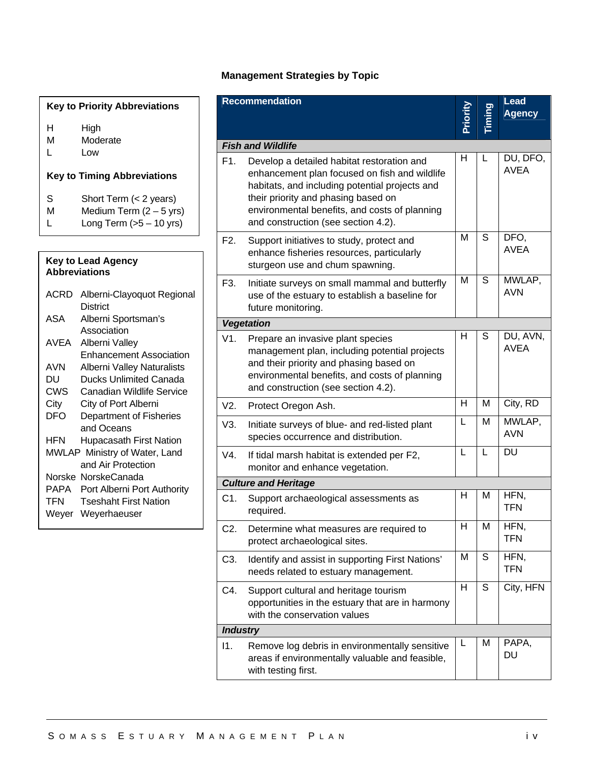## Management Strategies by Topic

**Key to Priority Abbreviations**

| | |
|---|---|
| H | High |
| M | Moderate |
| L | Low |

**Key to Timing Abbreviations**

| | |
|---|---|
| S | Short Term (< 2 years) |
| M | Medium Term (2 – 5 yrs) |
| L | Long Term (>5 – 10 yrs) |

**Key to Lead Agency Abbreviations**

| | |
|---|---|
| ACRD | Alberni-Clayoquot Regional District |
| ASA | Alberni Sportsman's Association |
| AVEA | Alberni Valley Enhancement Association |
| AVN | Alberni Valley Naturalists |
| DU | Ducks Unlimited Canada |
| CWS | Canadian Wildlife Service |
| City | City of Port Alberni |
| DFO | Department of Fisheries and Oceans |
| HFN | Hupacasath First Nation |
| MWLAP | Ministry of Water, Land and Air Protection |
| Norske | NorskeCanada |
| PAPA | Port Alberni Port Authority |
| TFN | Tseshaht First Nation |
| Weyer | Weyerhaeuser |

| Recommendation | | Priority | Timing | Lead Agency |
|---|---|---|---|---|
| ***Fish and Wildlife*** | | | | |
| F1. | Develop a detailed habitat restoration and enhancement plan focused on fish and wildlife habitats, and including potential projects and their priority and phasing based on environmental benefits, and costs of planning and construction (see section 4.2). | H | L | DU, DFO, AVEA |
| F2. | Support initiatives to study, protect and enhance fisheries resources, particularly sturgeon use and chum spawning. | M | S | DFO, AVEA |
| F3. | Initiate surveys on small mammal and butterfly use of the estuary to establish a baseline for future monitoring. | M | S | MWLAP, AVN |
| ***Vegetation*** | | | | |
| V1. | Prepare an invasive plant species management plan, including potential projects and their priority and phasing based on environmental benefits, and costs of planning and construction (see section 4.2). | H | S | DU, AVN, AVEA |
| V2. | Protect Oregon Ash. | H | M | City, RD |
| V3. | Initiate surveys of blue- and red-listed plant species occurrence and distribution. | L | M | MWLAP, AVN |
| V4. | If tidal marsh habitat is extended per F2, monitor and enhance vegetation. | L | L | DU |
| ***Culture and Heritage*** | | | | |
| C1. | Support archaeological assessments as required. | H | M | HFN, TFN |
| C2. | Determine what measures are required to protect archaeological sites. | H | M | HFN, TFN |
| C3. | Identify and assist in supporting First Nations' needs related to estuary management. | M | S | HFN, TFN |
| C4. | Support cultural and heritage tourism opportunities in the estuary that are in harmony with the conservation values | H | S | City, HFN |
| ***Industry*** | | | | |
| I1. | Remove log debris in environmentally sensitive areas if environmentally valuable and feasible, with testing first. | L | M | PAPA, DU |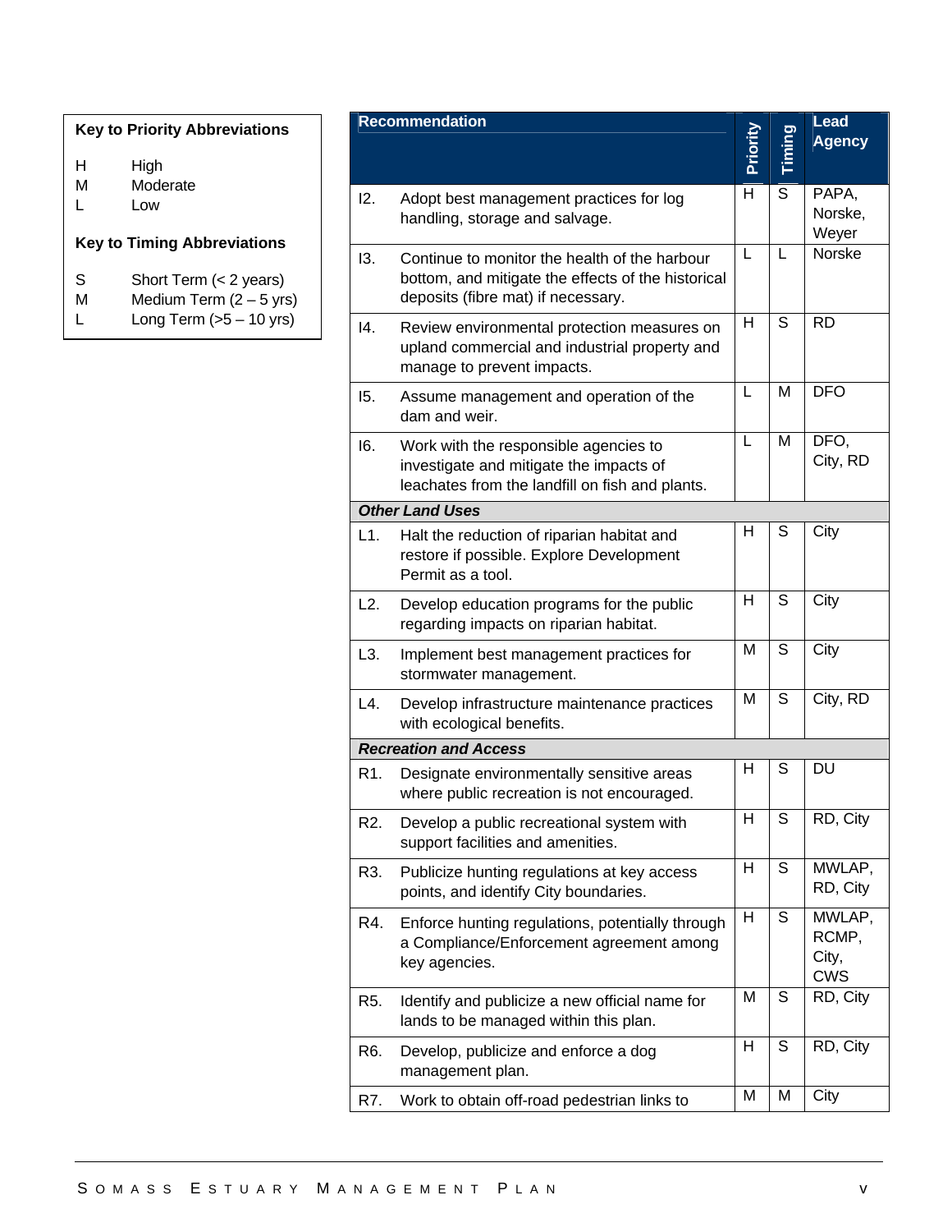**Key to Priority Abbreviations**

| | |
|---|---|
| H | High |
| M | Moderate |
| L | Low |

**Key to Timing Abbreviations**

| | |
|---|---|
| S | Short Term (< 2 years) |
| M | Medium Term (2 – 5 yrs) |
| L | Long Term (>5 – 10 yrs) |

| Recommendation | | Priority | Timing | Lead Agency |
|---|---|---|---|---|
| I2. | Adopt best management practices for log handling, storage and salvage. | H | S | PAPA, Norske, Weyer |
| I3. | Continue to monitor the health of the harbour bottom, and mitigate the effects of the historical deposits (fibre mat) if necessary. | L | L | Norske |
| I4. | Review environmental protection measures on upland commercial and industrial property and manage to prevent impacts. | H | S | RD |
| I5. | Assume management and operation of the dam and weir. | L | M | DFO |
| I6. | Work with the responsible agencies to investigate and mitigate the impacts of leachates from the landfill on fish and plants. | L | M | DFO, City, RD |
| ***Other Land Uses*** | | | | |
| L1. | Halt the reduction of riparian habitat and restore if possible. Explore Development Permit as a tool. | H | S | City |
| L2. | Develop education programs for the public regarding impacts on riparian habitat. | H | S | City |
| L3. | Implement best management practices for stormwater management. | M | S | City |
| L4. | Develop infrastructure maintenance practices with ecological benefits. | M | S | City, RD |
| ***Recreation and Access*** | | | | |
| R1. | Designate environmentally sensitive areas where public recreation is not encouraged. | H | S | DU |
| R2. | Develop a public recreational system with support facilities and amenities. | H | S | RD, City |
| R3. | Publicize hunting regulations at key access points, and identify City boundaries. | H | S | MWLAP, RD, City |
| R4. | Enforce hunting regulations, potentially through a Compliance/Enforcement agreement among key agencies. | H | S | MWLAP, RCMP, City, CWS |
| R5. | Identify and publicize a new official name for lands to be managed within this plan. | M | S | RD, City |
| R6. | Develop, publicize and enforce a dog management plan. | H | S | RD, City |
| R7. | Work to obtain off-road pedestrian links to | M | M | City |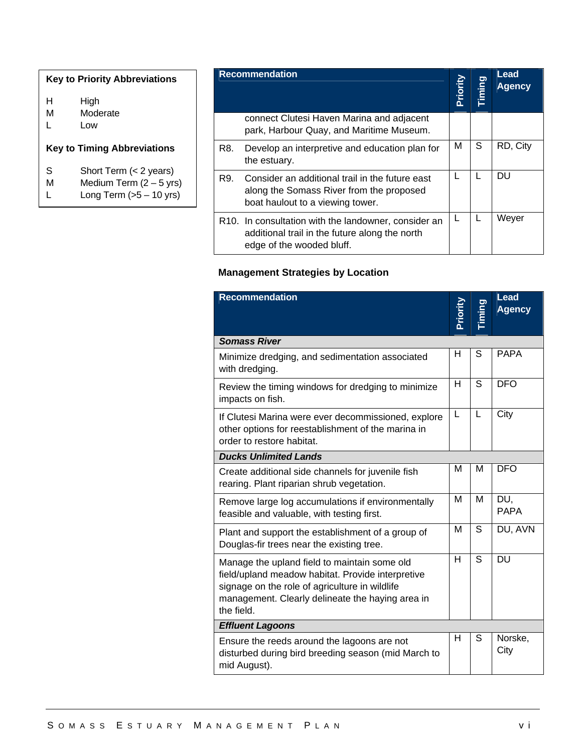**Key to Priority Abbreviations**

H High
M Moderate
L Low

**Key to Timing Abbreviations**

S Short Term (< 2 years)
M Medium Term (2 – 5 yrs)
L Long Term (>5 – 10 yrs)

| Recommendation | | Priority | Timing | Lead Agency |
|---|---|---|---|---|
| | connect Clutesi Haven Marina and adjacent park, Harbour Quay, and Maritime Museum. | | | |
| R8. | Develop an interpretive and education plan for the estuary. | M | S | RD, City |
| R9. | Consider an additional trail in the future east along the Somass River from the proposed boat haulout to a viewing tower. | L | L | DU |
| R10. | In consultation with the landowner, consider an additional trail in the future along the north edge of the wooded bluff. | L | L | Weyer |

**Management Strategies by Location**

| Recommendation | Priority | Timing | Lead Agency |
|---|---|---|---|
| ***Somass River*** | | | |
| Minimize dredging, and sedimentation associated with dredging. | H | S | PAPA |
| Review the timing windows for dredging to minimize impacts on fish. | H | S | DFO |
| If Clutesi Marina were ever decommissioned, explore other options for reestablishment of the marina in order to restore habitat. | L | L | City |
| ***Ducks Unlimited Lands*** | | | |
| Create additional side channels for juvenile fish rearing. Plant riparian shrub vegetation. | M | M | DFO |
| Remove large log accumulations if environmentally feasible and valuable, with testing first. | M | M | DU, PAPA |
| Plant and support the establishment of a group of Douglas-fir trees near the existing tree. | M | S | DU, AVN |
| Manage the upland field to maintain some old field/upland meadow habitat. Provide interpretive signage on the role of agriculture in wildlife management. Clearly delineate the haying area in the field. | H | S | DU |
| ***Effluent Lagoons*** | | | |
| Ensure the reeds around the lagoons are not disturbed during bird breeding season (mid March to mid August). | H | S | Norske, City |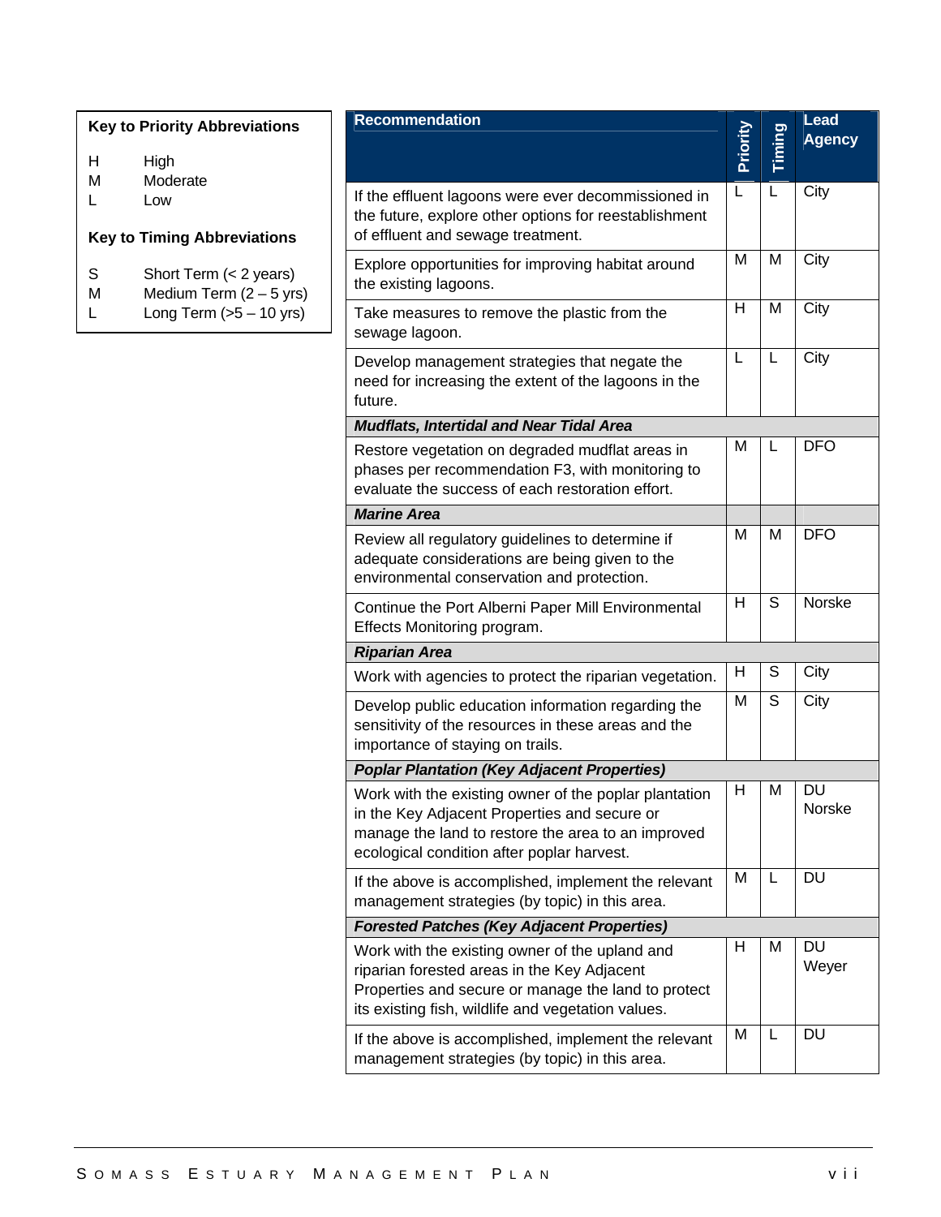**Key to Priority Abbreviations**

| | |
|---|---|
| H | High |
| M | Moderate |
| L | Low |

**Key to Timing Abbreviations**

| | |
|---|---|
| S | Short Term (< 2 years) |
| M | Medium Term (2 – 5 yrs) |
| L | Long Term (>5 – 10 yrs) |

| Recommendation | Priority | Timing | Lead Agency |
|---|---|---|---|
| If the effluent lagoons were ever decommissioned in the future, explore other options for reestablishment of effluent and sewage treatment. | L | L | City |
| Explore opportunities for improving habitat around the existing lagoons. | M | M | City |
| Take measures to remove the plastic from the sewage lagoon. | H | M | City |
| Develop management strategies that negate the need for increasing the extent of the lagoons in the future. | L | L | City |
| ***Mudflats, Intertidal and Near Tidal Area*** | | | |
| Restore vegetation on degraded mudflat areas in phases per recommendation F3, with monitoring to evaluate the success of each restoration effort. | M | L | DFO |
| ***Marine Area*** | | | |
| Review all regulatory guidelines to determine if adequate considerations are being given to the environmental conservation and protection. | M | M | DFO |
| Continue the Port Alberni Paper Mill Environmental Effects Monitoring program. | H | S | Norske |
| ***Riparian Area*** | | | |
| Work with agencies to protect the riparian vegetation. | H | S | City |
| Develop public education information regarding the sensitivity of the resources in these areas and the importance of staying on trails. | M | S | City |
| ***Poplar Plantation (Key Adjacent Properties)*** | | | |
| Work with the existing owner of the poplar plantation in the Key Adjacent Properties and secure or manage the land to restore the area to an improved ecological condition after poplar harvest. | H | M | DU Norske |
| If the above is accomplished, implement the relevant management strategies (by topic) in this area. | M | L | DU |
| ***Forested Patches (Key Adjacent Properties)*** | | | |
| Work with the existing owner of the upland and riparian forested areas in the Key Adjacent Properties and secure or manage the land to protect its existing fish, wildlife and vegetation values. | H | M | DU Weyer |
| If the above is accomplished, implement the relevant management strategies (by topic) in this area. | M | L | DU |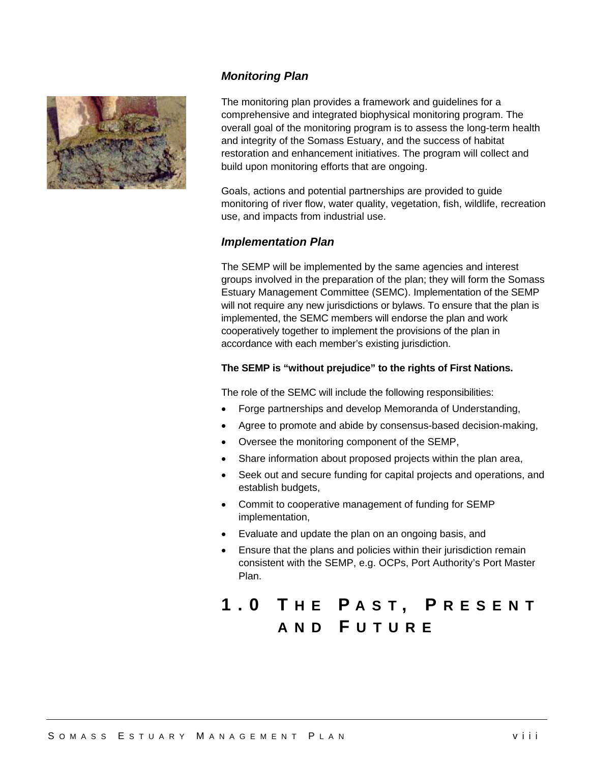### *Monitoring Plan*

The monitoring plan provides a framework and guidelines for a comprehensive and integrated biophysical monitoring program. The overall goal of the monitoring program is to assess the long-term health and integrity of the Somass Estuary, and the success of habitat restoration and enhancement initiatives. The program will collect and build upon monitoring efforts that are ongoing.

Goals, actions and potential partnerships are provided to guide monitoring of river flow, water quality, vegetation, fish, wildlife, recreation use, and impacts from industrial use.

### *Implementation Plan*

The SEMP will be implemented by the same agencies and interest groups involved in the preparation of the plan; they will form the Somass Estuary Management Committee (SEMC). Implementation of the SEMP will not require any new jurisdictions or bylaws. To ensure that the plan is implemented, the SEMC members will endorse the plan and work cooperatively together to implement the provisions of the plan in accordance with each member's existing jurisdiction.

**The SEMP is "without prejudice" to the rights of First Nations.**

The role of the SEMC will include the following responsibilities:

- Forge partnerships and develop Memoranda of Understanding,
- Agree to promote and abide by consensus-based decision-making,
- Oversee the monitoring component of the SEMP,
- Share information about proposed projects within the plan area,
- Seek out and secure funding for capital projects and operations, and establish budgets,
- Commit to cooperative management of funding for SEMP implementation,
- Evaluate and update the plan on an ongoing basis, and
- Ensure that the plans and policies within their jurisdiction remain consistent with the SEMP, e.g. OCPs, Port Authority's Port Master Plan.

# 1.0 The Past, Present and Future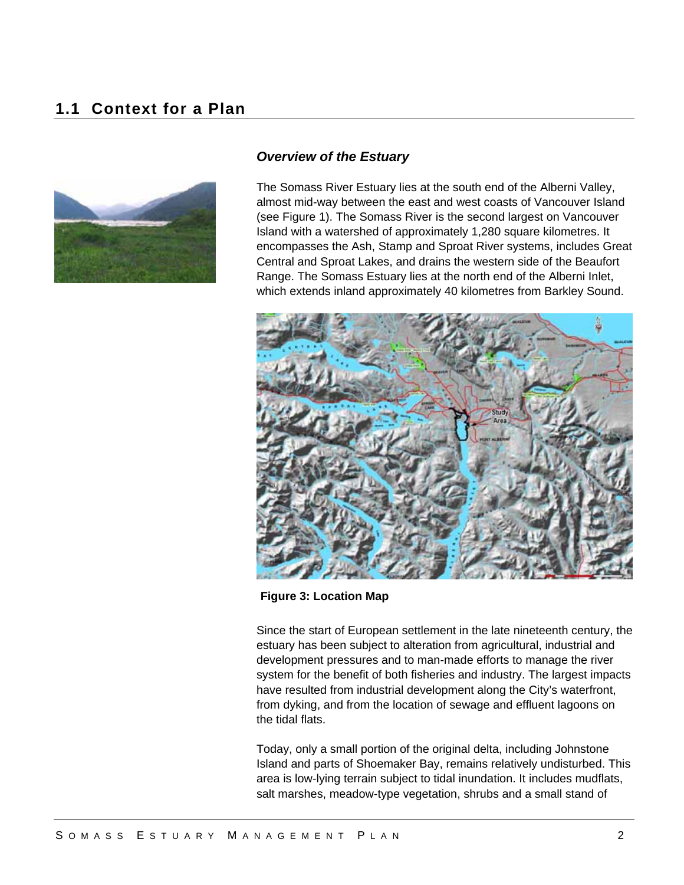## 1.1 Context for a Plan

### *Overview of the Estuary*

The Somass River Estuary lies at the south end of the Alberni Valley, almost mid-way between the east and west coasts of Vancouver Island (see Figure 1). The Somass River is the second largest on Vancouver Island with a watershed of approximately 1,280 square kilometres. It encompasses the Ash, Stamp and Sproat River systems, includes Great Central and Sproat Lakes, and drains the western side of the Beaufort Range. The Somass Estuary lies at the north end of the Alberni Inlet, which extends inland approximately 40 kilometres from Barkley Sound.

**Figure 3: Location Map**

Since the start of European settlement in the late nineteenth century, the estuary has been subject to alteration from agricultural, industrial and development pressures and to man-made efforts to manage the river system for the benefit of both fisheries and industry. The largest impacts have resulted from industrial development along the City's waterfront, from dyking, and from the location of sewage and effluent lagoons on the tidal flats.

Today, only a small portion of the original delta, including Johnstone Island and parts of Shoemaker Bay, remains relatively undisturbed. This area is low-lying terrain subject to tidal inundation. It includes mudflats, salt marshes, meadow-type vegetation, shrubs and a small stand of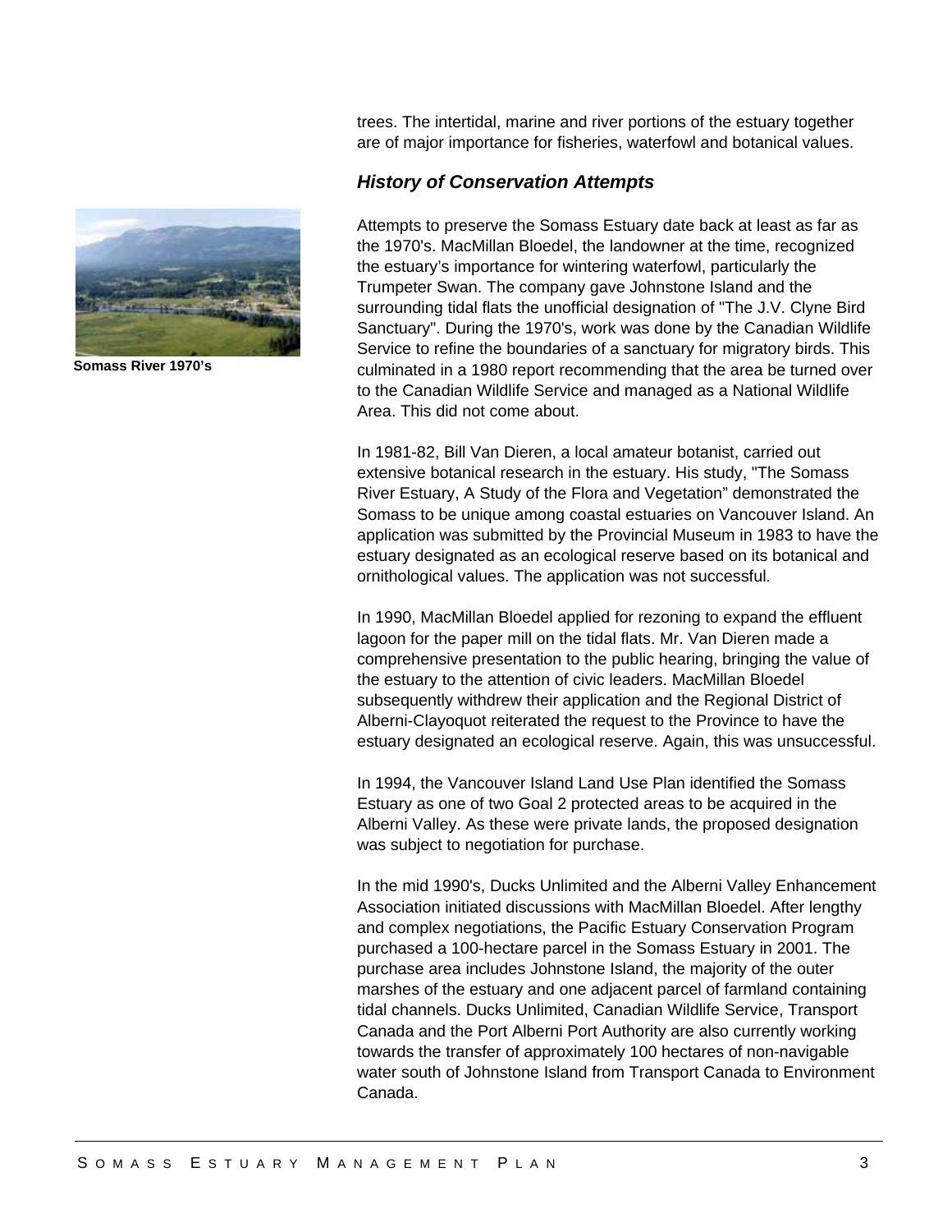trees. The intertidal, marine and river portions of the estuary together are of major importance for fisheries, waterfowl and botanical values.

### *History of Conservation Attempts*

**Somass River 1970's**

Attempts to preserve the Somass Estuary date back at least as far as the 1970's. MacMillan Bloedel, the landowner at the time, recognized the estuary's importance for wintering waterfowl, particularly the Trumpeter Swan. The company gave Johnstone Island and the surrounding tidal flats the unofficial designation of "The J.V. Clyne Bird Sanctuary". During the 1970's, work was done by the Canadian Wildlife Service to refine the boundaries of a sanctuary for migratory birds. This culminated in a 1980 report recommending that the area be turned over to the Canadian Wildlife Service and managed as a National Wildlife Area. This did not come about.

In 1981-82, Bill Van Dieren, a local amateur botanist, carried out extensive botanical research in the estuary. His study, "The Somass River Estuary, A Study of the Flora and Vegetation" demonstrated the Somass to be unique among coastal estuaries on Vancouver Island. An application was submitted by the Provincial Museum in 1983 to have the estuary designated as an ecological reserve based on its botanical and ornithological values. The application was not successful.

In 1990, MacMillan Bloedel applied for rezoning to expand the effluent lagoon for the paper mill on the tidal flats. Mr. Van Dieren made a comprehensive presentation to the public hearing, bringing the value of the estuary to the attention of civic leaders. MacMillan Bloedel subsequently withdrew their application and the Regional District of Alberni-Clayoquot reiterated the request to the Province to have the estuary designated an ecological reserve. Again, this was unsuccessful.

In 1994, the Vancouver Island Land Use Plan identified the Somass Estuary as one of two Goal 2 protected areas to be acquired in the Alberni Valley. As these were private lands, the proposed designation was subject to negotiation for purchase.

In the mid 1990's, Ducks Unlimited and the Alberni Valley Enhancement Association initiated discussions with MacMillan Bloedel. After lengthy and complex negotiations, the Pacific Estuary Conservation Program purchased a 100-hectare parcel in the Somass Estuary in 2001. The purchase area includes Johnstone Island, the majority of the outer marshes of the estuary and one adjacent parcel of farmland containing tidal channels. Ducks Unlimited, Canadian Wildlife Service, Transport Canada and the Port Alberni Port Authority are also currently working towards the transfer of approximately 100 hectares of non-navigable water south of Johnstone Island from Transport Canada to Environment Canada.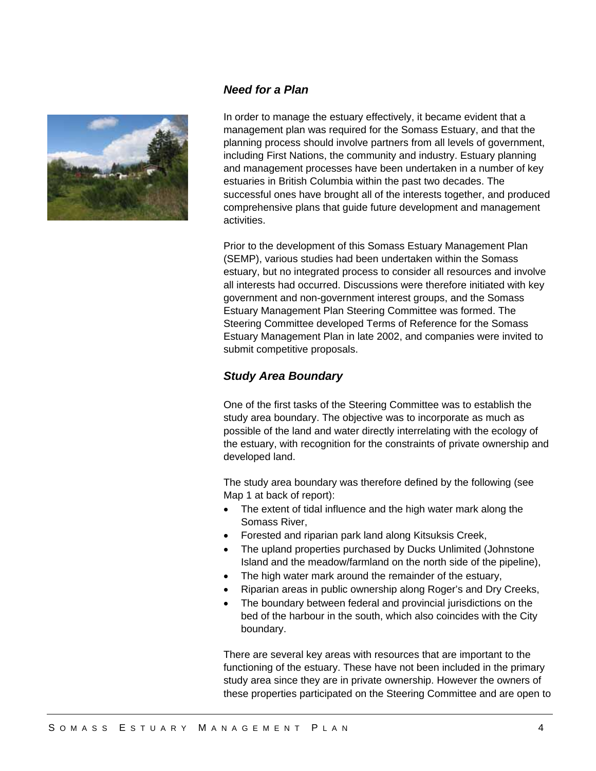### *Need for a Plan*

In order to manage the estuary effectively, it became evident that a management plan was required for the Somass Estuary, and that the planning process should involve partners from all levels of government, including First Nations, the community and industry. Estuary planning and management processes have been undertaken in a number of key estuaries in British Columbia within the past two decades. The successful ones have brought all of the interests together, and produced comprehensive plans that guide future development and management activities.

Prior to the development of this Somass Estuary Management Plan (SEMP), various studies had been undertaken within the Somass estuary, but no integrated process to consider all resources and involve all interests had occurred. Discussions were therefore initiated with key government and non-government interest groups, and the Somass Estuary Management Plan Steering Committee was formed. The Steering Committee developed Terms of Reference for the Somass Estuary Management Plan in late 2002, and companies were invited to submit competitive proposals.

### *Study Area Boundary*

One of the first tasks of the Steering Committee was to establish the study area boundary. The objective was to incorporate as much as possible of the land and water directly interrelating with the ecology of the estuary, with recognition for the constraints of private ownership and developed land.

The study area boundary was therefore defined by the following (see Map 1 at back of report):

- The extent of tidal influence and the high water mark along the Somass River,
- Forested and riparian park land along Kitsuksis Creek,
- The upland properties purchased by Ducks Unlimited (Johnstone Island and the meadow/farmland on the north side of the pipeline),
- The high water mark around the remainder of the estuary,
- Riparian areas in public ownership along Roger's and Dry Creeks,
- The boundary between federal and provincial jurisdictions on the bed of the harbour in the south, which also coincides with the City boundary.

There are several key areas with resources that are important to the functioning of the estuary. These have not been included in the primary study area since they are in private ownership. However the owners of these properties participated on the Steering Committee and are open to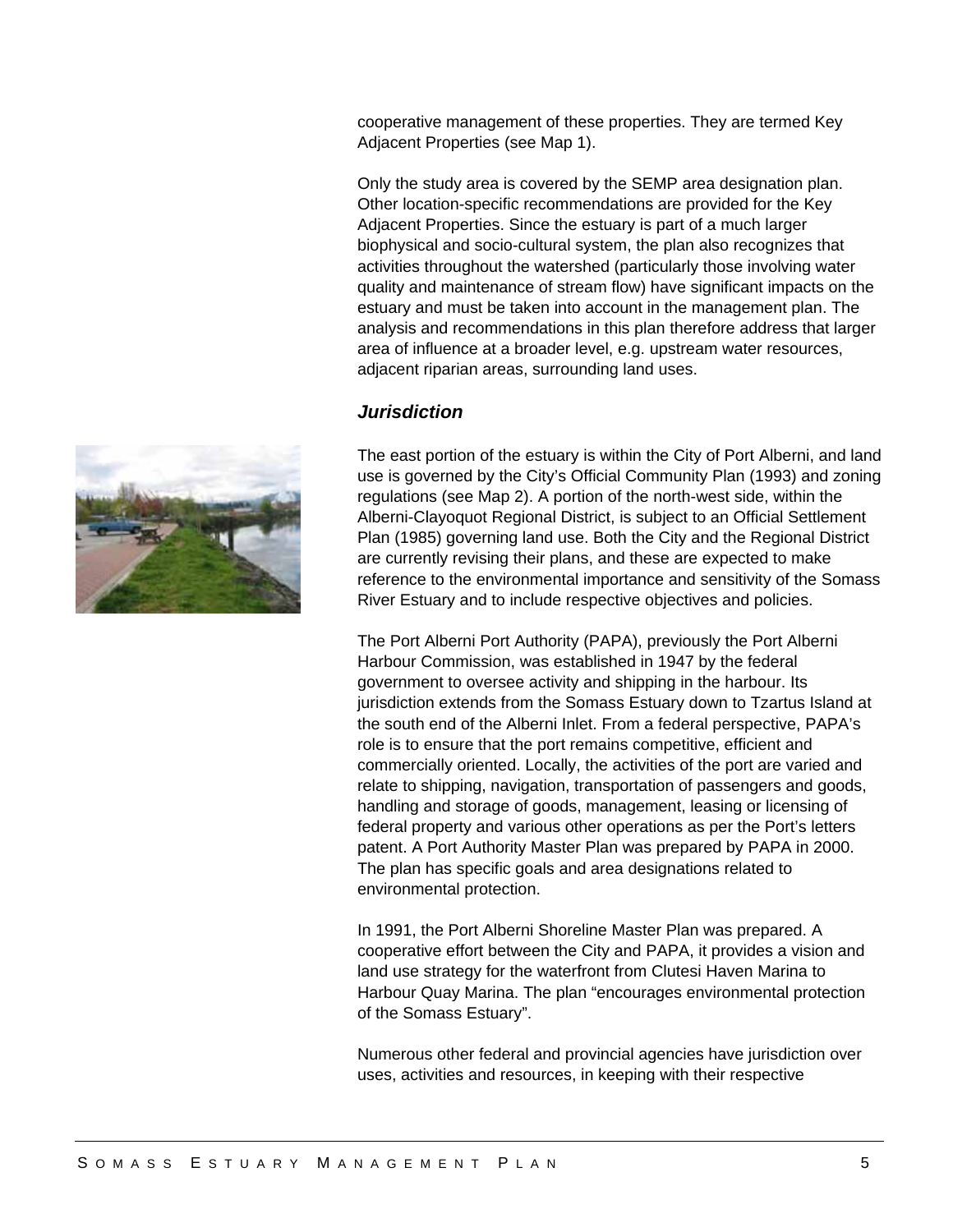cooperative management of these properties. They are termed Key Adjacent Properties (see Map 1).

Only the study area is covered by the SEMP area designation plan. Other location-specific recommendations are provided for the Key Adjacent Properties. Since the estuary is part of a much larger biophysical and socio-cultural system, the plan also recognizes that activities throughout the watershed (particularly those involving water quality and maintenance of stream flow) have significant impacts on the estuary and must be taken into account in the management plan. The analysis and recommendations in this plan therefore address that larger area of influence at a broader level, e.g. upstream water resources, adjacent riparian areas, surrounding land uses.

### *Jurisdiction*

The east portion of the estuary is within the City of Port Alberni, and land use is governed by the City's Official Community Plan (1993) and zoning regulations (see Map 2). A portion of the north-west side, within the Alberni-Clayoquot Regional District, is subject to an Official Settlement Plan (1985) governing land use. Both the City and the Regional District are currently revising their plans, and these are expected to make reference to the environmental importance and sensitivity of the Somass River Estuary and to include respective objectives and policies.

The Port Alberni Port Authority (PAPA), previously the Port Alberni Harbour Commission, was established in 1947 by the federal government to oversee activity and shipping in the harbour. Its jurisdiction extends from the Somass Estuary down to Tzartus Island at the south end of the Alberni Inlet. From a federal perspective, PAPA's role is to ensure that the port remains competitive, efficient and commercially oriented. Locally, the activities of the port are varied and relate to shipping, navigation, transportation of passengers and goods, handling and storage of goods, management, leasing or licensing of federal property and various other operations as per the Port's letters patent. A Port Authority Master Plan was prepared by PAPA in 2000. The plan has specific goals and area designations related to environmental protection.

In 1991, the Port Alberni Shoreline Master Plan was prepared. A cooperative effort between the City and PAPA, it provides a vision and land use strategy for the waterfront from Clutesi Haven Marina to Harbour Quay Marina. The plan "encourages environmental protection of the Somass Estuary".

Numerous other federal and provincial agencies have jurisdiction over uses, activities and resources, in keeping with their respective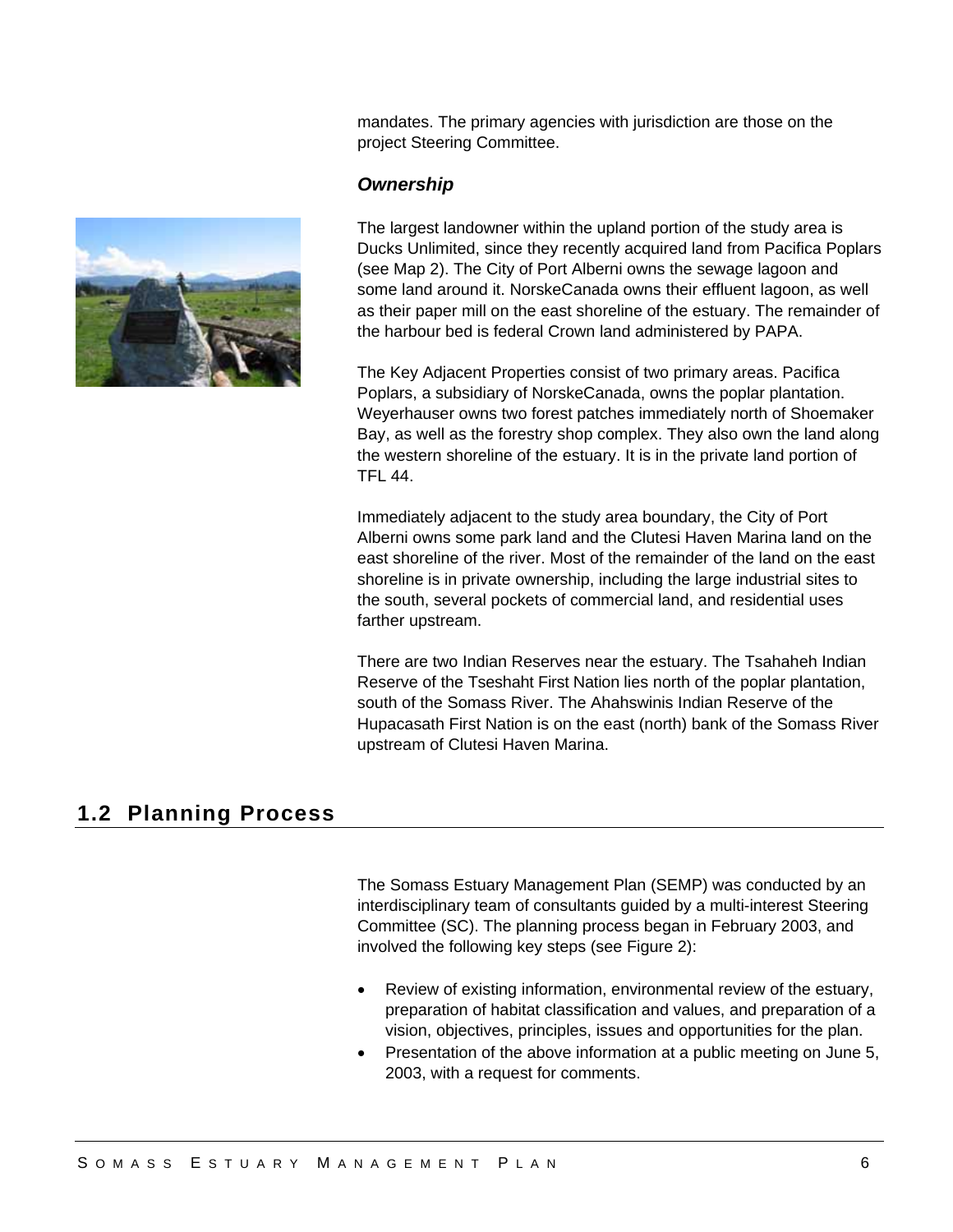mandates. The primary agencies with jurisdiction are those on the project Steering Committee.

### *Ownership*

The largest landowner within the upland portion of the study area is Ducks Unlimited, since they recently acquired land from Pacifica Poplars (see Map 2). The City of Port Alberni owns the sewage lagoon and some land around it. NorskeCanada owns their effluent lagoon, as well as their paper mill on the east shoreline of the estuary. The remainder of the harbour bed is federal Crown land administered by PAPA.

The Key Adjacent Properties consist of two primary areas. Pacifica Poplars, a subsidiary of NorskeCanada, owns the poplar plantation. Weyerhauser owns two forest patches immediately north of Shoemaker Bay, as well as the forestry shop complex. They also own the land along the western shoreline of the estuary. It is in the private land portion of TFL 44.

Immediately adjacent to the study area boundary, the City of Port Alberni owns some park land and the Clutesi Haven Marina land on the east shoreline of the river. Most of the remainder of the land on the east shoreline is in private ownership, including the large industrial sites to the south, several pockets of commercial land, and residential uses farther upstream.

There are two Indian Reserves near the estuary. The Tsahaheh Indian Reserve of the Tseshaht First Nation lies north of the poplar plantation, south of the Somass River. The Ahahswinis Indian Reserve of the Hupacasath First Nation is on the east (north) bank of the Somass River upstream of Clutesi Haven Marina.

## 1.2 Planning Process

The Somass Estuary Management Plan (SEMP) was conducted by an interdisciplinary team of consultants guided by a multi-interest Steering Committee (SC). The planning process began in February 2003, and involved the following key steps (see Figure 2):

- Review of existing information, environmental review of the estuary, preparation of habitat classification and values, and preparation of a vision, objectives, principles, issues and opportunities for the plan.
- Presentation of the above information at a public meeting on June 5, 2003, with a request for comments.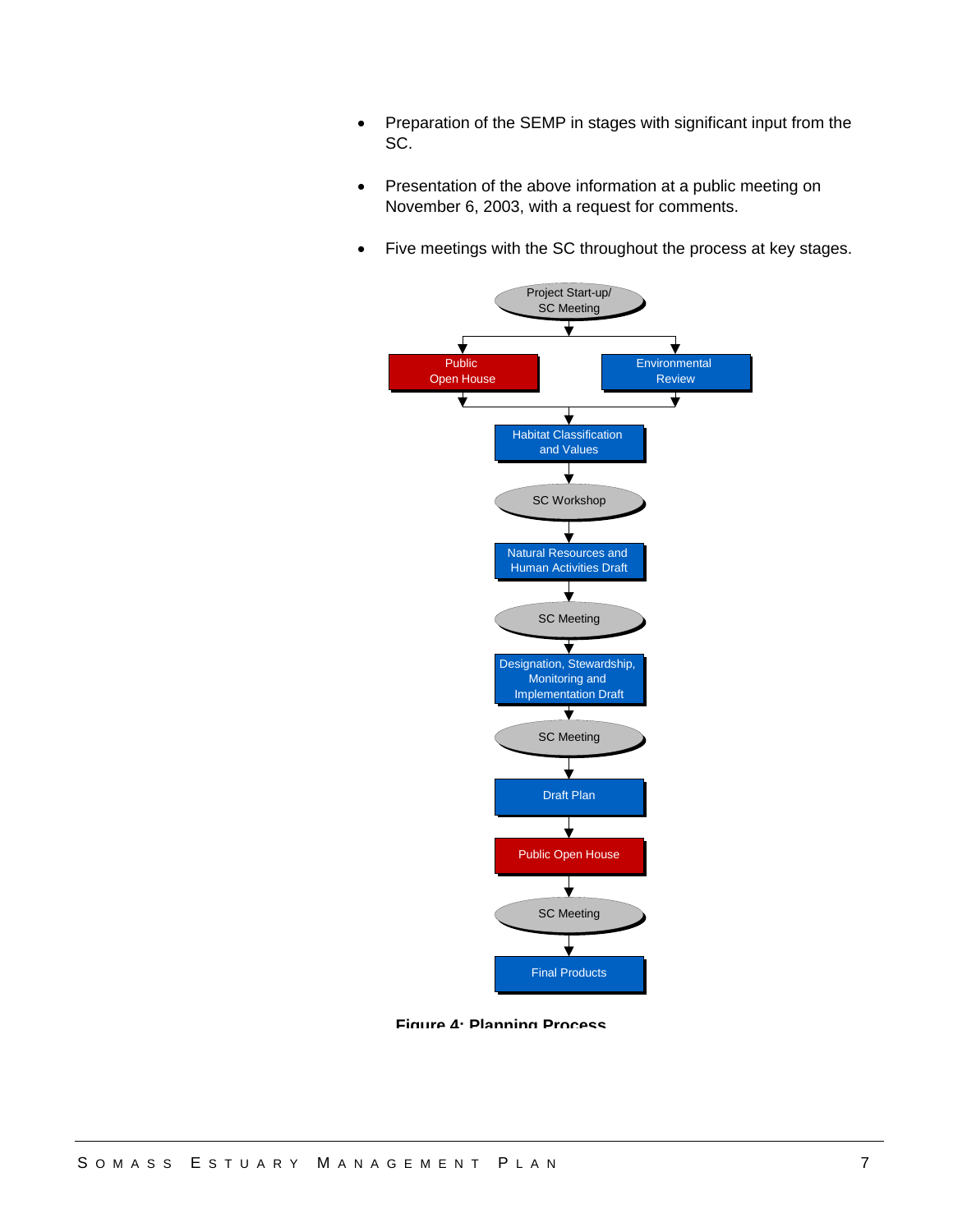- Preparation of the SEMP in stages with significant input from the SC.
- Presentation of the above information at a public meeting on November 6, 2003, with a request for comments.
- Five meetings with the SC throughout the process at key stages.

Project Start-up/ SC Meeting

Public Open House

Environmental Review

Habitat Classification and Values

SC Workshop

Natural Resources and Human Activities Draft

SC Meeting

Designation, Stewardship, Monitoring and Implementation Draft

SC Meeting

Draft Plan

Public Open House

SC Meeting

Final Products

**Figure 4: Planning Process**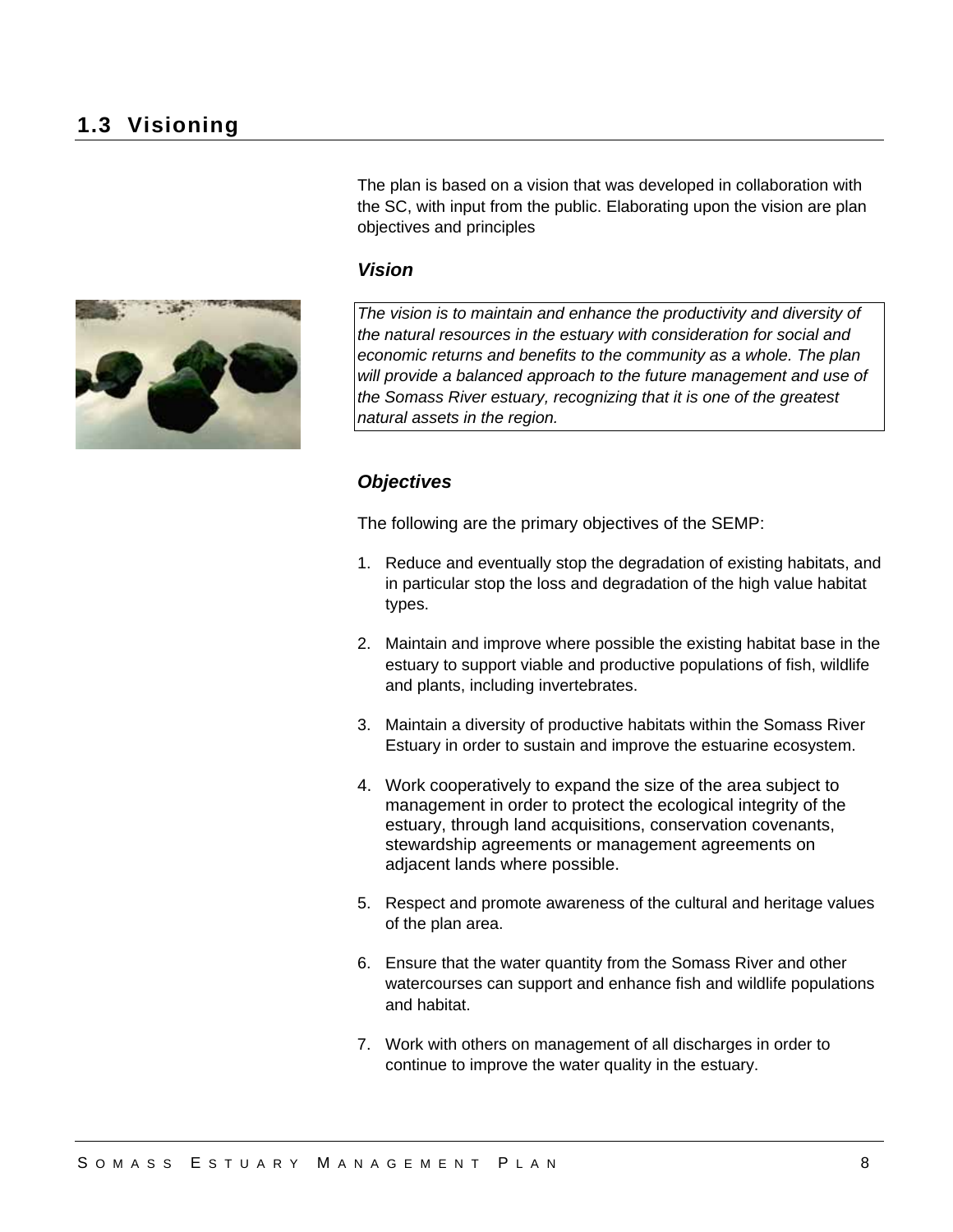## 1.3 Visioning

The plan is based on a vision that was developed in collaboration with the SC, with input from the public. Elaborating upon the vision are plan objectives and principles

### *Vision*

*The vision is to maintain and enhance the productivity and diversity of the natural resources in the estuary with consideration for social and economic returns and benefits to the community as a whole. The plan will provide a balanced approach to the future management and use of the Somass River estuary, recognizing that it is one of the greatest natural assets in the region.*

### *Objectives*

The following are the primary objectives of the SEMP:

1. Reduce and eventually stop the degradation of existing habitats, and in particular stop the loss and degradation of the high value habitat types.

2. Maintain and improve where possible the existing habitat base in the estuary to support viable and productive populations of fish, wildlife and plants, including invertebrates.

3. Maintain a diversity of productive habitats within the Somass River Estuary in order to sustain and improve the estuarine ecosystem.

4. Work cooperatively to expand the size of the area subject to management in order to protect the ecological integrity of the estuary, through land acquisitions, conservation covenants, stewardship agreements or management agreements on adjacent lands where possible.

5. Respect and promote awareness of the cultural and heritage values of the plan area.

6. Ensure that the water quantity from the Somass River and other watercourses can support and enhance fish and wildlife populations and habitat.

7. Work with others on management of all discharges in order to continue to improve the water quality in the estuary.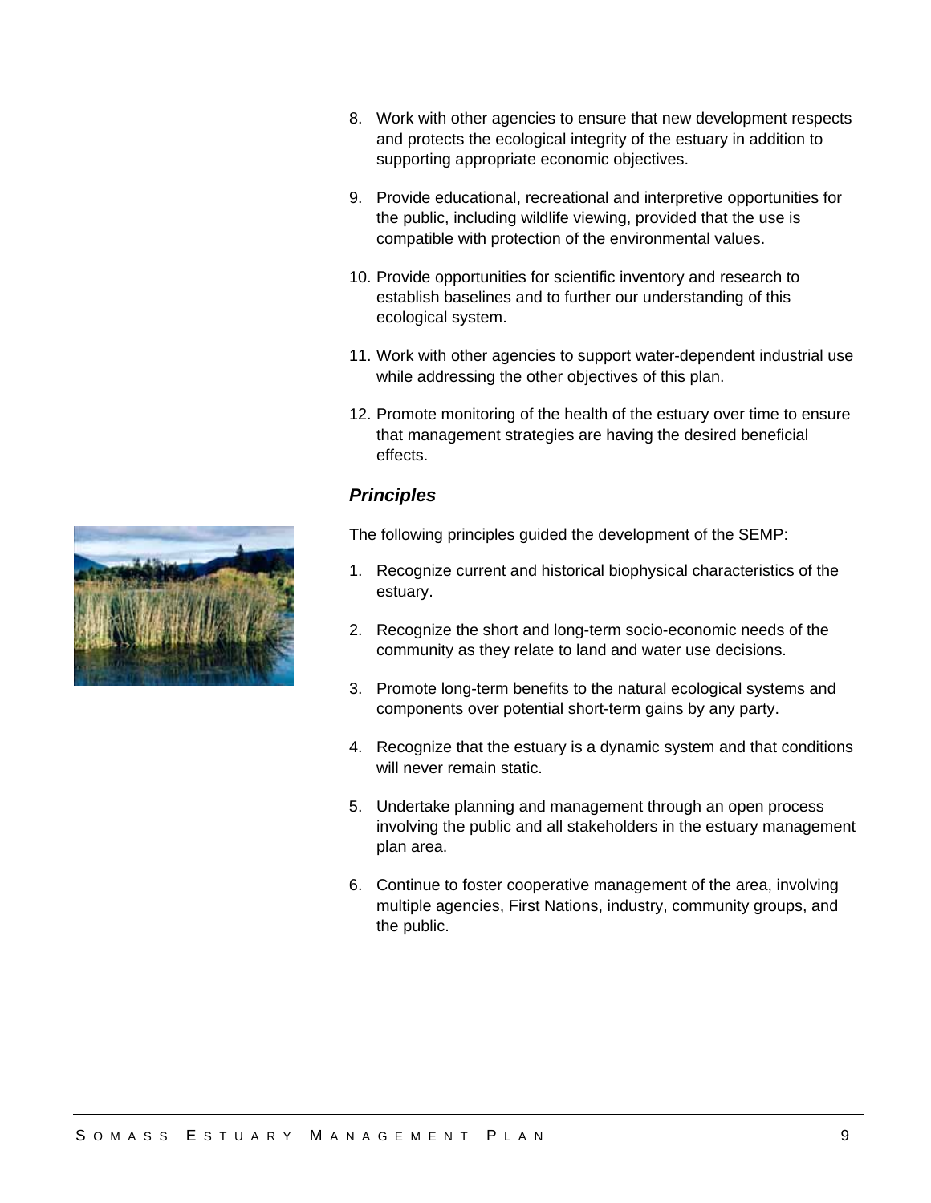8. Work with other agencies to ensure that new development respects and protects the ecological integrity of the estuary in addition to supporting appropriate economic objectives.

9. Provide educational, recreational and interpretive opportunities for the public, including wildlife viewing, provided that the use is compatible with protection of the environmental values.

10. Provide opportunities for scientific inventory and research to establish baselines and to further our understanding of this ecological system.

11. Work with other agencies to support water-dependent industrial use while addressing the other objectives of this plan.

12. Promote monitoring of the health of the estuary over time to ensure that management strategies are having the desired beneficial effects.

### *Principles*

The following principles guided the development of the SEMP:

1. Recognize current and historical biophysical characteristics of the estuary.

2. Recognize the short and long-term socio-economic needs of the community as they relate to land and water use decisions.

3. Promote long-term benefits to the natural ecological systems and components over potential short-term gains by any party.

4. Recognize that the estuary is a dynamic system and that conditions will never remain static.

5. Undertake planning and management through an open process involving the public and all stakeholders in the estuary management plan area.

6. Continue to foster cooperative management of the area, involving multiple agencies, First Nations, industry, community groups, and the public.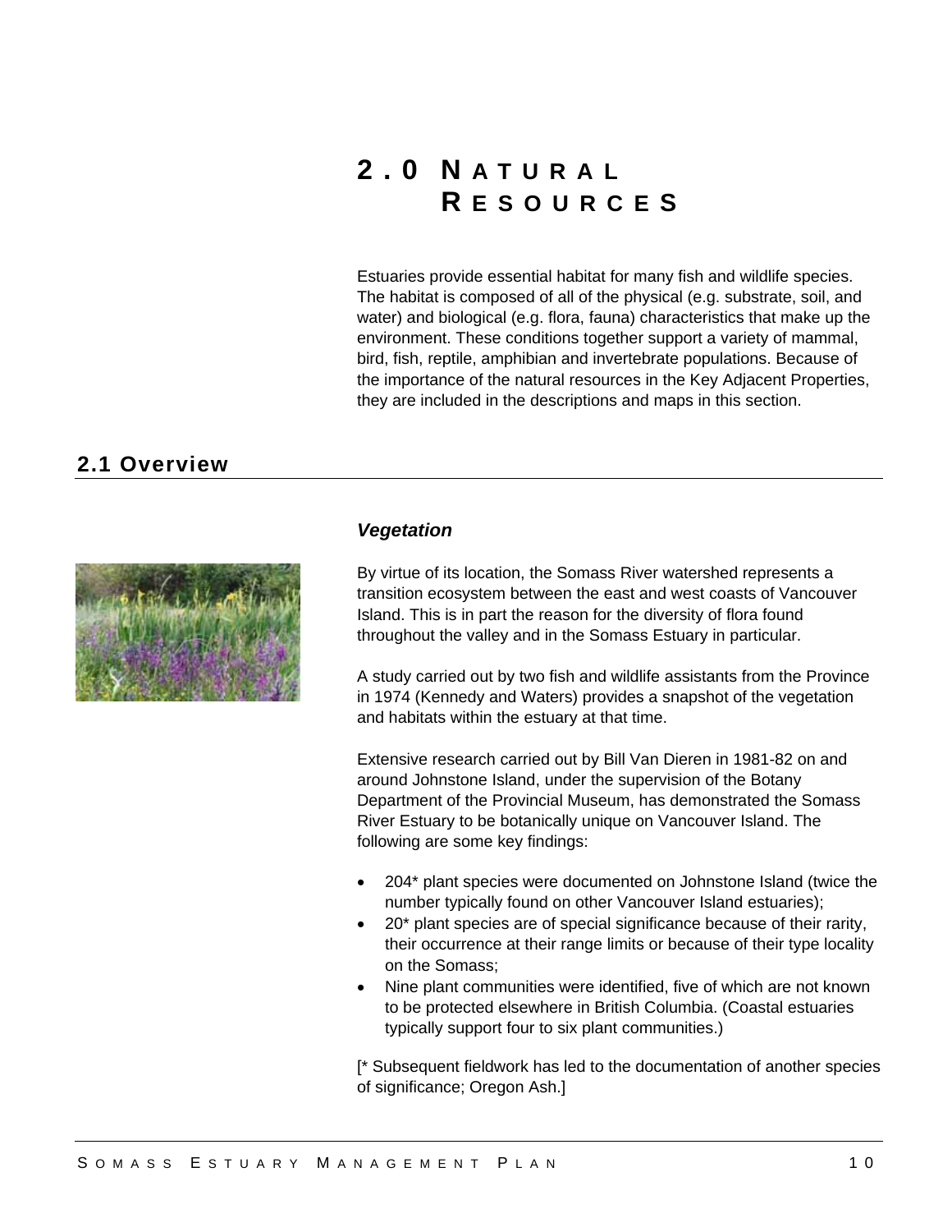# 2.0 Natural Resources

Estuaries provide essential habitat for many fish and wildlife species. The habitat is composed of all of the physical (e.g. substrate, soil, and water) and biological (e.g. flora, fauna) characteristics that make up the environment. These conditions together support a variety of mammal, bird, fish, reptile, amphibian and invertebrate populations. Because of the importance of the natural resources in the Key Adjacent Properties, they are included in the descriptions and maps in this section.

## 2.1 Overview

### *Vegetation*

By virtue of its location, the Somass River watershed represents a transition ecosystem between the east and west coasts of Vancouver Island. This is in part the reason for the diversity of flora found throughout the valley and in the Somass Estuary in particular.

A study carried out by two fish and wildlife assistants from the Province in 1974 (Kennedy and Waters) provides a snapshot of the vegetation and habitats within the estuary at that time.

Extensive research carried out by Bill Van Dieren in 1981-82 on and around Johnstone Island, under the supervision of the Botany Department of the Provincial Museum, has demonstrated the Somass River Estuary to be botanically unique on Vancouver Island. The following are some key findings:

- 204* plant species were documented on Johnstone Island (twice the number typically found on other Vancouver Island estuaries);
- 20* plant species are of special significance because of their rarity, their occurrence at their range limits or because of their type locality on the Somass;
- Nine plant communities were identified, five of which are not known to be protected elsewhere in British Columbia. (Coastal estuaries typically support four to six plant communities.)

[* Subsequent fieldwork has led to the documentation of another species of significance; Oregon Ash.]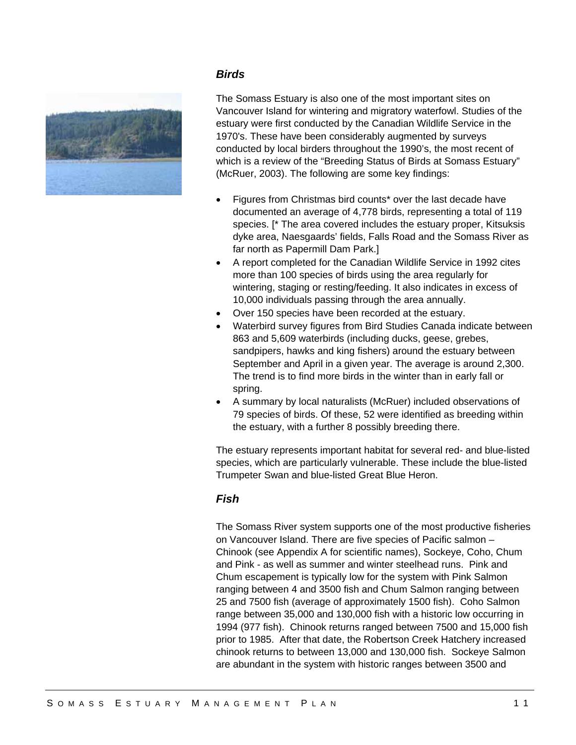### *Birds*

The Somass Estuary is also one of the most important sites on Vancouver Island for wintering and migratory waterfowl. Studies of the estuary were first conducted by the Canadian Wildlife Service in the 1970's. These have been considerably augmented by surveys conducted by local birders throughout the 1990's, the most recent of which is a review of the "Breeding Status of Birds at Somass Estuary" (McRuer, 2003). The following are some key findings:

- Figures from Christmas bird counts* over the last decade have documented an average of 4,778 birds, representing a total of 119 species. [* The area covered includes the estuary proper, Kitsuksis dyke area, Naesgaards' fields, Falls Road and the Somass River as far north as Papermill Dam Park.]
- A report completed for the Canadian Wildlife Service in 1992 cites more than 100 species of birds using the area regularly for wintering, staging or resting/feeding. It also indicates in excess of 10,000 individuals passing through the area annually.
- Over 150 species have been recorded at the estuary.
- Waterbird survey figures from Bird Studies Canada indicate between 863 and 5,609 waterbirds (including ducks, geese, grebes, sandpipers, hawks and king fishers) around the estuary between September and April in a given year. The average is around 2,300. The trend is to find more birds in the winter than in early fall or spring.
- A summary by local naturalists (McRuer) included observations of 79 species of birds. Of these, 52 were identified as breeding within the estuary, with a further 8 possibly breeding there.

The estuary represents important habitat for several red- and blue-listed species, which are particularly vulnerable. These include the blue-listed Trumpeter Swan and blue-listed Great Blue Heron.

### *Fish*

The Somass River system supports one of the most productive fisheries on Vancouver Island. There are five species of Pacific salmon – Chinook (see Appendix A for scientific names), Sockeye, Coho, Chum and Pink - as well as summer and winter steelhead runs. Pink and Chum escapement is typically low for the system with Pink Salmon ranging between 4 and 3500 fish and Chum Salmon ranging between 25 and 7500 fish (average of approximately 1500 fish). Coho Salmon range between 35,000 and 130,000 fish with a historic low occurring in 1994 (977 fish). Chinook returns ranged between 7500 and 15,000 fish prior to 1985. After that date, the Robertson Creek Hatchery increased chinook returns to between 13,000 and 130,000 fish. Sockeye Salmon are abundant in the system with historic ranges between 3500 and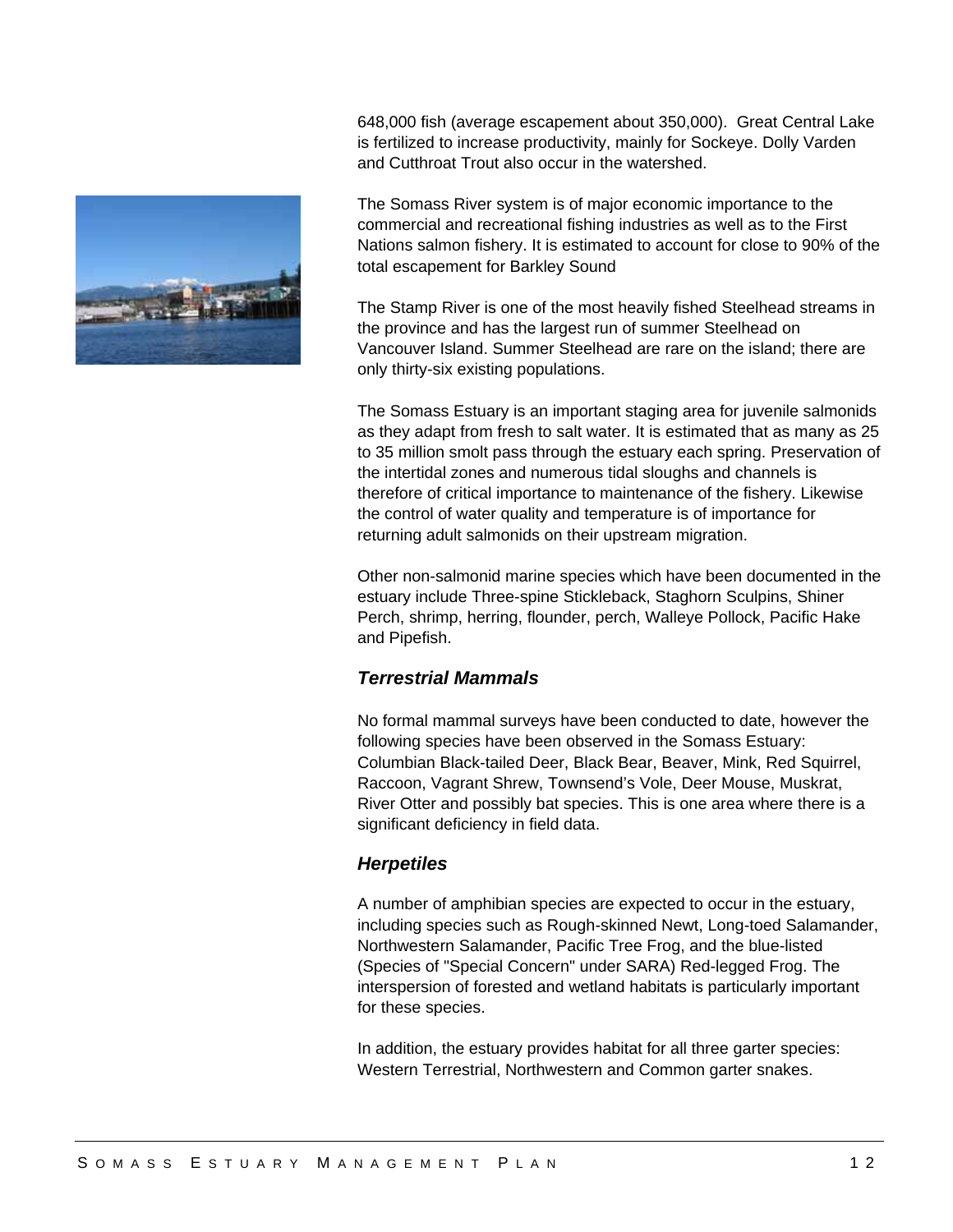648,000 fish (average escapement about 350,000). Great Central Lake is fertilized to increase productivity, mainly for Sockeye. Dolly Varden and Cutthroat Trout also occur in the watershed.

The Somass River system is of major economic importance to the commercial and recreational fishing industries as well as to the First Nations salmon fishery. It is estimated to account for close to 90% of the total escapement for Barkley Sound

The Stamp River is one of the most heavily fished Steelhead streams in the province and has the largest run of summer Steelhead on Vancouver Island. Summer Steelhead are rare on the island; there are only thirty-six existing populations.

The Somass Estuary is an important staging area for juvenile salmonids as they adapt from fresh to salt water. It is estimated that as many as 25 to 35 million smolt pass through the estuary each spring. Preservation of the intertidal zones and numerous tidal sloughs and channels is therefore of critical importance to maintenance of the fishery. Likewise the control of water quality and temperature is of importance for returning adult salmonids on their upstream migration.

Other non-salmonid marine species which have been documented in the estuary include Three-spine Stickleback, Staghorn Sculpins, Shiner Perch, shrimp, herring, flounder, perch, Walleye Pollock, Pacific Hake and Pipefish.

### *Terrestrial Mammals*

No formal mammal surveys have been conducted to date, however the following species have been observed in the Somass Estuary: Columbian Black-tailed Deer, Black Bear, Beaver, Mink, Red Squirrel, Raccoon, Vagrant Shrew, Townsend's Vole, Deer Mouse, Muskrat, River Otter and possibly bat species. This is one area where there is a significant deficiency in field data.

### *Herpetiles*

A number of amphibian species are expected to occur in the estuary, including species such as Rough-skinned Newt, Long-toed Salamander, Northwestern Salamander, Pacific Tree Frog, and the blue-listed (Species of "Special Concern" under SARA) Red-legged Frog. The interspersion of forested and wetland habitats is particularly important for these species.

In addition, the estuary provides habitat for all three garter species: Western Terrestrial, Northwestern and Common garter snakes.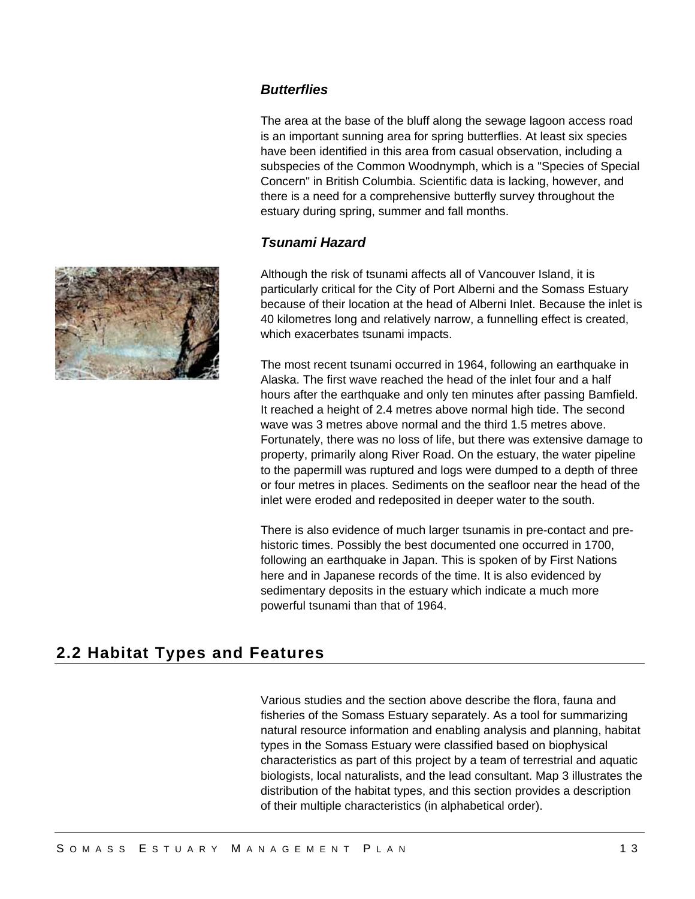### *Butterflies*

The area at the base of the bluff along the sewage lagoon access road is an important sunning area for spring butterflies. At least six species have been identified in this area from casual observation, including a subspecies of the Common Woodnymph, which is a "Species of Special Concern" in British Columbia. Scientific data is lacking, however, and there is a need for a comprehensive butterfly survey throughout the estuary during spring, summer and fall months.

### *Tsunami Hazard*

Although the risk of tsunami affects all of Vancouver Island, it is particularly critical for the City of Port Alberni and the Somass Estuary because of their location at the head of Alberni Inlet. Because the inlet is 40 kilometres long and relatively narrow, a funnelling effect is created, which exacerbates tsunami impacts.

The most recent tsunami occurred in 1964, following an earthquake in Alaska. The first wave reached the head of the inlet four and a half hours after the earthquake and only ten minutes after passing Bamfield. It reached a height of 2.4 metres above normal high tide. The second wave was 3 metres above normal and the third 1.5 metres above. Fortunately, there was no loss of life, but there was extensive damage to property, primarily along River Road. On the estuary, the water pipeline to the papermill was ruptured and logs were dumped to a depth of three or four metres in places. Sediments on the seafloor near the head of the inlet were eroded and redeposited in deeper water to the south.

There is also evidence of much larger tsunamis in pre-contact and pre-historic times. Possibly the best documented one occurred in 1700, following an earthquake in Japan. This is spoken of by First Nations here and in Japanese records of the time. It is also evidenced by sedimentary deposits in the estuary which indicate a much more powerful tsunami than that of 1964.

## 2.2 Habitat Types and Features

Various studies and the section above describe the flora, fauna and fisheries of the Somass Estuary separately. As a tool for summarizing natural resource information and enabling analysis and planning, habitat types in the Somass Estuary were classified based on biophysical characteristics as part of this project by a team of terrestrial and aquatic biologists, local naturalists, and the lead consultant. Map 3 illustrates the distribution of the habitat types, and this section provides a description of their multiple characteristics (in alphabetical order).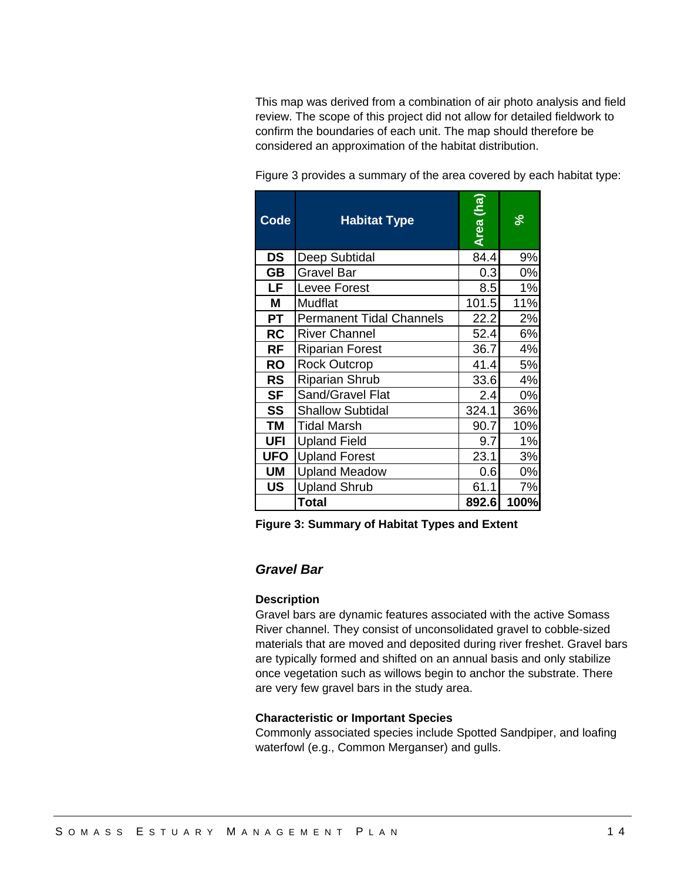This map was derived from a combination of air photo analysis and field review. The scope of this project did not allow for detailed fieldwork to confirm the boundaries of each unit. The map should therefore be considered an approximation of the habitat distribution.

Figure 3 provides a summary of the area covered by each habitat type:

| Code | Habitat Type | Area (ha) | % |
|---|---|---|---|
| DS | Deep Subtidal | 84.4 | 9% |
| GB | Gravel Bar | 0.3 | 0% |
| LF | Levee Forest | 8.5 | 1% |
| M | Mudflat | 101.5 | 11% |
| PT | Permanent Tidal Channels | 22.2 | 2% |
| RC | River Channel | 52.4 | 6% |
| RF | Riparian Forest | 36.7 | 4% |
| RO | Rock Outcrop | 41.4 | 5% |
| RS | Riparian Shrub | 33.6 | 4% |
| SF | Sand/Gravel Flat | 2.4 | 0% |
| SS | Shallow Subtidal | 324.1 | 36% |
| TM | Tidal Marsh | 90.7 | 10% |
| UFI | Upland Field | 9.7 | 1% |
| UFO | Upland Forest | 23.1 | 3% |
| UM | Upland Meadow | 0.6 | 0% |
| US | Upland Shrub | 61.1 | 7% |
| | **Total** | **892.6** | **100%** |

**Figure 3: Summary of Habitat Types and Extent**

### *Gravel Bar*

**Description**

Gravel bars are dynamic features associated with the active Somass River channel. They consist of unconsolidated gravel to cobble-sized materials that are moved and deposited during river freshet. Gravel bars are typically formed and shifted on an annual basis and only stabilize once vegetation such as willows begin to anchor the substrate. There are very few gravel bars in the study area.

**Characteristic or Important Species**

Commonly associated species include Spotted Sandpiper, and loafing waterfowl (e.g., Common Merganser) and gulls.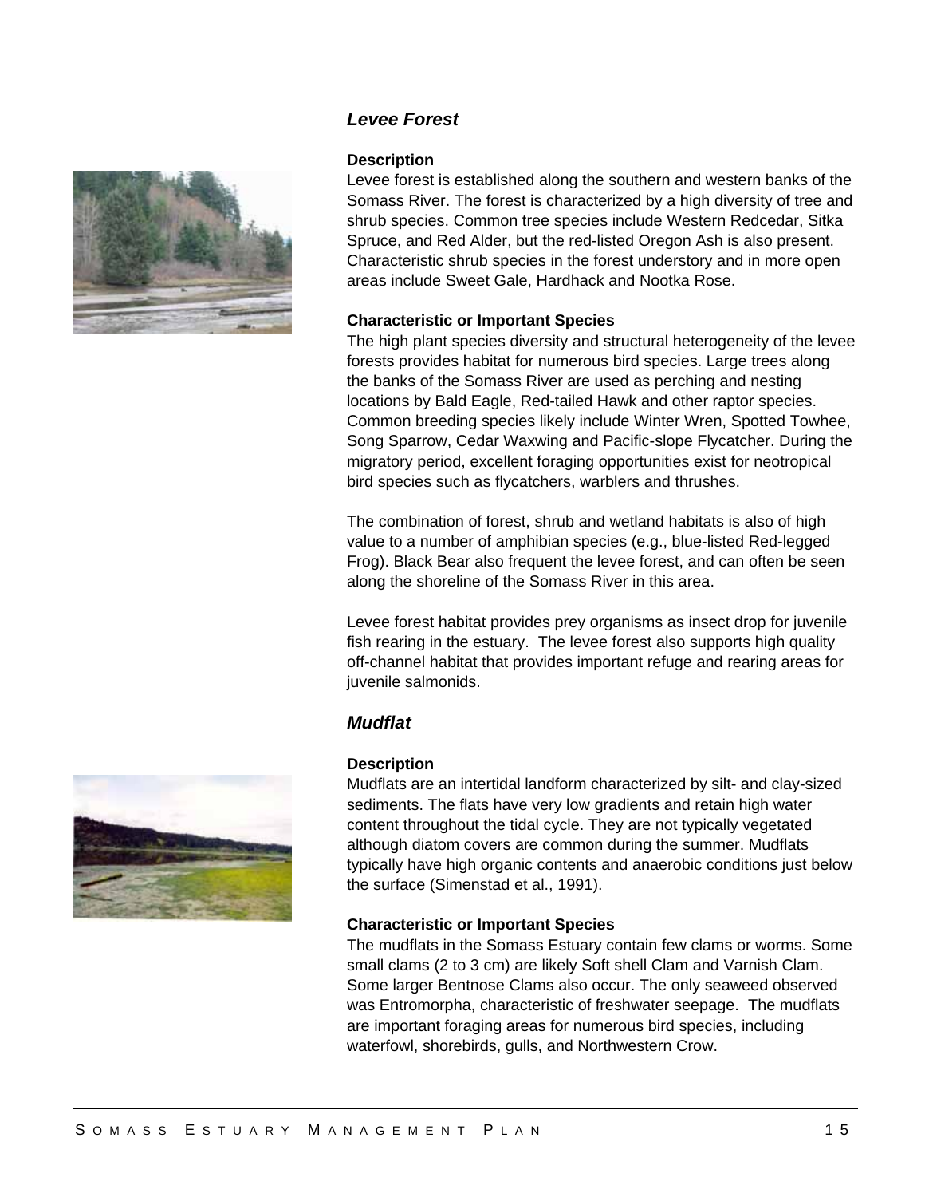### *Levee Forest*

**Description**

Levee forest is established along the southern and western banks of the Somass River. The forest is characterized by a high diversity of tree and shrub species. Common tree species include Western Redcedar, Sitka Spruce, and Red Alder, but the red-listed Oregon Ash is also present. Characteristic shrub species in the forest understory and in more open areas include Sweet Gale, Hardhack and Nootka Rose.

**Characteristic or Important Species**

The high plant species diversity and structural heterogeneity of the levee forests provides habitat for numerous bird species. Large trees along the banks of the Somass River are used as perching and nesting locations by Bald Eagle, Red-tailed Hawk and other raptor species. Common breeding species likely include Winter Wren, Spotted Towhee, Song Sparrow, Cedar Waxwing and Pacific-slope Flycatcher. During the migratory period, excellent foraging opportunities exist for neotropical bird species such as flycatchers, warblers and thrushes.

The combination of forest, shrub and wetland habitats is also of high value to a number of amphibian species (e.g., blue-listed Red-legged Frog). Black Bear also frequent the levee forest, and can often be seen along the shoreline of the Somass River in this area.

Levee forest habitat provides prey organisms as insect drop for juvenile fish rearing in the estuary. The levee forest also supports high quality off-channel habitat that provides important refuge and rearing areas for juvenile salmonids.

### *Mudflat*

**Description**

Mudflats are an intertidal landform characterized by silt- and clay-sized sediments. The flats have very low gradients and retain high water content throughout the tidal cycle. They are not typically vegetated although diatom covers are common during the summer. Mudflats typically have high organic contents and anaerobic conditions just below the surface (Simenstad et al., 1991).

**Characteristic or Important Species**

The mudflats in the Somass Estuary contain few clams or worms. Some small clams (2 to 3 cm) are likely Soft shell Clam and Varnish Clam. Some larger Bentnose Clams also occur. The only seaweed observed was Entromorpha, characteristic of freshwater seepage. The mudflats are important foraging areas for numerous bird species, including waterfowl, shorebirds, gulls, and Northwestern Crow.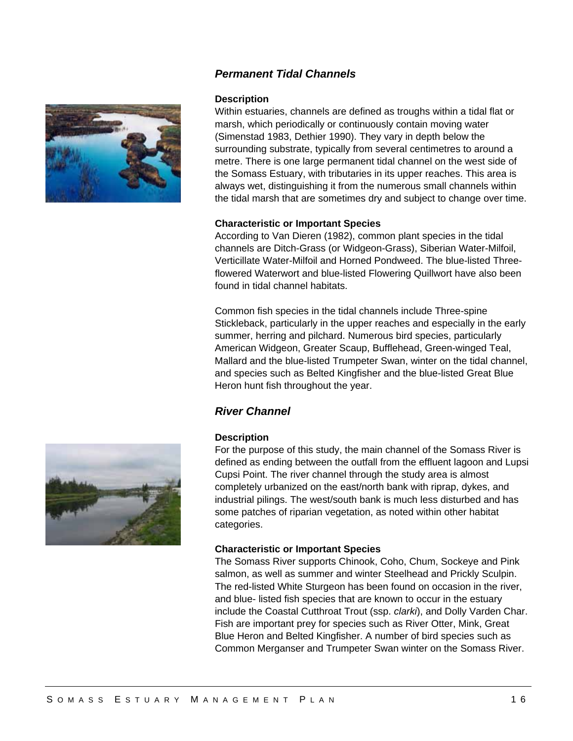## *Permanent Tidal Channels*

**Description**

Within estuaries, channels are defined as troughs within a tidal flat or marsh, which periodically or continuously contain moving water (Simenstad 1983, Dethier 1990). They vary in depth below the surrounding substrate, typically from several centimetres to around a metre. There is one large permanent tidal channel on the west side of the Somass Estuary, with tributaries in its upper reaches. This area is always wet, distinguishing it from the numerous small channels within the tidal marsh that are sometimes dry and subject to change over time.

**Characteristic or Important Species**

According to Van Dieren (1982), common plant species in the tidal channels are Ditch-Grass (or Widgeon-Grass), Siberian Water-Milfoil, Verticillate Water-Milfoil and Horned Pondweed. The blue-listed Three-flowered Waterwort and blue-listed Flowering Quillwort have also been found in tidal channel habitats.

Common fish species in the tidal channels include Three-spine Stickleback, particularly in the upper reaches and especially in the early summer, herring and pilchard. Numerous bird species, particularly American Widgeon, Greater Scaup, Bufflehead, Green-winged Teal, Mallard and the blue-listed Trumpeter Swan, winter on the tidal channel, and species such as Belted Kingfisher and the blue-listed Great Blue Heron hunt fish throughout the year.

## *River Channel*

**Description**

For the purpose of this study, the main channel of the Somass River is defined as ending between the outfall from the effluent lagoon and Lupsi Cupsi Point. The river channel through the study area is almost completely urbanized on the east/north bank with riprap, dykes, and industrial pilings. The west/south bank is much less disturbed and has some patches of riparian vegetation, as noted within other habitat categories.

**Characteristic or Important Species**

The Somass River supports Chinook, Coho, Chum, Sockeye and Pink salmon, as well as summer and winter Steelhead and Prickly Sculpin. The red-listed White Sturgeon has been found on occasion in the river, and blue- listed fish species that are known to occur in the estuary include the Coastal Cutthroat Trout (ssp. *clarki*), and Dolly Varden Char. Fish are important prey for species such as River Otter, Mink, Great Blue Heron and Belted Kingfisher. A number of bird species such as Common Merganser and Trumpeter Swan winter on the Somass River.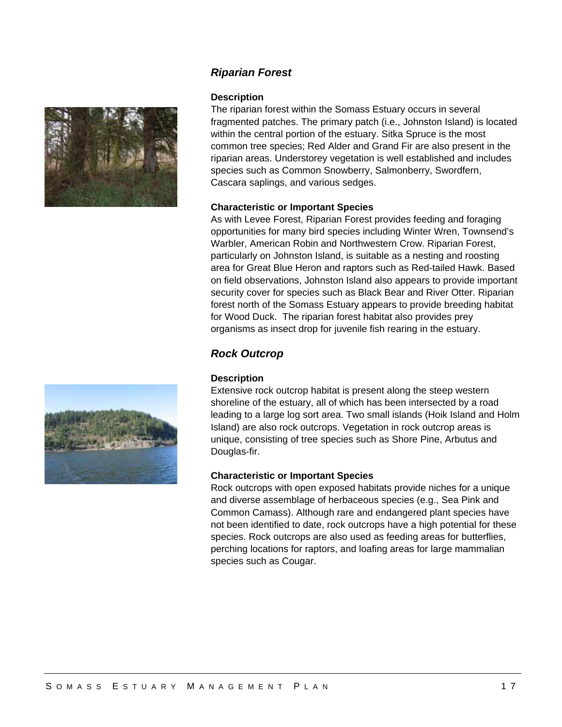### *Riparian Forest*

**Description**

The riparian forest within the Somass Estuary occurs in several fragmented patches. The primary patch (i.e., Johnston Island) is located within the central portion of the estuary. Sitka Spruce is the most common tree species; Red Alder and Grand Fir are also present in the riparian areas. Understorey vegetation is well established and includes species such as Common Snowberry, Salmonberry, Swordfern, Cascara saplings, and various sedges.

**Characteristic or Important Species**

As with Levee Forest, Riparian Forest provides feeding and foraging opportunities for many bird species including Winter Wren, Townsend's Warbler, American Robin and Northwestern Crow. Riparian Forest, particularly on Johnston Island, is suitable as a nesting and roosting area for Great Blue Heron and raptors such as Red-tailed Hawk. Based on field observations, Johnston Island also appears to provide important security cover for species such as Black Bear and River Otter. Riparian forest north of the Somass Estuary appears to provide breeding habitat for Wood Duck. The riparian forest habitat also provides prey organisms as insect drop for juvenile fish rearing in the estuary.

### *Rock Outcrop*

**Description**

Extensive rock outcrop habitat is present along the steep western shoreline of the estuary, all of which has been intersected by a road leading to a large log sort area. Two small islands (Hoik Island and Holm Island) are also rock outcrops. Vegetation in rock outcrop areas is unique, consisting of tree species such as Shore Pine, Arbutus and Douglas-fir.

**Characteristic or Important Species**

Rock outcrops with open exposed habitats provide niches for a unique and diverse assemblage of herbaceous species (e.g., Sea Pink and Common Camass). Although rare and endangered plant species have not been identified to date, rock outcrops have a high potential for these species. Rock outcrops are also used as feeding areas for butterflies, perching locations for raptors, and loafing areas for large mammalian species such as Cougar.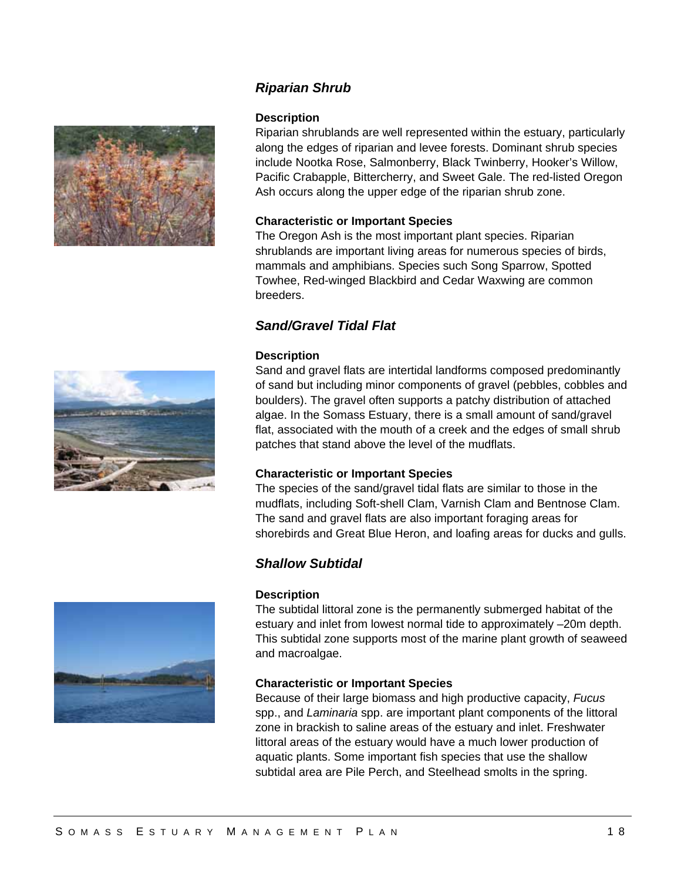## *Riparian Shrub*

**Description**

Riparian shrublands are well represented within the estuary, particularly along the edges of riparian and levee forests. Dominant shrub species include Nootka Rose, Salmonberry, Black Twinberry, Hooker's Willow, Pacific Crabapple, Bittercherry, and Sweet Gale. The red-listed Oregon Ash occurs along the upper edge of the riparian shrub zone.

**Characteristic or Important Species**

The Oregon Ash is the most important plant species. Riparian shrublands are important living areas for numerous species of birds, mammals and amphibians. Species such Song Sparrow, Spotted Towhee, Red-winged Blackbird and Cedar Waxwing are common breeders.

## *Sand/Gravel Tidal Flat*

**Description**

Sand and gravel flats are intertidal landforms composed predominantly of sand but including minor components of gravel (pebbles, cobbles and boulders). The gravel often supports a patchy distribution of attached algae. In the Somass Estuary, there is a small amount of sand/gravel flat, associated with the mouth of a creek and the edges of small shrub patches that stand above the level of the mudflats.

**Characteristic or Important Species**

The species of the sand/gravel tidal flats are similar to those in the mudflats, including Soft-shell Clam, Varnish Clam and Bentnose Clam. The sand and gravel flats are also important foraging areas for shorebirds and Great Blue Heron, and loafing areas for ducks and gulls.

## *Shallow Subtidal*

**Description**

The subtidal littoral zone is the permanently submerged habitat of the estuary and inlet from lowest normal tide to approximately –20m depth. This subtidal zone supports most of the marine plant growth of seaweed and macroalgae.

**Characteristic or Important Species**

Because of their large biomass and high productive capacity, *Fucus* spp., and *Laminaria* spp. are important plant components of the littoral zone in brackish to saline areas of the estuary and inlet. Freshwater littoral areas of the estuary would have a much lower production of aquatic plants. Some important fish species that use the shallow subtidal area are Pile Perch, and Steelhead smolts in the spring.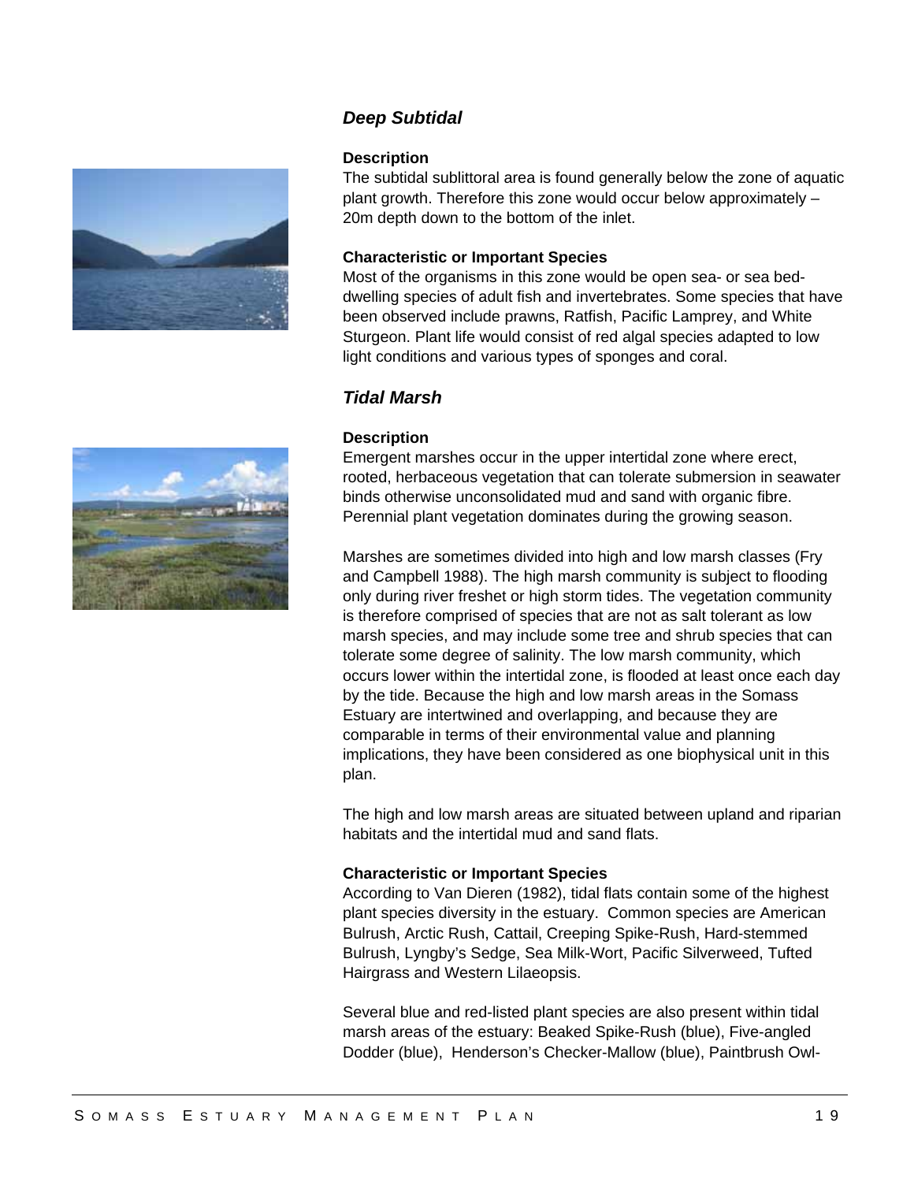### *Deep Subtidal*

**Description**

The subtidal sublittoral area is found generally below the zone of aquatic plant growth. Therefore this zone would occur below approximately – 20m depth down to the bottom of the inlet.

**Characteristic or Important Species**

Most of the organisms in this zone would be open sea- or sea bed-dwelling species of adult fish and invertebrates. Some species that have been observed include prawns, Ratfish, Pacific Lamprey, and White Sturgeon. Plant life would consist of red algal species adapted to low light conditions and various types of sponges and coral.

### *Tidal Marsh*

**Description**

Emergent marshes occur in the upper intertidal zone where erect, rooted, herbaceous vegetation that can tolerate submersion in seawater binds otherwise unconsolidated mud and sand with organic fibre. Perennial plant vegetation dominates during the growing season.

Marshes are sometimes divided into high and low marsh classes (Fry and Campbell 1988). The high marsh community is subject to flooding only during river freshet or high storm tides. The vegetation community is therefore comprised of species that are not as salt tolerant as low marsh species, and may include some tree and shrub species that can tolerate some degree of salinity. The low marsh community, which occurs lower within the intertidal zone, is flooded at least once each day by the tide. Because the high and low marsh areas in the Somass Estuary are intertwined and overlapping, and because they are comparable in terms of their environmental value and planning implications, they have been considered as one biophysical unit in this plan.

The high and low marsh areas are situated between upland and riparian habitats and the intertidal mud and sand flats.

**Characteristic or Important Species**

According to Van Dieren (1982), tidal flats contain some of the highest plant species diversity in the estuary. Common species are American Bulrush, Arctic Rush, Cattail, Creeping Spike-Rush, Hard-stemmed Bulrush, Lyngby's Sedge, Sea Milk-Wort, Pacific Silverweed, Tufted Hairgrass and Western Lilaeopsis.

Several blue and red-listed plant species are also present within tidal marsh areas of the estuary: Beaked Spike-Rush (blue), Five-angled Dodder (blue), Henderson's Checker-Mallow (blue), Paintbrush Owl-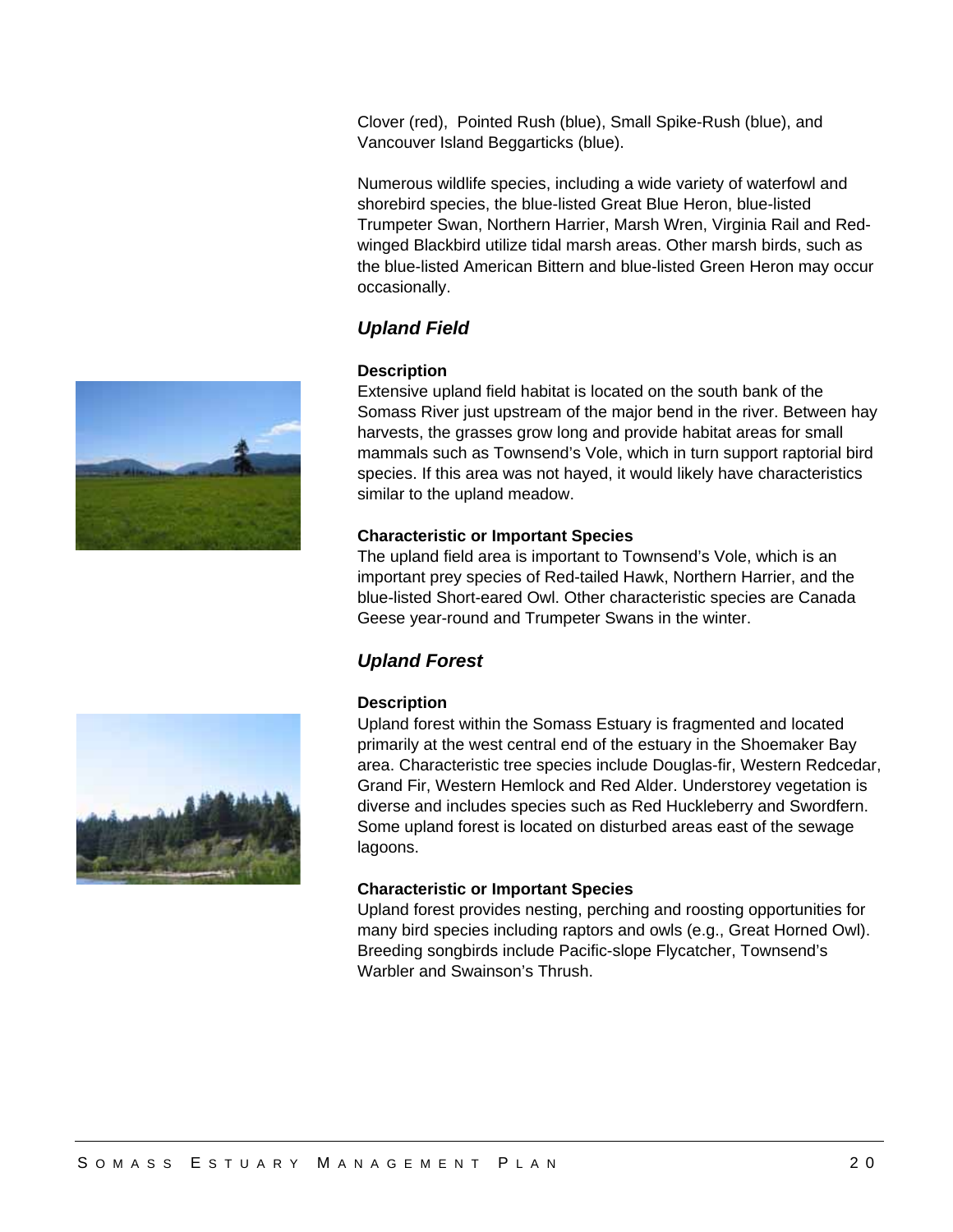Clover (red), Pointed Rush (blue), Small Spike-Rush (blue), and Vancouver Island Beggarticks (blue).

Numerous wildlife species, including a wide variety of waterfowl and shorebird species, the blue-listed Great Blue Heron, blue-listed Trumpeter Swan, Northern Harrier, Marsh Wren, Virginia Rail and Red-winged Blackbird utilize tidal marsh areas. Other marsh birds, such as the blue-listed American Bittern and blue-listed Green Heron may occur occasionally.

### *Upland Field*

**Description**

Extensive upland field habitat is located on the south bank of the Somass River just upstream of the major bend in the river. Between hay harvests, the grasses grow long and provide habitat areas for small mammals such as Townsend's Vole, which in turn support raptorial bird species. If this area was not hayed, it would likely have characteristics similar to the upland meadow.

**Characteristic or Important Species**

The upland field area is important to Townsend's Vole, which is an important prey species of Red-tailed Hawk, Northern Harrier, and the blue-listed Short-eared Owl. Other characteristic species are Canada Geese year-round and Trumpeter Swans in the winter.

### *Upland Forest*

**Description**

Upland forest within the Somass Estuary is fragmented and located primarily at the west central end of the estuary in the Shoemaker Bay area. Characteristic tree species include Douglas-fir, Western Redcedar, Grand Fir, Western Hemlock and Red Alder. Understorey vegetation is diverse and includes species such as Red Huckleberry and Swordfern. Some upland forest is located on disturbed areas east of the sewage lagoons.

**Characteristic or Important Species**

Upland forest provides nesting, perching and roosting opportunities for many bird species including raptors and owls (e.g., Great Horned Owl). Breeding songbirds include Pacific-slope Flycatcher, Townsend's Warbler and Swainson's Thrush.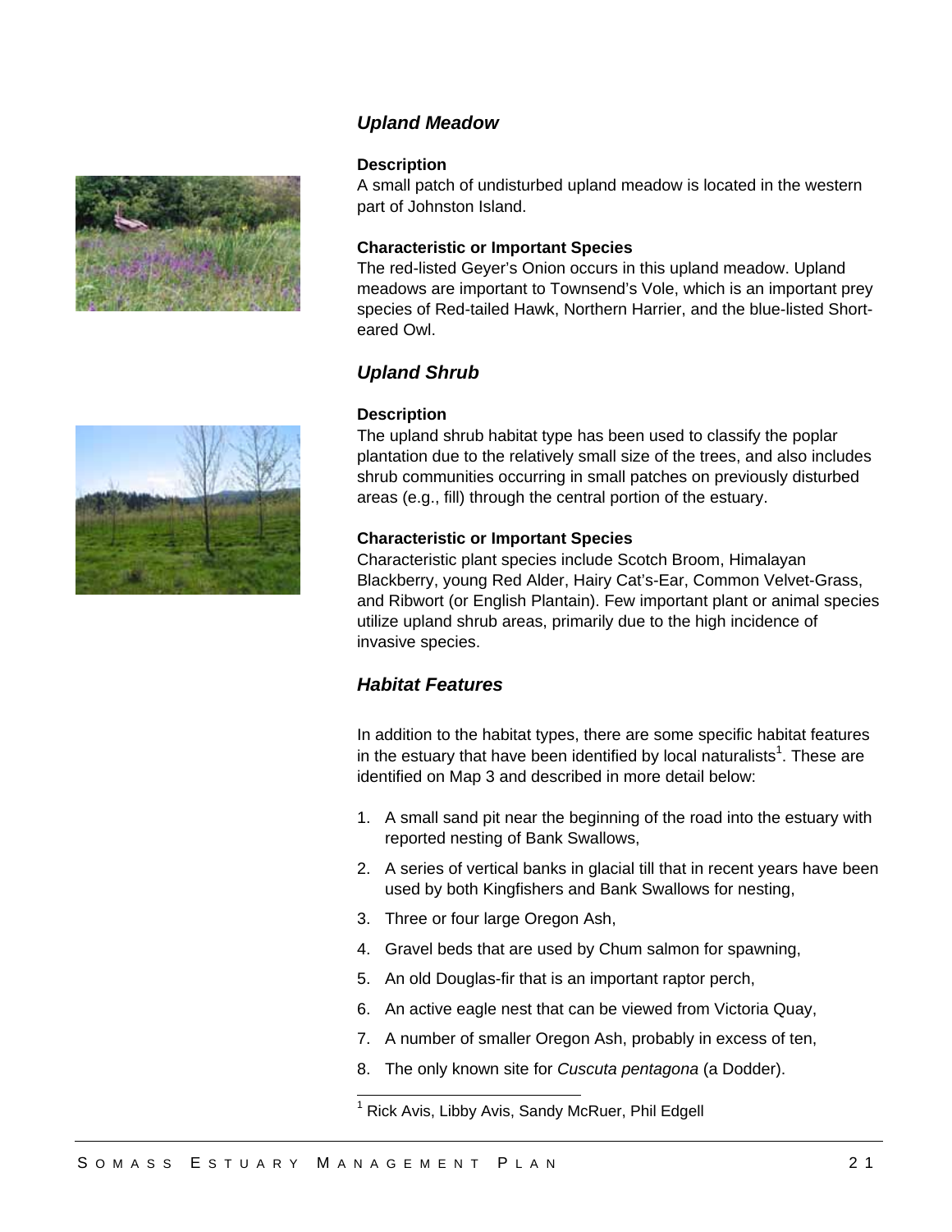### *Upland Meadow*

**Description**

A small patch of undisturbed upland meadow is located in the western part of Johnston Island.

**Characteristic or Important Species**

The red-listed Geyer's Onion occurs in this upland meadow. Upland meadows are important to Townsend's Vole, which is an important prey species of Red-tailed Hawk, Northern Harrier, and the blue-listed Short-eared Owl.

### *Upland Shrub*

**Description**

The upland shrub habitat type has been used to classify the poplar plantation due to the relatively small size of the trees, and also includes shrub communities occurring in small patches on previously disturbed areas (e.g., fill) through the central portion of the estuary.

**Characteristic or Important Species**

Characteristic plant species include Scotch Broom, Himalayan Blackberry, young Red Alder, Hairy Cat's-Ear, Common Velvet-Grass, and Ribwort (or English Plantain). Few important plant or animal species utilize upland shrub areas, primarily due to the high incidence of invasive species.

### *Habitat Features*

In addition to the habitat types, there are some specific habitat features in the estuary that have been identified by local naturalists[1]. These are identified on Map 3 and described in more detail below:

1. A small sand pit near the beginning of the road into the estuary with reported nesting of Bank Swallows,
2. A series of vertical banks in glacial till that in recent years have been used by both Kingfishers and Bank Swallows for nesting,
3. Three or four large Oregon Ash,
4. Gravel beds that are used by Chum salmon for spawning,
5. An old Douglas-fir that is an important raptor perch,
6. An active eagle nest that can be viewed from Victoria Quay,
7. A number of smaller Oregon Ash, probably in excess of ten,
8. The only known site for *Cuscuta pentagona* (a Dodder).

[1] Rick Avis, Libby Avis, Sandy McRuer, Phil Edgell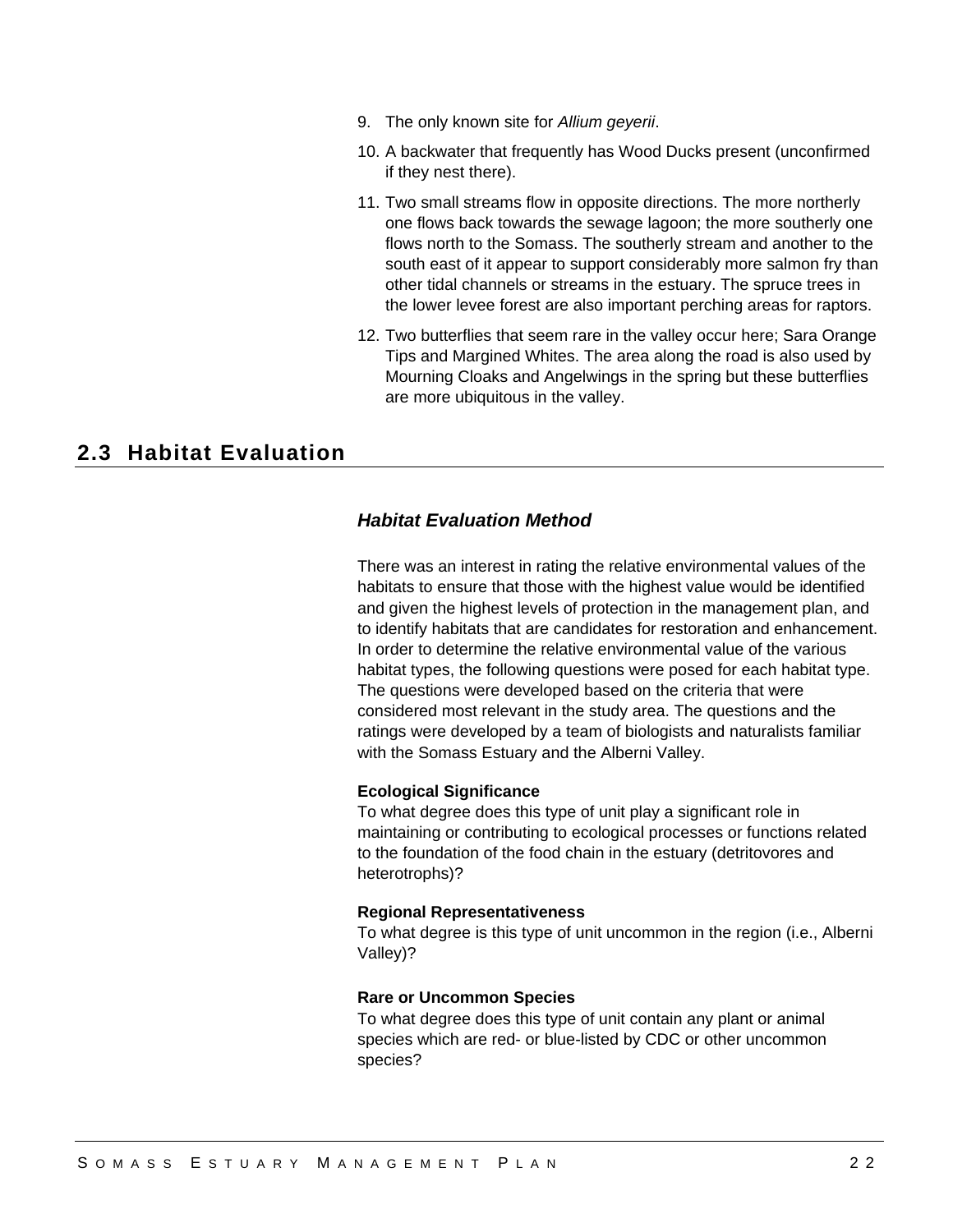9. The only known site for *Allium geyerii*.
10. A backwater that frequently has Wood Ducks present (unconfirmed if they nest there).
11. Two small streams flow in opposite directions. The more northerly one flows back towards the sewage lagoon; the more southerly one flows north to the Somass. The southerly stream and another to the south east of it appear to support considerably more salmon fry than other tidal channels or streams in the estuary. The spruce trees in the lower levee forest are also important perching areas for raptors.
12. Two butterflies that seem rare in the valley occur here; Sara Orange Tips and Margined Whites. The area along the road is also used by Mourning Cloaks and Angelwings in the spring but these butterflies are more ubiquitous in the valley.

## 2.3 Habitat Evaluation

### *Habitat Evaluation Method*

There was an interest in rating the relative environmental values of the habitats to ensure that those with the highest value would be identified and given the highest levels of protection in the management plan, and to identify habitats that are candidates for restoration and enhancement. In order to determine the relative environmental value of the various habitat types, the following questions were posed for each habitat type. The questions were developed based on the criteria that were considered most relevant in the study area. The questions and the ratings were developed by a team of biologists and naturalists familiar with the Somass Estuary and the Alberni Valley.

**Ecological Significance**
To what degree does this type of unit play a significant role in maintaining or contributing to ecological processes or functions related to the foundation of the food chain in the estuary (detritovores and heterotrophs)?

**Regional Representativeness**
To what degree is this type of unit uncommon in the region (i.e., Alberni Valley)?

**Rare or Uncommon Species**
To what degree does this type of unit contain any plant or animal species which are red- or blue-listed by CDC or other uncommon species?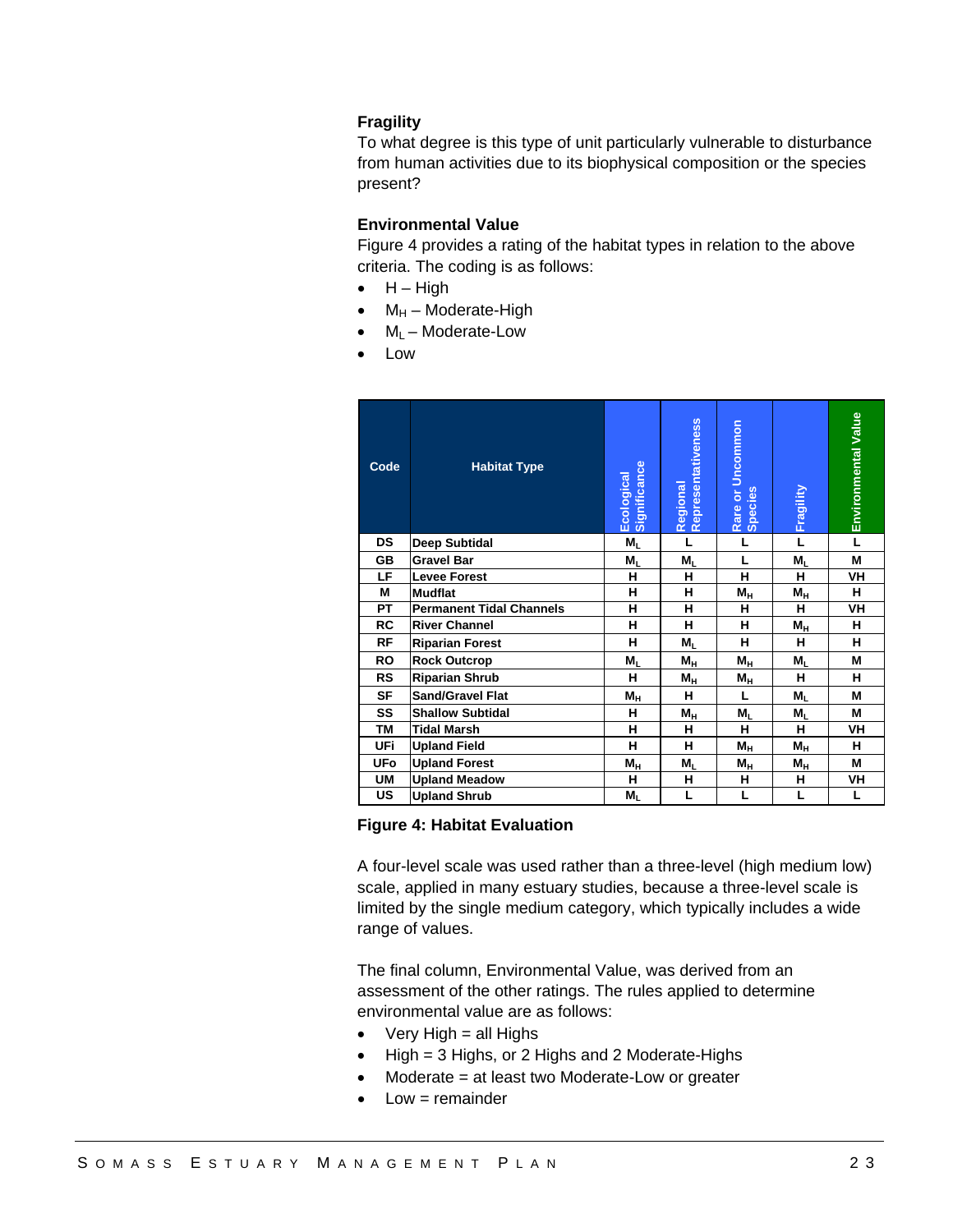### Fragility

To what degree is this type of unit particularly vulnerable to disturbance from human activities due to its biophysical composition or the species present?

### Environmental Value

Figure 4 provides a rating of the habitat types in relation to the above criteria. The coding is as follows:

- H – High
- $M_H$ – Moderate-High
- $M_L$ – Moderate-Low
- Low

| Code | Habitat Type | Ecological Significance | Regional Representativeness | Rare or Uncommon Species | Fragility | Environmental Value |
|---|---|---|---|---|---|---|
| DS | Deep Subtidal | $M_L$ | L | L | L | L |
| GB | Gravel Bar | $M_L$ | $M_L$ | L | $M_L$ | M |
| LF | Levee Forest | H | H | H | H | VH |
| M | Mudflat | H | H | $M_H$ | $M_H$ | H |
| PT | Permanent Tidal Channels | H | H | H | H | VH |
| RC | River Channel | H | H | H | $M_H$ | H |
| RF | Riparian Forest | H | $M_L$ | H | H | H |
| RO | Rock Outcrop | $M_L$ | $M_H$ | $M_H$ | $M_L$ | M |
| RS | Riparian Shrub | H | $M_H$ | $M_H$ | H | H |
| SF | Sand/Gravel Flat | $M_H$ | H | L | $M_L$ | M |
| SS | Shallow Subtidal | H | $M_H$ | $M_L$ | $M_L$ | M |
| TM | Tidal Marsh | H | H | H | H | VH |
| UFi | Upland Field | H | H | $M_H$ | $M_H$ | H |
| UFo | Upland Forest | $M_H$ | $M_L$ | $M_H$ | $M_H$ | M |
| UM | Upland Meadow | H | H | H | H | VH |
| US | Upland Shrub | $M_L$ | L | L | L | L |

**Figure 4: Habitat Evaluation**

A four-level scale was used rather than a three-level (high medium low) scale, applied in many estuary studies, because a three-level scale is limited by the single medium category, which typically includes a wide range of values.

The final column, Environmental Value, was derived from an assessment of the other ratings. The rules applied to determine environmental value are as follows:

- Very High = all Highs
- High = 3 Highs, or 2 Highs and 2 Moderate-Highs
- Moderate = at least two Moderate-Low or greater
- Low = remainder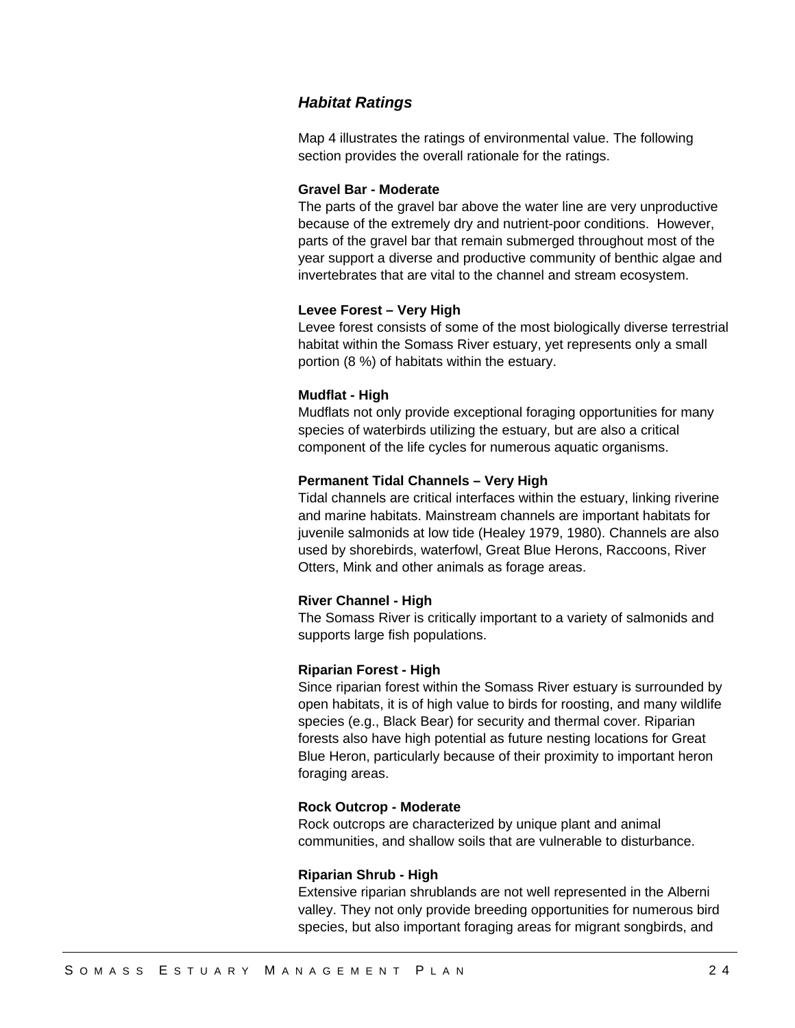### *Habitat Ratings*

Map 4 illustrates the ratings of environmental value. The following section provides the overall rationale for the ratings.

**Gravel Bar - Moderate**
The parts of the gravel bar above the water line are very unproductive because of the extremely dry and nutrient-poor conditions. However, parts of the gravel bar that remain submerged throughout most of the year support a diverse and productive community of benthic algae and invertebrates that are vital to the channel and stream ecosystem.

**Levee Forest – Very High**
Levee forest consists of some of the most biologically diverse terrestrial habitat within the Somass River estuary, yet represents only a small portion (8 %) of habitats within the estuary.

**Mudflat - High**
Mudflats not only provide exceptional foraging opportunities for many species of waterbirds utilizing the estuary, but are also a critical component of the life cycles for numerous aquatic organisms.

**Permanent Tidal Channels – Very High**
Tidal channels are critical interfaces within the estuary, linking riverine and marine habitats. Mainstream channels are important habitats for juvenile salmonids at low tide (Healey 1979, 1980). Channels are also used by shorebirds, waterfowl, Great Blue Herons, Raccoons, River Otters, Mink and other animals as forage areas.

**River Channel - High**
The Somass River is critically important to a variety of salmonids and supports large fish populations.

**Riparian Forest - High**
Since riparian forest within the Somass River estuary is surrounded by open habitats, it is of high value to birds for roosting, and many wildlife species (e.g., Black Bear) for security and thermal cover. Riparian forests also have high potential as future nesting locations for Great Blue Heron, particularly because of their proximity to important heron foraging areas.

**Rock Outcrop - Moderate**
Rock outcrops are characterized by unique plant and animal communities, and shallow soils that are vulnerable to disturbance.

**Riparian Shrub - High**
Extensive riparian shrublands are not well represented in the Alberni valley. They not only provide breeding opportunities for numerous bird species, but also important foraging areas for migrant songbirds, and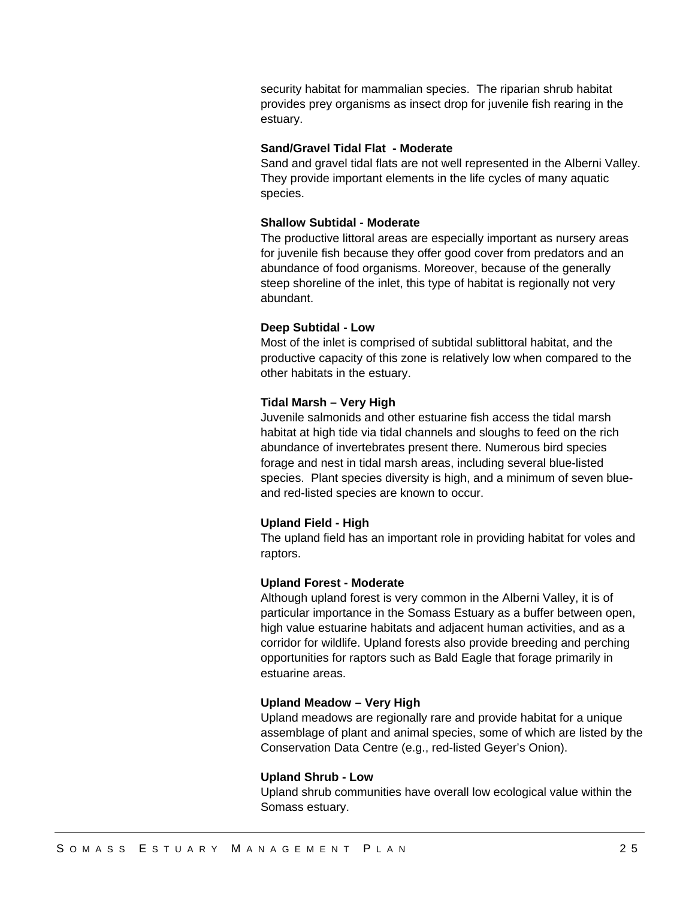security habitat for mammalian species. The riparian shrub habitat provides prey organisms as insect drop for juvenile fish rearing in the estuary.

**Sand/Gravel Tidal Flat - Moderate**

Sand and gravel tidal flats are not well represented in the Alberni Valley. They provide important elements in the life cycles of many aquatic species.

**Shallow Subtidal - Moderate**

The productive littoral areas are especially important as nursery areas for juvenile fish because they offer good cover from predators and an abundance of food organisms. Moreover, because of the generally steep shoreline of the inlet, this type of habitat is regionally not very abundant.

**Deep Subtidal - Low**

Most of the inlet is comprised of subtidal sublittoral habitat, and the productive capacity of this zone is relatively low when compared to the other habitats in the estuary.

**Tidal Marsh – Very High**

Juvenile salmonids and other estuarine fish access the tidal marsh habitat at high tide via tidal channels and sloughs to feed on the rich abundance of invertebrates present there. Numerous bird species forage and nest in tidal marsh areas, including several blue-listed species. Plant species diversity is high, and a minimum of seven blue- and red-listed species are known to occur.

**Upland Field - High**

The upland field has an important role in providing habitat for voles and raptors.

**Upland Forest - Moderate**

Although upland forest is very common in the Alberni Valley, it is of particular importance in the Somass Estuary as a buffer between open, high value estuarine habitats and adjacent human activities, and as a corridor for wildlife. Upland forests also provide breeding and perching opportunities for raptors such as Bald Eagle that forage primarily in estuarine areas.

**Upland Meadow – Very High**

Upland meadows are regionally rare and provide habitat for a unique assemblage of plant and animal species, some of which are listed by the Conservation Data Centre (e.g., red-listed Geyer's Onion).

**Upland Shrub - Low**

Upland shrub communities have overall low ecological value within the Somass estuary.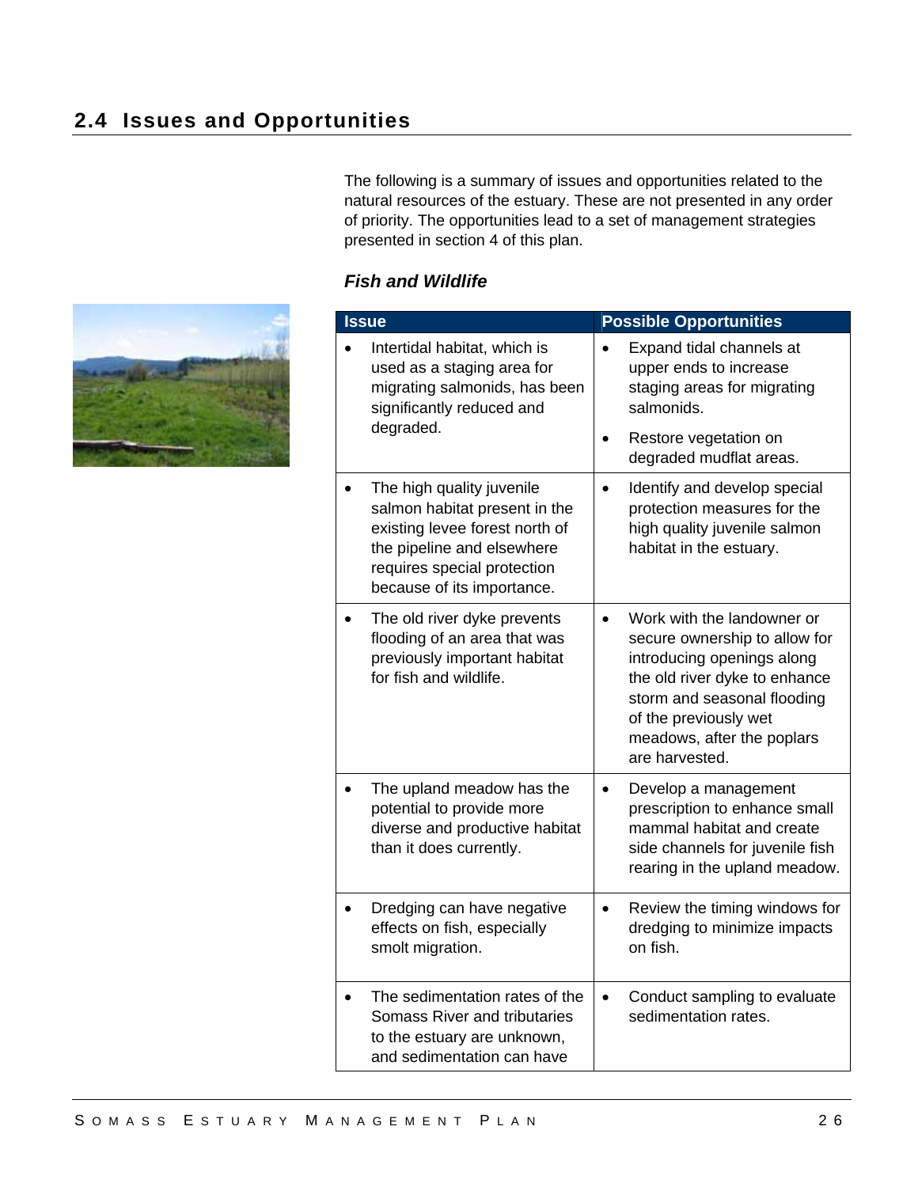## 2.4 Issues and Opportunities

The following is a summary of issues and opportunities related to the natural resources of the estuary. These are not presented in any order of priority. The opportunities lead to a set of management strategies presented in section 4 of this plan.

### *Fish and Wildlife*

| Issue | Possible Opportunities |
|---|---|
| • Intertidal habitat, which is used as a staging area for migrating salmonids, has been significantly reduced and degraded. | • Expand tidal channels at upper ends to increase staging areas for migrating salmonids.<br>• Restore vegetation on degraded mudflat areas. |
| • The high quality juvenile salmon habitat present in the existing levee forest north of the pipeline and elsewhere requires special protection because of its importance. | • Identify and develop special protection measures for the high quality juvenile salmon habitat in the estuary. |
| • The old river dyke prevents flooding of an area that was previously important habitat for fish and wildlife. | • Work with the landowner or secure ownership to allow for introducing openings along the old river dyke to enhance storm and seasonal flooding of the previously wet meadows, after the poplars are harvested. |
| • The upland meadow has the potential to provide more diverse and productive habitat than it does currently. | • Develop a management prescription to enhance small mammal habitat and create side channels for juvenile fish rearing in the upland meadow. |
| • Dredging can have negative effects on fish, especially smolt migration. | • Review the timing windows for dredging to minimize impacts on fish. |
| • The sedimentation rates of the Somass River and tributaries to the estuary are unknown, and sedimentation can have | • Conduct sampling to evaluate sedimentation rates. |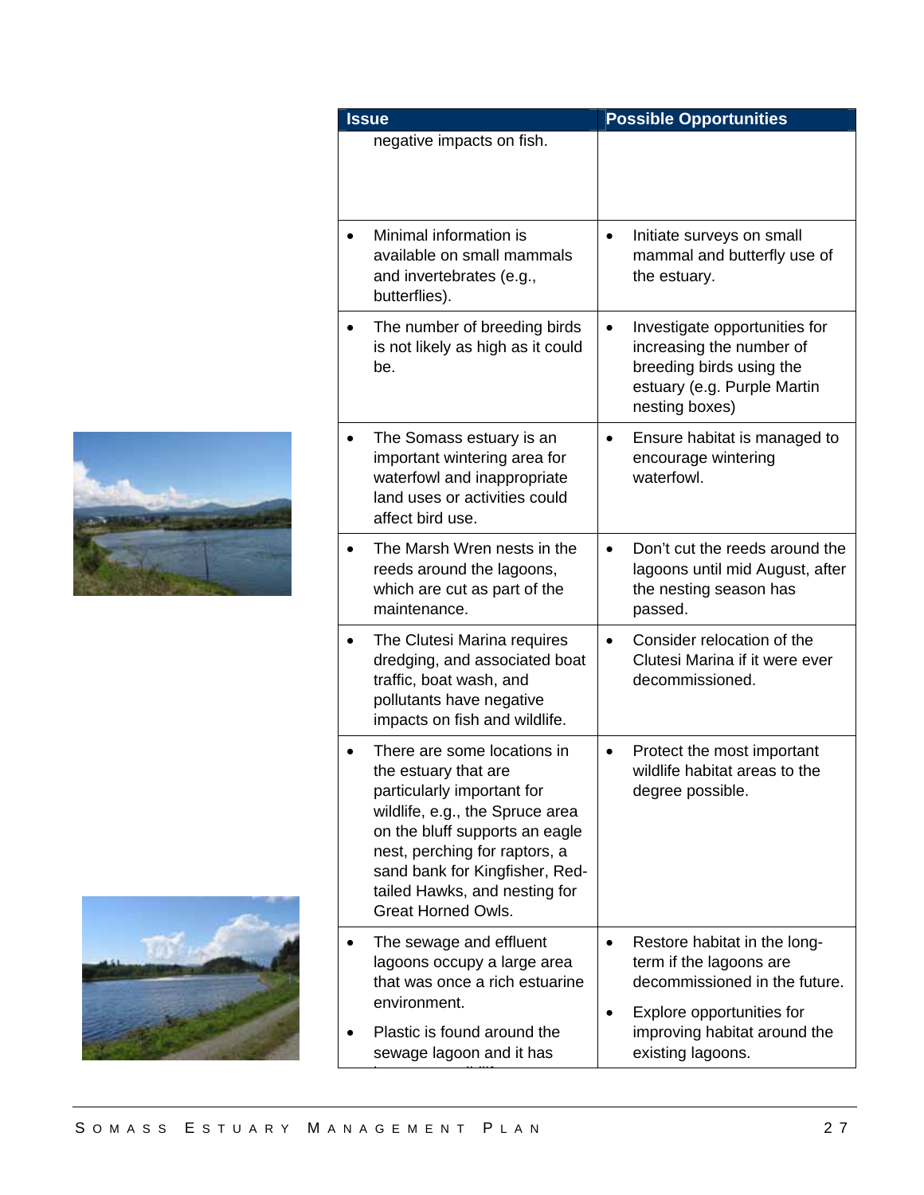| Issue | Possible Opportunities |
|---|---|
| negative impacts on fish. | |
| • Minimal information is available on small mammals and invertebrates (e.g., butterflies). | • Initiate surveys on small mammal and butterfly use of the estuary. |
| • The number of breeding birds is not likely as high as it could be. | • Investigate opportunities for increasing the number of breeding birds using the estuary (e.g. Purple Martin nesting boxes) |
| • The Somass estuary is an important wintering area for waterfowl and inappropriate land uses or activities could affect bird use. | • Ensure habitat is managed to encourage wintering waterfowl. |
| • The Marsh Wren nests in the reeds around the lagoons, which are cut as part of the maintenance. | • Don't cut the reeds around the lagoons until mid August, after the nesting season has passed. |
| • The Clutesi Marina requires dredging, and associated boat traffic, boat wash, and pollutants have negative impacts on fish and wildlife. | • Consider relocation of the Clutesi Marina if it were ever decommissioned. |
| • There are some locations in the estuary that are particularly important for wildlife, e.g., the Spruce area on the bluff supports an eagle nest, perching for raptors, a sand bank for Kingfisher, Red-tailed Hawks, and nesting for Great Horned Owls. | • Protect the most important wildlife habitat areas to the degree possible. |
| • The sewage and effluent lagoons occupy a large area that was once a rich estuarine environment.<br>• Plastic is found around the sewage lagoon and it has | • Restore habitat in the long-term if the lagoons are decommissioned in the future.<br>• Explore opportunities for improving habitat around the existing lagoons. |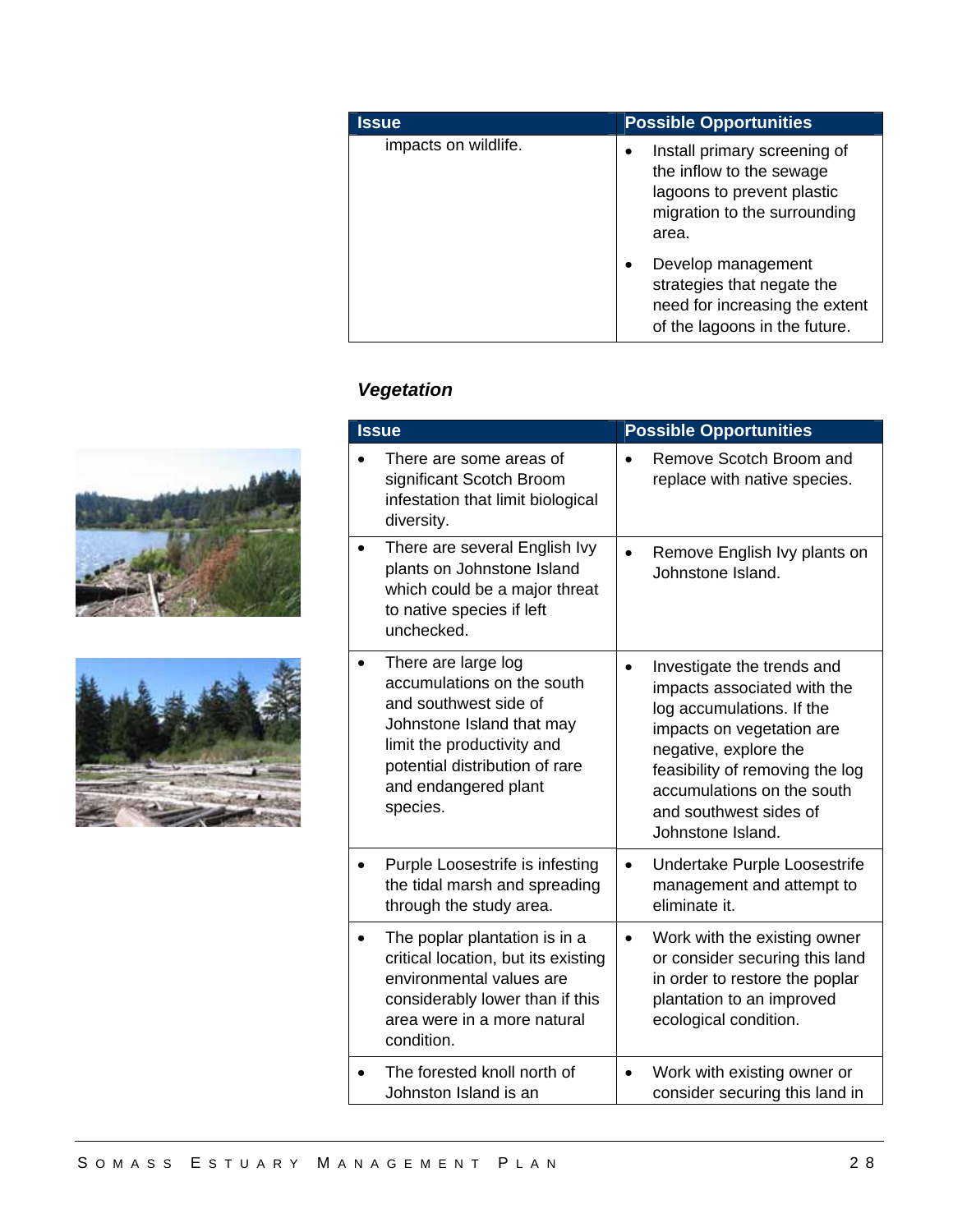| Issue | Possible Opportunities |
|---|---|
| impacts on wildlife. | • Install primary screening of the inflow to the sewage lagoons to prevent plastic migration to the surrounding area.<br>• Develop management strategies that negate the need for increasing the extent of the lagoons in the future. |

### *Vegetation*

| Issue | Possible Opportunities |
|---|---|
| • There are some areas of significant Scotch Broom infestation that limit biological diversity. | • Remove Scotch Broom and replace with native species. |
| • There are several English Ivy plants on Johnstone Island which could be a major threat to native species if left unchecked. | • Remove English Ivy plants on Johnstone Island. |
| • There are large log accumulations on the south and southwest side of Johnstone Island that may limit the productivity and potential distribution of rare and endangered plant species. | • Investigate the trends and impacts associated with the log accumulations. If the impacts on vegetation are negative, explore the feasibility of removing the log accumulations on the south and southwest sides of Johnstone Island. |
| • Purple Loosestrife is infesting the tidal marsh and spreading through the study area. | • Undertake Purple Loosestrife management and attempt to eliminate it. |
| • The poplar plantation is in a critical location, but its existing environmental values are considerably lower than if this area were in a more natural condition. | • Work with the existing owner or consider securing this land in order to restore the poplar plantation to an improved ecological condition. |
| • The forested knoll north of Johnston Island is an | • Work with existing owner or consider securing this land in |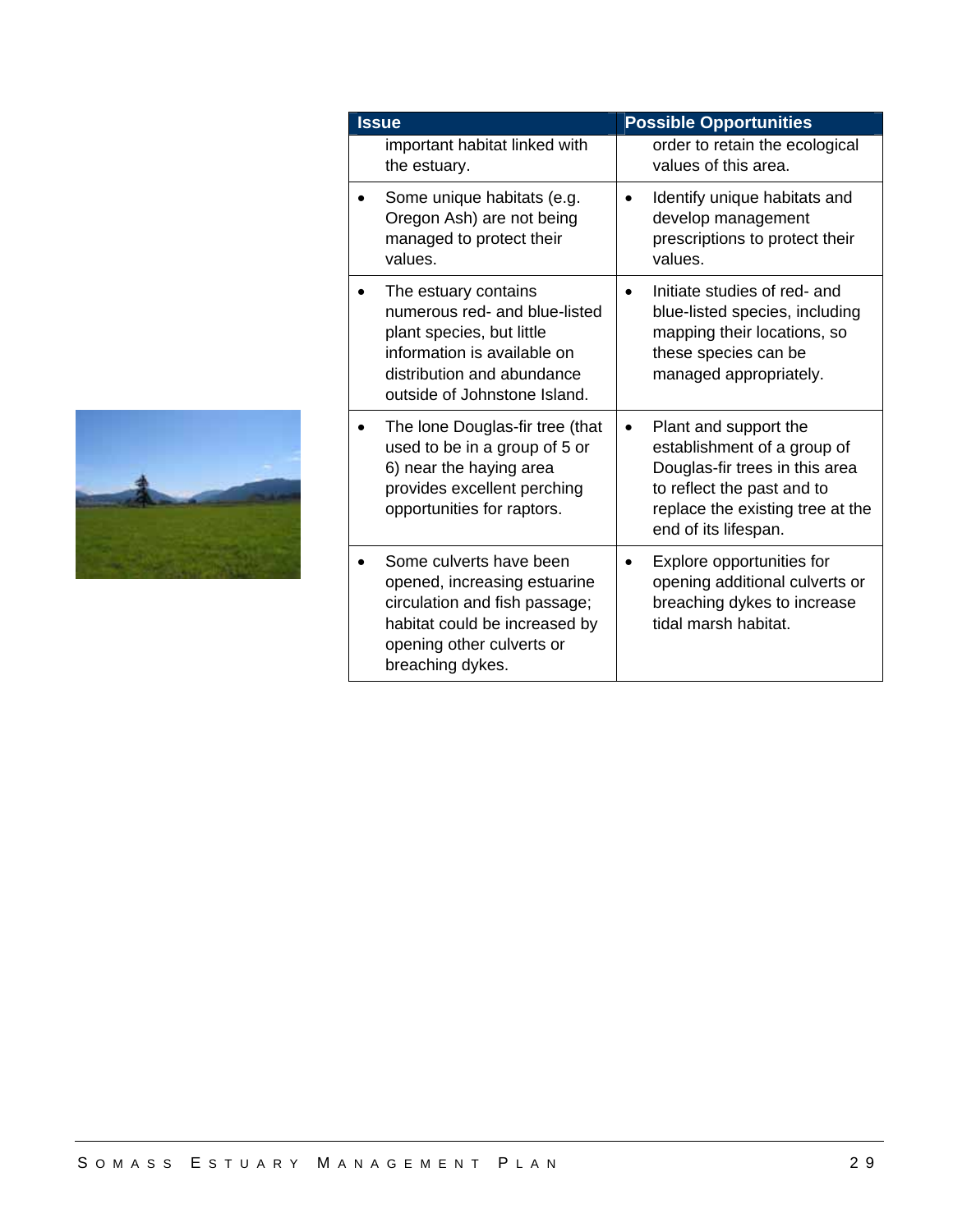| Issue | Possible Opportunities |
| --- | --- |
| important habitat linked with the estuary. | order to retain the ecological values of this area. |
| • Some unique habitats (e.g. Oregon Ash) are not being managed to protect their values. | • Identify unique habitats and develop management prescriptions to protect their values. |
| • The estuary contains numerous red- and blue-listed plant species, but little information is available on distribution and abundance outside of Johnstone Island. | • Initiate studies of red- and blue-listed species, including mapping their locations, so these species can be managed appropriately. |
| • The lone Douglas-fir tree (that used to be in a group of 5 or 6) near the haying area provides excellent perching opportunities for raptors. | • Plant and support the establishment of a group of Douglas-fir trees in this area to reflect the past and to replace the existing tree at the end of its lifespan. |
| • Some culverts have been opened, increasing estuarine circulation and fish passage; habitat could be increased by opening other culverts or breaching dykes. | • Explore opportunities for opening additional culverts or breaching dykes to increase tidal marsh habitat. |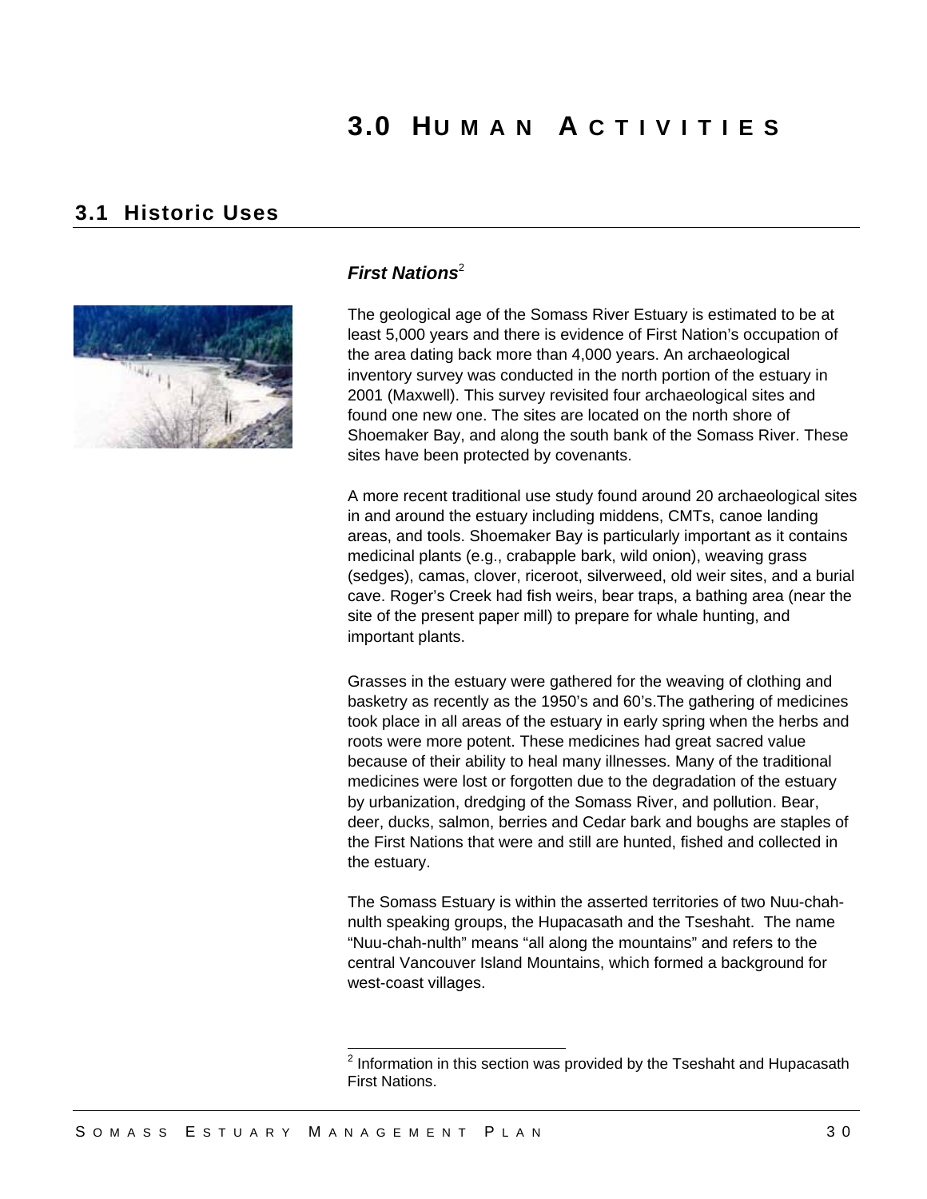# 3.0 HUMAN ACTIVITIES

## 3.1 Historic Uses

### *First Nations*[2]

The geological age of the Somass River Estuary is estimated to be at least 5,000 years and there is evidence of First Nation's occupation of the area dating back more than 4,000 years. An archaeological inventory survey was conducted in the north portion of the estuary in 2001 (Maxwell). This survey revisited four archaeological sites and found one new one. The sites are located on the north shore of Shoemaker Bay, and along the south bank of the Somass River. These sites have been protected by covenants.

A more recent traditional use study found around 20 archaeological sites in and around the estuary including middens, CMTs, canoe landing areas, and tools. Shoemaker Bay is particularly important as it contains medicinal plants (e.g., crabapple bark, wild onion), weaving grass (sedges), camas, clover, riceroot, silverweed, old weir sites, and a burial cave. Roger's Creek had fish weirs, bear traps, a bathing area (near the site of the present paper mill) to prepare for whale hunting, and important plants.

Grasses in the estuary were gathered for the weaving of clothing and basketry as recently as the 1950's and 60's.The gathering of medicines took place in all areas of the estuary in early spring when the herbs and roots were more potent. These medicines had great sacred value because of their ability to heal many illnesses. Many of the traditional medicines were lost or forgotten due to the degradation of the estuary by urbanization, dredging of the Somass River, and pollution. Bear, deer, ducks, salmon, berries and Cedar bark and boughs are staples of the First Nations that were and still are hunted, fished and collected in the estuary.

The Somass Estuary is within the asserted territories of two Nuu-chah-nulth speaking groups, the Hupacasath and the Tseshaht. The name "Nuu-chah-nulth" means "all along the mountains" and refers to the central Vancouver Island Mountains, which formed a background for west-coast villages.

---

[2] Information in this section was provided by the Tseshaht and Hupacasath First Nations.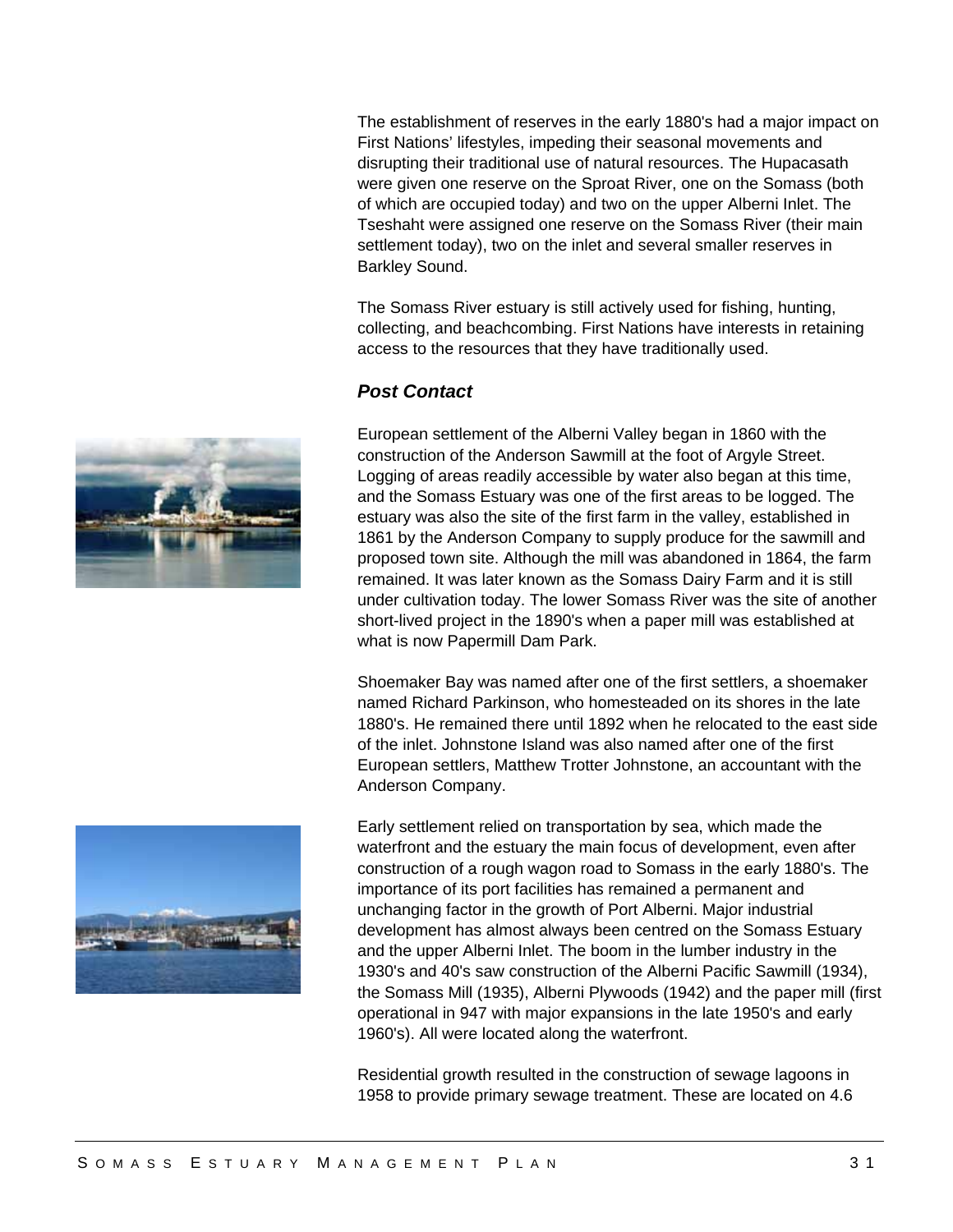The establishment of reserves in the early 1880's had a major impact on First Nations' lifestyles, impeding their seasonal movements and disrupting their traditional use of natural resources. The Hupacasath were given one reserve on the Sproat River, one on the Somass (both of which are occupied today) and two on the upper Alberni Inlet. The Tseshaht were assigned one reserve on the Somass River (their main settlement today), two on the inlet and several smaller reserves in Barkley Sound.

The Somass River estuary is still actively used for fishing, hunting, collecting, and beachcombing. First Nations have interests in retaining access to the resources that they have traditionally used.

### *Post Contact*

European settlement of the Alberni Valley began in 1860 with the construction of the Anderson Sawmill at the foot of Argyle Street. Logging of areas readily accessible by water also began at this time, and the Somass Estuary was one of the first areas to be logged. The estuary was also the site of the first farm in the valley, established in 1861 by the Anderson Company to supply produce for the sawmill and proposed town site. Although the mill was abandoned in 1864, the farm remained. It was later known as the Somass Dairy Farm and it is still under cultivation today. The lower Somass River was the site of another short-lived project in the 1890's when a paper mill was established at what is now Papermill Dam Park.

Shoemaker Bay was named after one of the first settlers, a shoemaker named Richard Parkinson, who homesteaded on its shores in the late 1880's. He remained there until 1892 when he relocated to the east side of the inlet. Johnstone Island was also named after one of the first European settlers, Matthew Trotter Johnstone, an accountant with the Anderson Company.

Early settlement relied on transportation by sea, which made the waterfront and the estuary the main focus of development, even after construction of a rough wagon road to Somass in the early 1880's. The importance of its port facilities has remained a permanent and unchanging factor in the growth of Port Alberni. Major industrial development has almost always been centred on the Somass Estuary and the upper Alberni Inlet. The boom in the lumber industry in the 1930's and 40's saw construction of the Alberni Pacific Sawmill (1934), the Somass Mill (1935), Alberni Plywoods (1942) and the paper mill (first operational in 947 with major expansions in the late 1950's and early 1960's). All were located along the waterfront.

Residential growth resulted in the construction of sewage lagoons in 1958 to provide primary sewage treatment. These are located on 4.6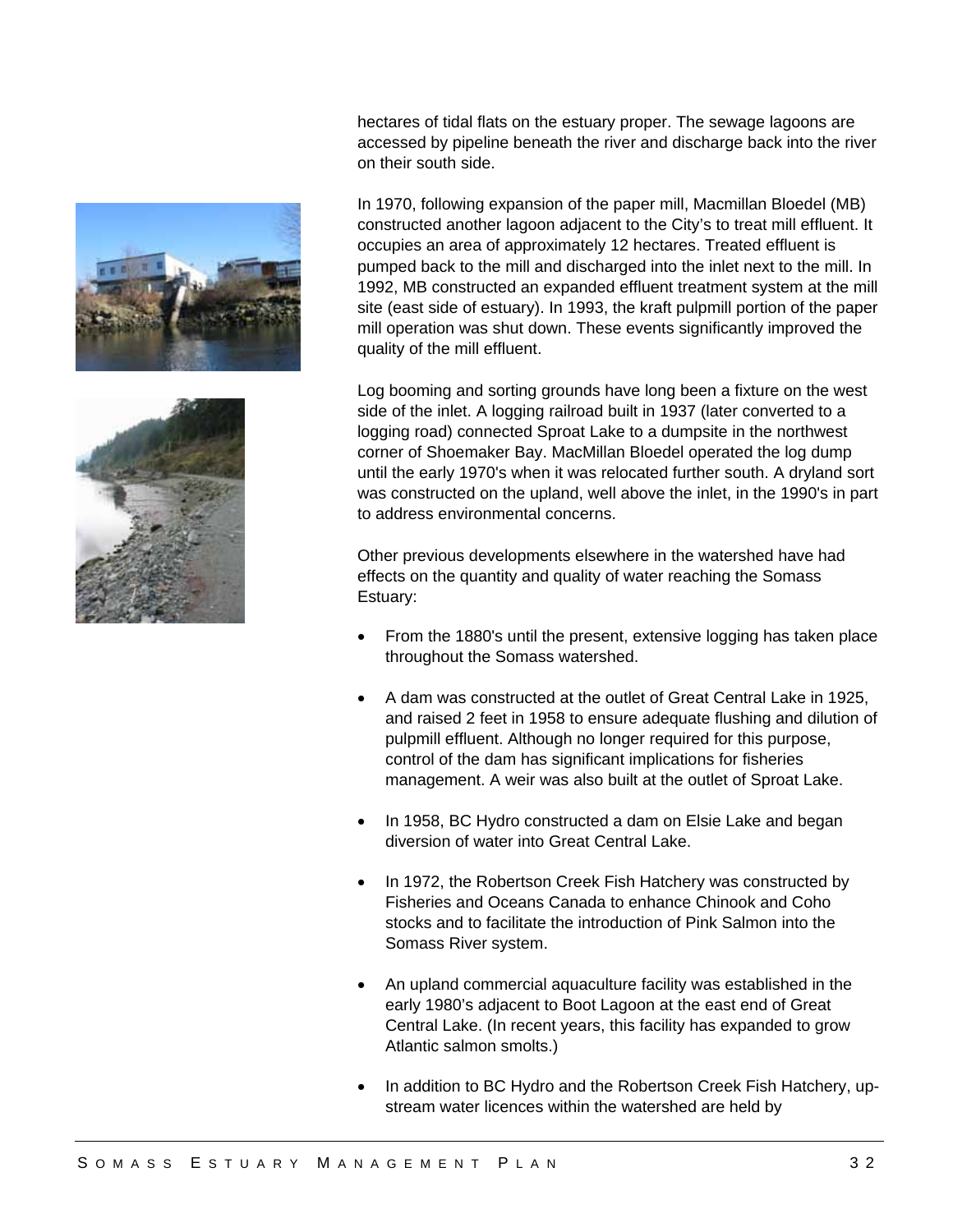hectares of tidal flats on the estuary proper. The sewage lagoons are accessed by pipeline beneath the river and discharge back into the river on their south side.

In 1970, following expansion of the paper mill, Macmillan Bloedel (MB) constructed another lagoon adjacent to the City's to treat mill effluent. It occupies an area of approximately 12 hectares. Treated effluent is pumped back to the mill and discharged into the inlet next to the mill. In 1992, MB constructed an expanded effluent treatment system at the mill site (east side of estuary). In 1993, the kraft pulpmill portion of the paper mill operation was shut down. These events significantly improved the quality of the mill effluent.

Log booming and sorting grounds have long been a fixture on the west side of the inlet. A logging railroad built in 1937 (later converted to a logging road) connected Sproat Lake to a dumpsite in the northwest corner of Shoemaker Bay. MacMillan Bloedel operated the log dump until the early 1970's when it was relocated further south. A dryland sort was constructed on the upland, well above the inlet, in the 1990's in part to address environmental concerns.

Other previous developments elsewhere in the watershed have had effects on the quantity and quality of water reaching the Somass Estuary:

- From the 1880's until the present, extensive logging has taken place throughout the Somass watershed.
- A dam was constructed at the outlet of Great Central Lake in 1925, and raised 2 feet in 1958 to ensure adequate flushing and dilution of pulpmill effluent. Although no longer required for this purpose, control of the dam has significant implications for fisheries management. A weir was also built at the outlet of Sproat Lake.
- In 1958, BC Hydro constructed a dam on Elsie Lake and began diversion of water into Great Central Lake.
- In 1972, the Robertson Creek Fish Hatchery was constructed by Fisheries and Oceans Canada to enhance Chinook and Coho stocks and to facilitate the introduction of Pink Salmon into the Somass River system.
- An upland commercial aquaculture facility was established in the early 1980's adjacent to Boot Lagoon at the east end of Great Central Lake. (In recent years, this facility has expanded to grow Atlantic salmon smolts.)
- In addition to BC Hydro and the Robertson Creek Fish Hatchery, up-stream water licences within the watershed are held by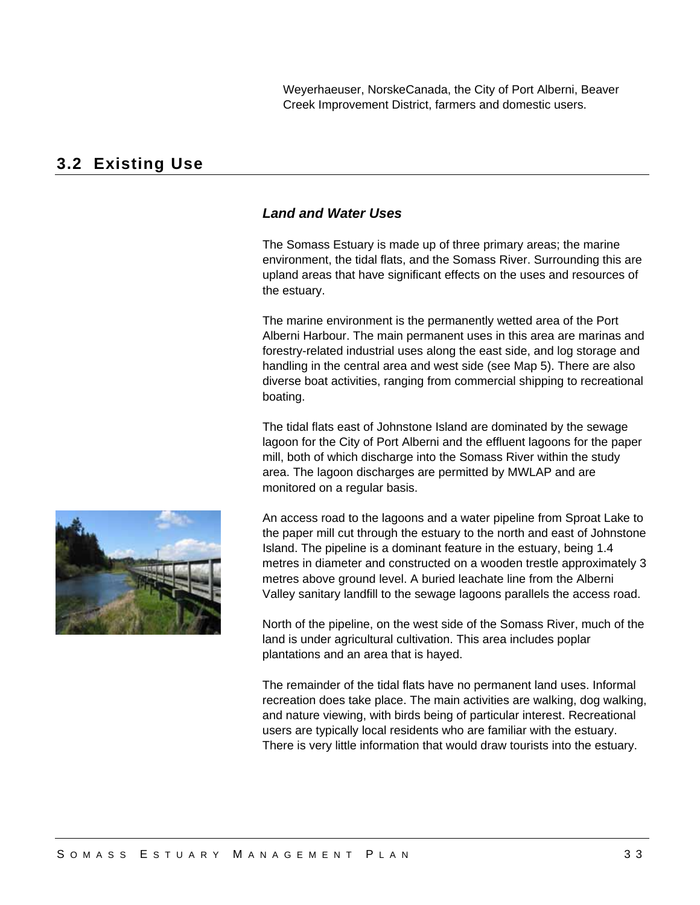Weyerhaeuser, NorskeCanada, the City of Port Alberni, Beaver Creek Improvement District, farmers and domestic users.

## 3.2 Existing Use

### *Land and Water Uses*

The Somass Estuary is made up of three primary areas; the marine environment, the tidal flats, and the Somass River. Surrounding this are upland areas that have significant effects on the uses and resources of the estuary.

The marine environment is the permanently wetted area of the Port Alberni Harbour. The main permanent uses in this area are marinas and forestry-related industrial uses along the east side, and log storage and handling in the central area and west side (see Map 5). There are also diverse boat activities, ranging from commercial shipping to recreational boating.

The tidal flats east of Johnstone Island are dominated by the sewage lagoon for the City of Port Alberni and the effluent lagoons for the paper mill, both of which discharge into the Somass River within the study area. The lagoon discharges are permitted by MWLAP and are monitored on a regular basis.

An access road to the lagoons and a water pipeline from Sproat Lake to the paper mill cut through the estuary to the north and east of Johnstone Island. The pipeline is a dominant feature in the estuary, being 1.4 metres in diameter and constructed on a wooden trestle approximately 3 metres above ground level. A buried leachate line from the Alberni Valley sanitary landfill to the sewage lagoons parallels the access road.

North of the pipeline, on the west side of the Somass River, much of the land is under agricultural cultivation. This area includes poplar plantations and an area that is hayed.

The remainder of the tidal flats have no permanent land uses. Informal recreation does take place. The main activities are walking, dog walking, and nature viewing, with birds being of particular interest. Recreational users are typically local residents who are familiar with the estuary. There is very little information that would draw tourists into the estuary.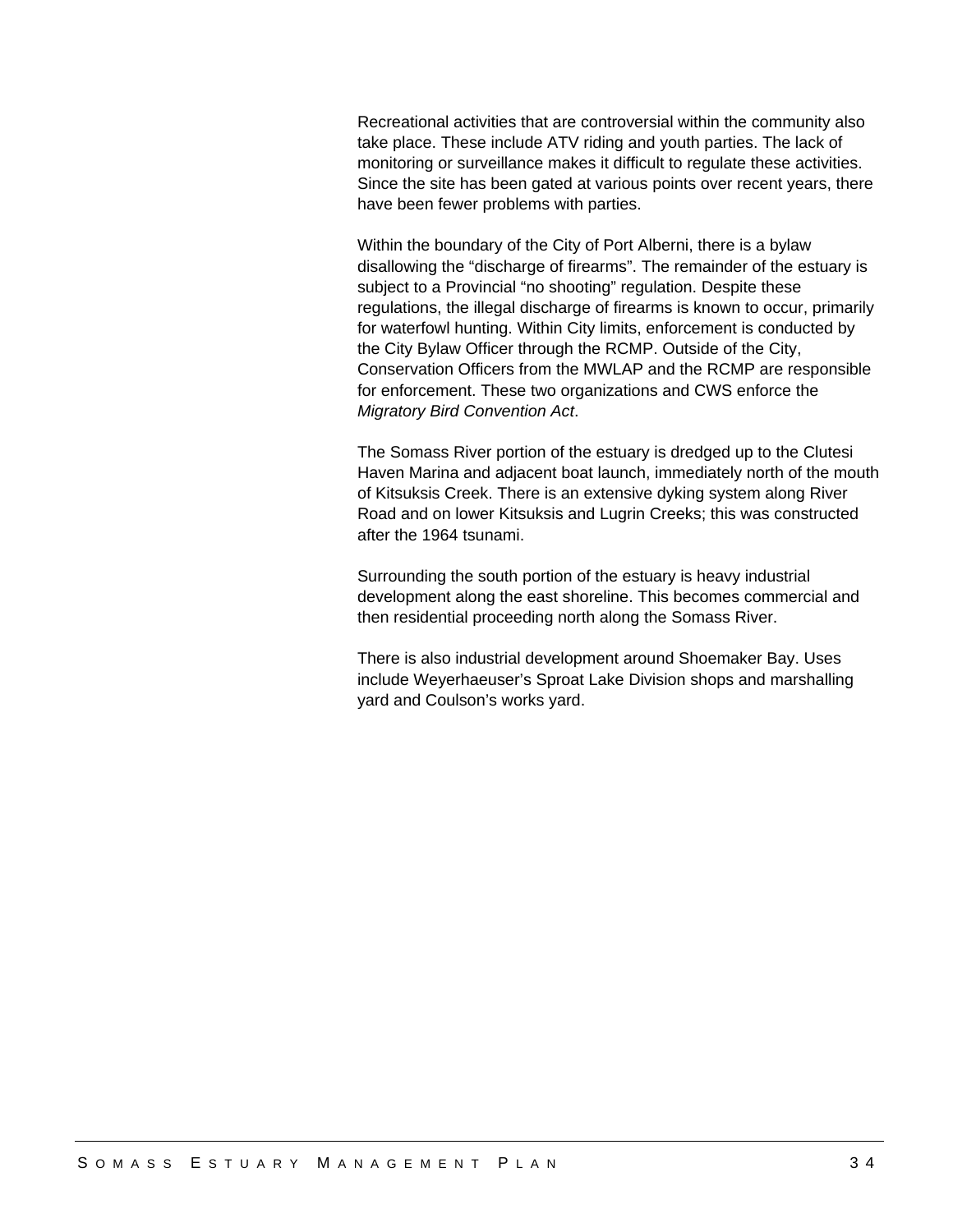Recreational activities that are controversial within the community also take place. These include ATV riding and youth parties. The lack of monitoring or surveillance makes it difficult to regulate these activities. Since the site has been gated at various points over recent years, there have been fewer problems with parties.

Within the boundary of the City of Port Alberni, there is a bylaw disallowing the “discharge of firearms”. The remainder of the estuary is subject to a Provincial “no shooting” regulation. Despite these regulations, the illegal discharge of firearms is known to occur, primarily for waterfowl hunting. Within City limits, enforcement is conducted by the City Bylaw Officer through the RCMP. Outside of the City, Conservation Officers from the MWLAP and the RCMP are responsible for enforcement. These two organizations and CWS enforce the *Migratory Bird Convention Act*.

The Somass River portion of the estuary is dredged up to the Clutesi Haven Marina and adjacent boat launch, immediately north of the mouth of Kitsuksis Creek. There is an extensive dyking system along River Road and on lower Kitsuksis and Lugrin Creeks; this was constructed after the 1964 tsunami.

Surrounding the south portion of the estuary is heavy industrial development along the east shoreline. This becomes commercial and then residential proceeding north along the Somass River.

There is also industrial development around Shoemaker Bay. Uses include Weyerhaeuser’s Sproat Lake Division shops and marshalling yard and Coulson’s works yard.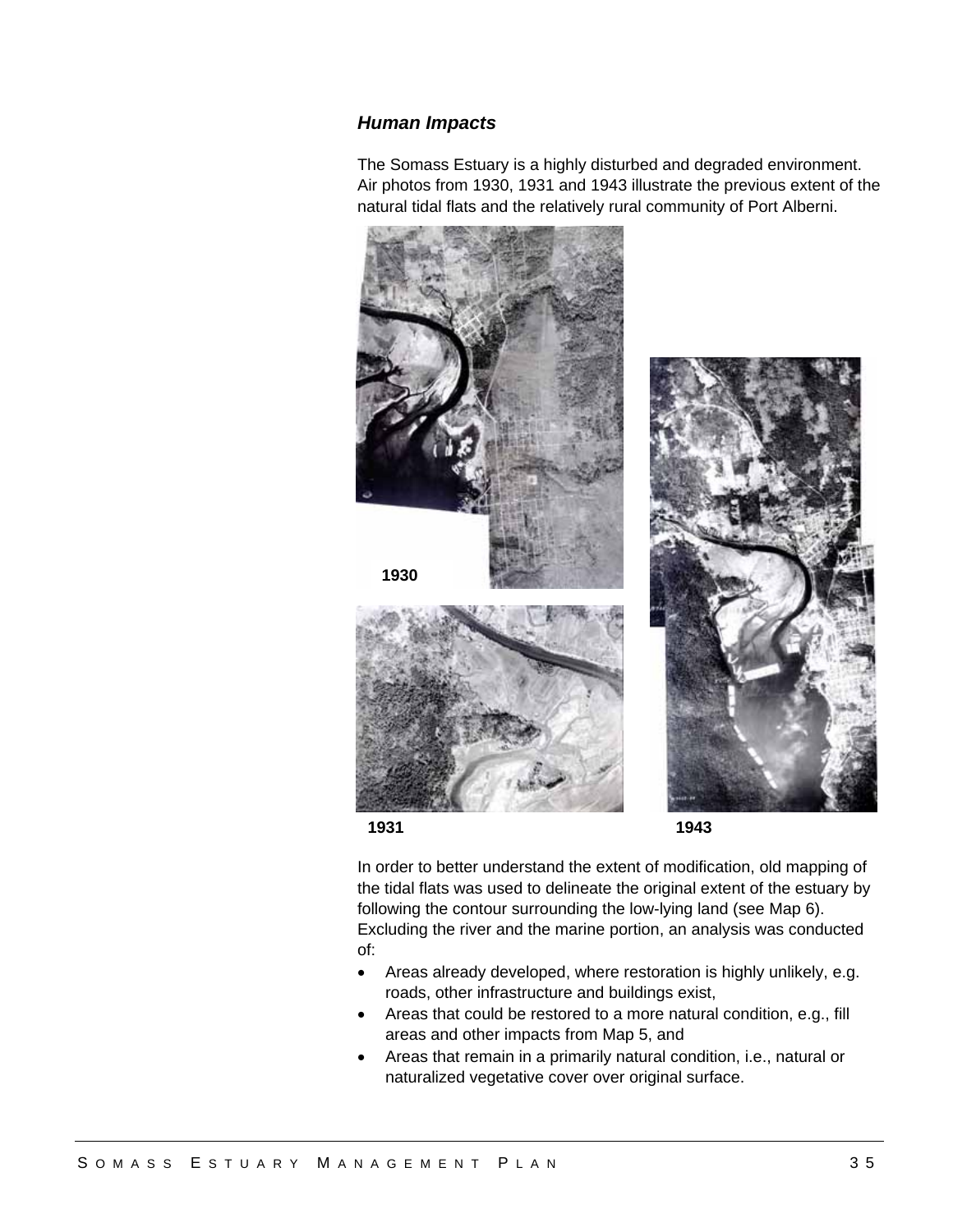### *Human Impacts*

The Somass Estuary is a highly disturbed and degraded environment. Air photos from 1930, 1931 and 1943 illustrate the previous extent of the natural tidal flats and the relatively rural community of Port Alberni.

1930

1931

1943

In order to better understand the extent of modification, old mapping of the tidal flats was used to delineate the original extent of the estuary by following the contour surrounding the low-lying land (see Map 6). Excluding the river and the marine portion, an analysis was conducted of:

- Areas already developed, where restoration is highly unlikely, e.g. roads, other infrastructure and buildings exist,
- Areas that could be restored to a more natural condition, e.g., fill areas and other impacts from Map 5, and
- Areas that remain in a primarily natural condition, i.e., natural or naturalized vegetative cover over original surface.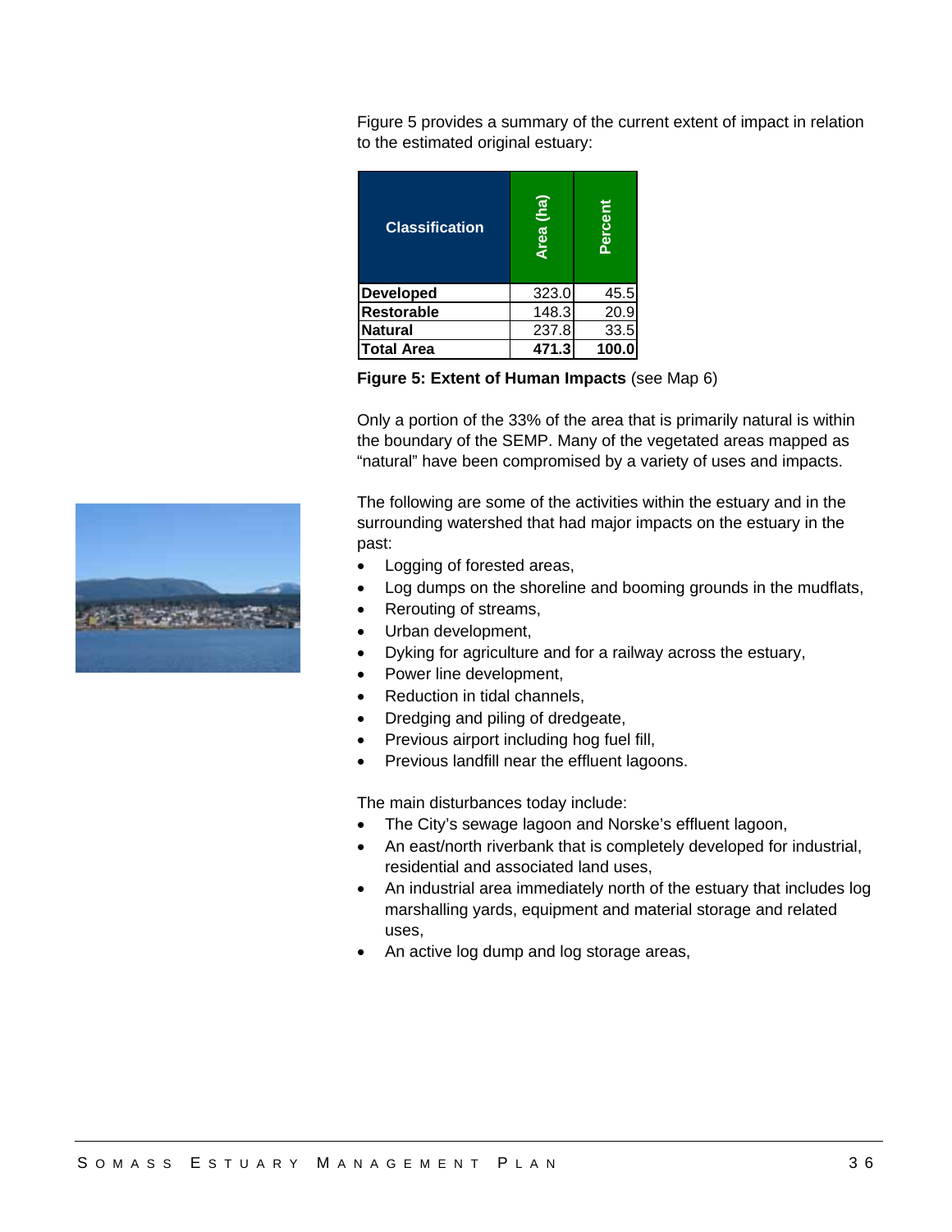Figure 5 provides a summary of the current extent of impact in relation to the estimated original estuary:

| Classification | Area (ha) | Percent |
|---|---|---|
| **Developed** | 323.0 | 45.5 |
| **Restorable** | 148.3 | 20.9 |
| **Natural** | 237.8 | 33.5 |
| **Total Area** | **471.3** | **100.0** |

**Figure 5: Extent of Human Impacts** (see Map 6)

Only a portion of the 33% of the area that is primarily natural is within the boundary of the SEMP. Many of the vegetated areas mapped as "natural" have been compromised by a variety of uses and impacts.

The following are some of the activities within the estuary and in the surrounding watershed that had major impacts on the estuary in the past:

- Logging of forested areas,
- Log dumps on the shoreline and booming grounds in the mudflats,
- Rerouting of streams,
- Urban development,
- Dyking for agriculture and for a railway across the estuary,
- Power line development,
- Reduction in tidal channels,
- Dredging and piling of dredgeate,
- Previous airport including hog fuel fill,
- Previous landfill near the effluent lagoons.

The main disturbances today include:

- The City's sewage lagoon and Norske's effluent lagoon,
- An east/north riverbank that is completely developed for industrial, residential and associated land uses,
- An industrial area immediately north of the estuary that includes log marshalling yards, equipment and material storage and related uses,
- An active log dump and log storage areas,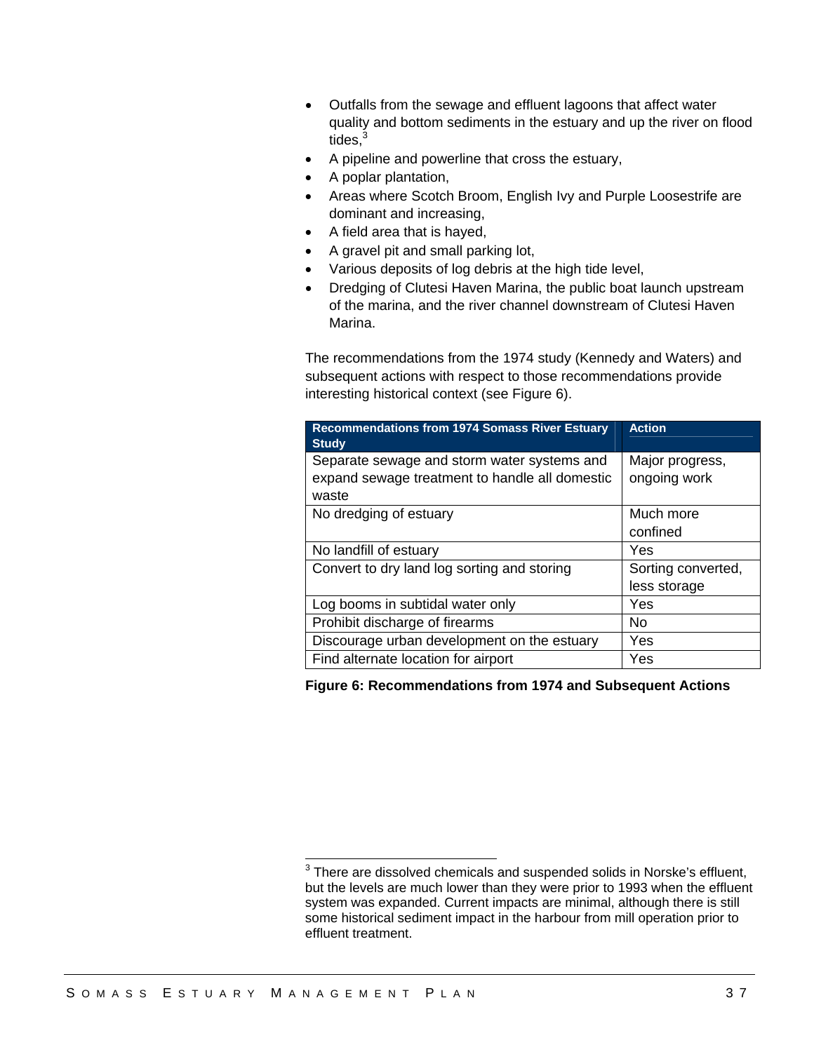- Outfalls from the sewage and effluent lagoons that affect water quality and bottom sediments in the estuary and up the river on flood tides,[3]
- A pipeline and powerline that cross the estuary,
- A poplar plantation,
- Areas where Scotch Broom, English Ivy and Purple Loosestrife are dominant and increasing,
- A field area that is hayed,
- A gravel pit and small parking lot,
- Various deposits of log debris at the high tide level,
- Dredging of Clutesi Haven Marina, the public boat launch upstream of the marina, and the river channel downstream of Clutesi Haven Marina.

The recommendations from the 1974 study (Kennedy and Waters) and subsequent actions with respect to those recommendations provide interesting historical context (see Figure 6).

| Recommendations from 1974 Somass River Estuary Study | Action |
|---|---|
| Separate sewage and storm water systems and expand sewage treatment to handle all domestic waste | Major progress, ongoing work |
| No dredging of estuary | Much more confined |
| No landfill of estuary | Yes |
| Convert to dry land log sorting and storing | Sorting converted, less storage |
| Log booms in subtidal water only | Yes |
| Prohibit discharge of firearms | No |
| Discourage urban development on the estuary | Yes |
| Find alternate location for airport | Yes |

**Figure 6: Recommendations from 1974 and Subsequent Actions**

[3] There are dissolved chemicals and suspended solids in Norske's effluent, but the levels are much lower than they were prior to 1993 when the effluent system was expanded. Current impacts are minimal, although there is still some historical sediment impact in the harbour from mill operation prior to effluent treatment.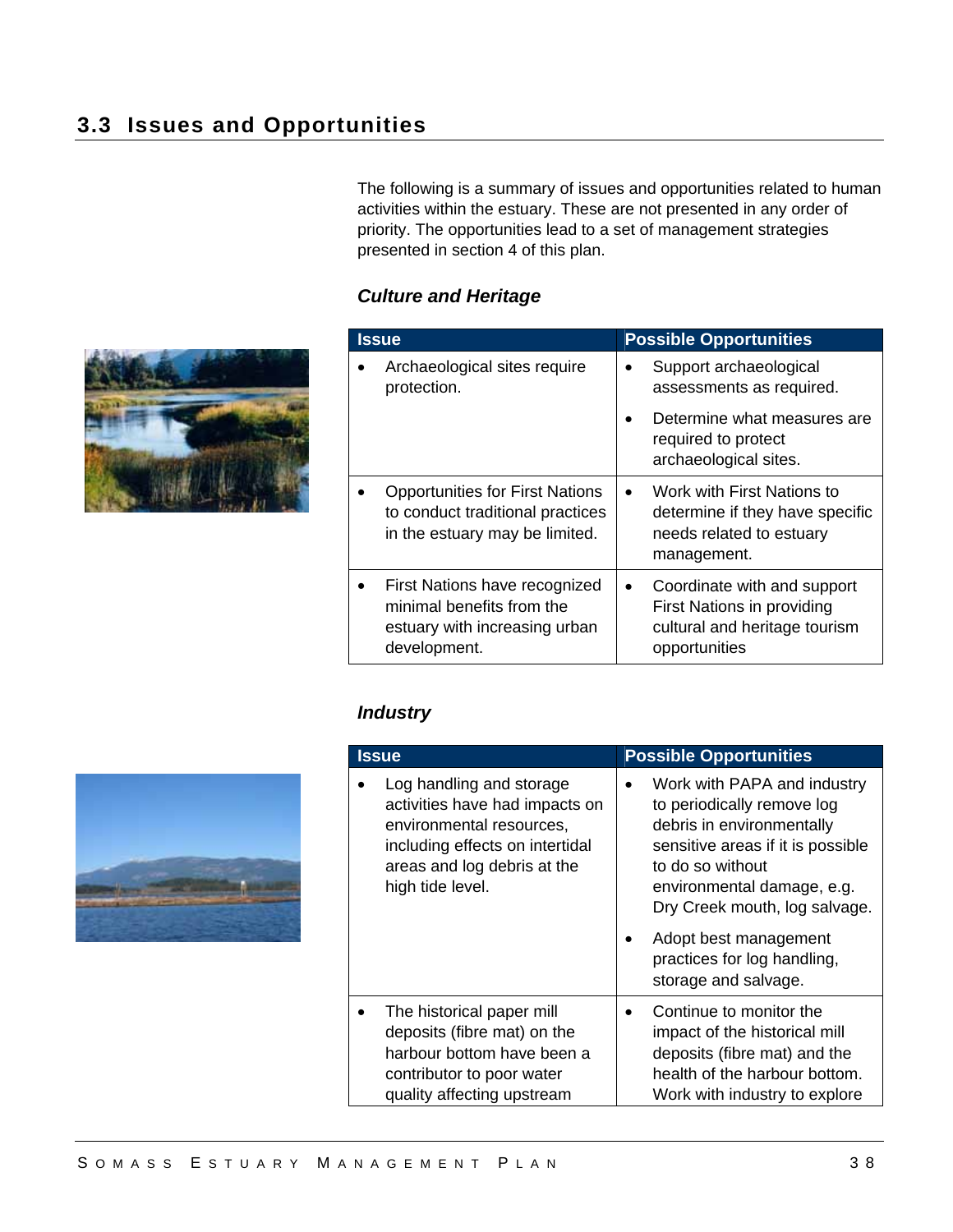## 3.3 Issues and Opportunities

The following is a summary of issues and opportunities related to human activities within the estuary. These are not presented in any order of priority. The opportunities lead to a set of management strategies presented in section 4 of this plan.

### *Culture and Heritage*

| Issue | Possible Opportunities |
|---|---|
| • Archaeological sites require protection. | • Support archaeological assessments as required.<br>• Determine what measures are required to protect archaeological sites. |
| • Opportunities for First Nations to conduct traditional practices in the estuary may be limited. | • Work with First Nations to determine if they have specific needs related to estuary management. |
| • First Nations have recognized minimal benefits from the estuary with increasing urban development. | • Coordinate with and support First Nations in providing cultural and heritage tourism opportunities |

### *Industry*

| Issue | Possible Opportunities |
|---|---|
| • Log handling and storage activities have had impacts on environmental resources, including effects on intertidal areas and log debris at the high tide level. | • Work with PAPA and industry to periodically remove log debris in environmentally sensitive areas if it is possible to do so without environmental damage, e.g. Dry Creek mouth, log salvage.<br>• Adopt best management practices for log handling, storage and salvage. |
| • The historical paper mill deposits (fibre mat) on the harbour bottom have been a contributor to poor water quality affecting upstream | • Continue to monitor the impact of the historical mill deposits (fibre mat) and the health of the harbour bottom. Work with industry to explore |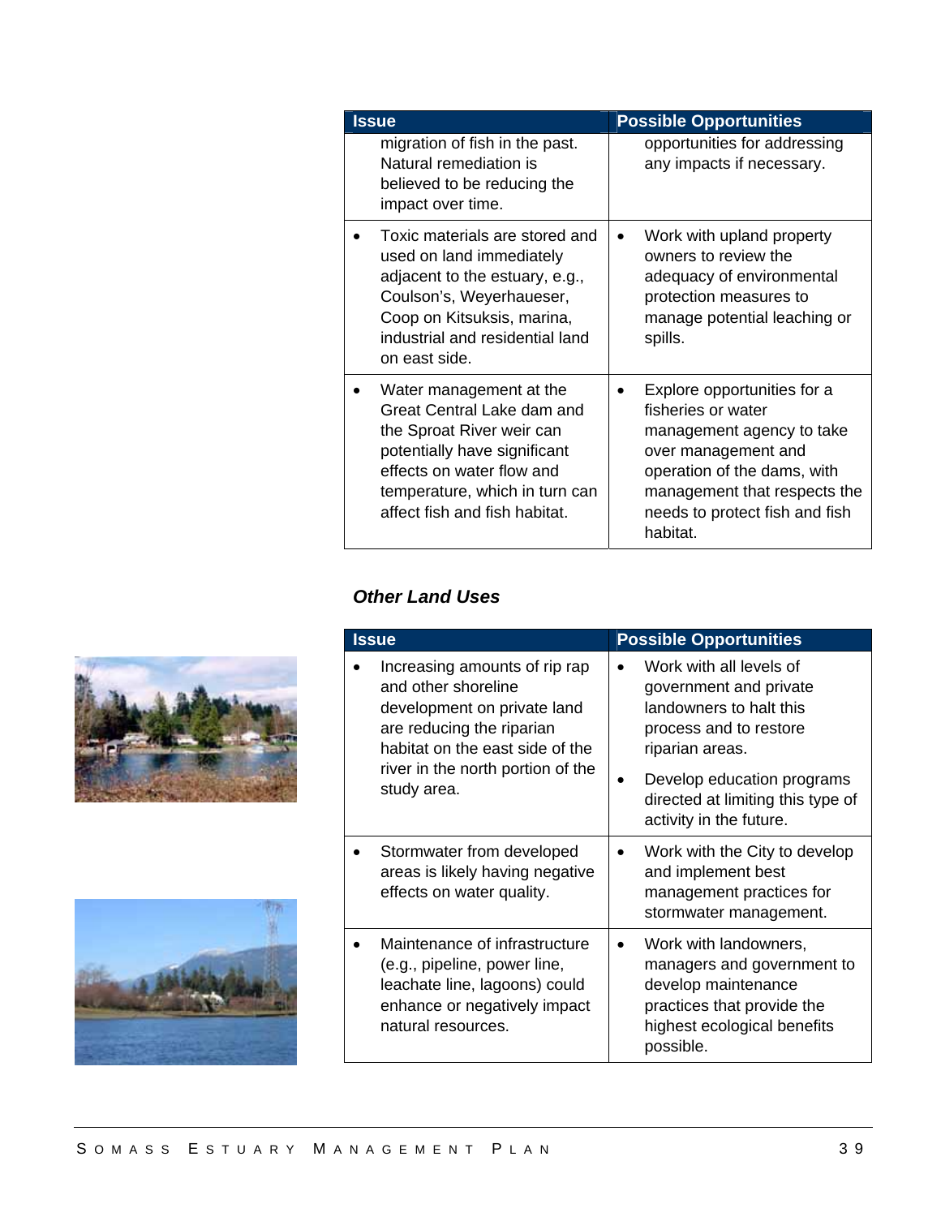| Issue | Possible Opportunities |
| --- | --- |
| migration of fish in the past. Natural remediation is believed to be reducing the impact over time. | opportunities for addressing any impacts if necessary. |
| • Toxic materials are stored and used on land immediately adjacent to the estuary, e.g., Coulson's, Weyerhaueser, Coop on Kitsuksis, marina, industrial and residential land on east side. | • Work with upland property owners to review the adequacy of environmental protection measures to manage potential leaching or spills. |
| • Water management at the Great Central Lake dam and the Sproat River weir can potentially have significant effects on water flow and temperature, which in turn can affect fish and fish habitat. | • Explore opportunities for a fisheries or water management agency to take over management and operation of the dams, with management that respects the needs to protect fish and fish habitat. |

### *Other Land Uses*

| Issue | Possible Opportunities |
| --- | --- |
| • Increasing amounts of rip rap and other shoreline development on private land are reducing the riparian habitat on the east side of the river in the north portion of the study area. | • Work with all levels of government and private landowners to halt this process and to restore riparian areas.<br>• Develop education programs directed at limiting this type of activity in the future. |
| • Stormwater from developed areas is likely having negative effects on water quality. | • Work with the City to develop and implement best management practices for stormwater management. |
| • Maintenance of infrastructure (e.g., pipeline, power line, leachate line, lagoons) could enhance or negatively impact natural resources. | • Work with landowners, managers and government to develop maintenance practices that provide the highest ecological benefits possible. |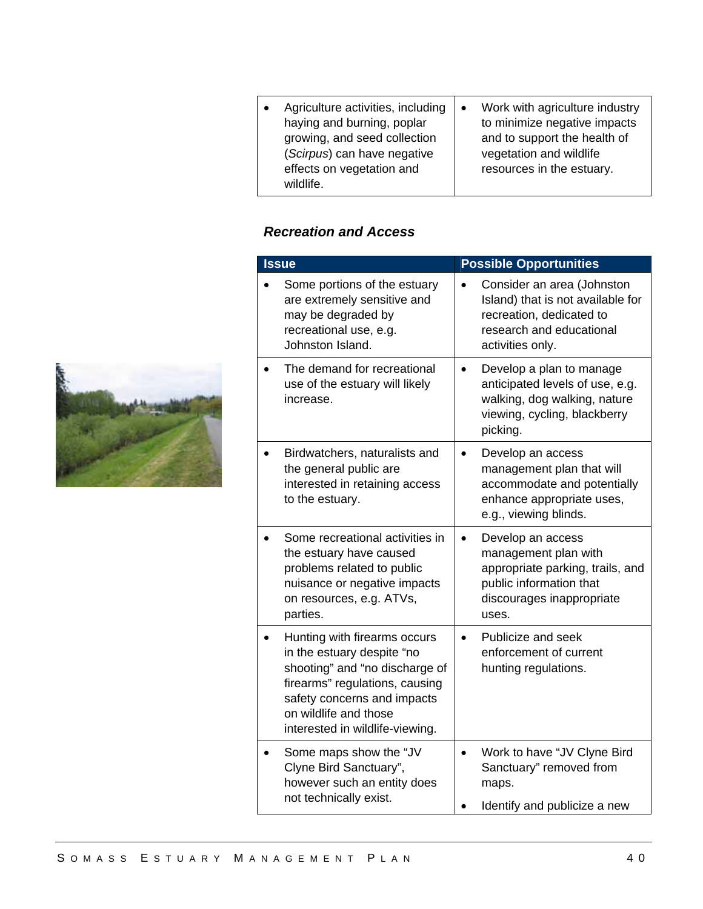| | |
|---|---|
| • Agriculture activities, including haying and burning, poplar growing, and seed collection (*Scirpus*) can have negative effects on vegetation and wildlife. | • Work with agriculture industry to minimize negative impacts and to support the health of vegetation and wildlife resources in the estuary. |

### *Recreation and Access*

| Issue | Possible Opportunities |
|---|---|
| • Some portions of the estuary are extremely sensitive and may be degraded by recreational use, e.g. Johnston Island. | • Consider an area (Johnston Island) that is not available for recreation, dedicated to research and educational activities only. |
| • The demand for recreational use of the estuary will likely increase. | • Develop a plan to manage anticipated levels of use, e.g. walking, dog walking, nature viewing, cycling, blackberry picking. |
| • Birdwatchers, naturalists and the general public are interested in retaining access to the estuary. | • Develop an access management plan that will accommodate and potentially enhance appropriate uses, e.g., viewing blinds. |
| • Some recreational activities in the estuary have caused problems related to public nuisance or negative impacts on resources, e.g. ATVs, parties. | • Develop an access management plan with appropriate parking, trails, and public information that discourages inappropriate uses. |
| • Hunting with firearms occurs in the estuary despite "no shooting" and "no discharge of firearms" regulations, causing safety concerns and impacts on wildlife and those interested in wildlife-viewing. | • Publicize and seek enforcement of current hunting regulations. |
| • Some maps show the "JV Clyne Bird Sanctuary", however such an entity does not technically exist. | • Work to have "JV Clyne Bird Sanctuary" removed from maps. • Identify and publicize a new |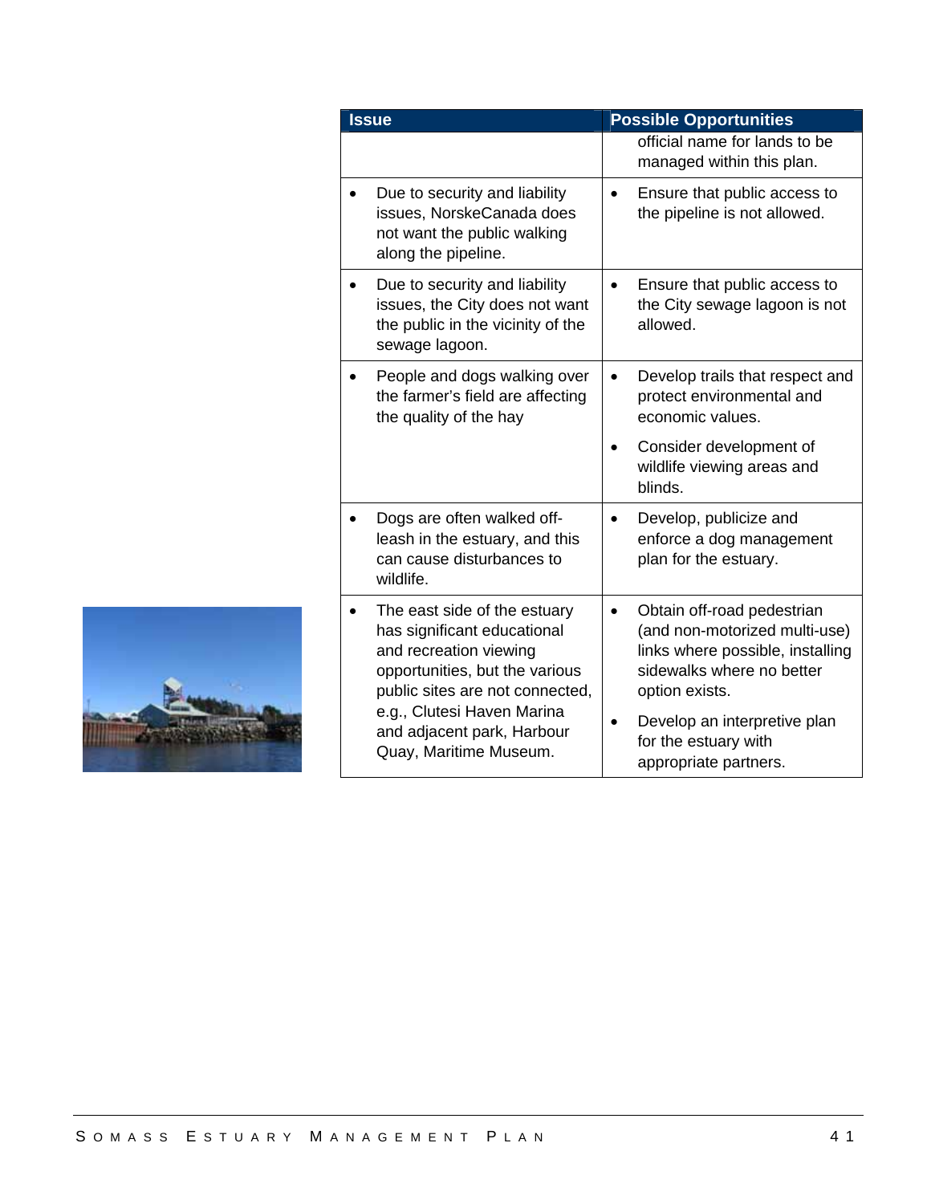| Issue | Possible Opportunities |
|---|---|
| | official name for lands to be managed within this plan. |
| • Due to security and liability issues, NorskeCanada does not want the public walking along the pipeline. | • Ensure that public access to the pipeline is not allowed. |
| • Due to security and liability issues, the City does not want the public in the vicinity of the sewage lagoon. | • Ensure that public access to the City sewage lagoon is not allowed. |
| • People and dogs walking over the farmer's field are affecting the quality of the hay | • Develop trails that respect and protect environmental and economic values. <br> • Consider development of wildlife viewing areas and blinds. |
| • Dogs are often walked off-leash in the estuary, and this can cause disturbances to wildlife. | • Develop, publicize and enforce a dog management plan for the estuary. |
| • The east side of the estuary has significant educational and recreation viewing opportunities, but the various public sites are not connected, e.g., Clutesi Haven Marina and adjacent park, Harbour Quay, Maritime Museum. | • Obtain off-road pedestrian (and non-motorized multi-use) links where possible, installing sidewalks where no better option exists. <br> • Develop an interpretive plan for the estuary with appropriate partners. |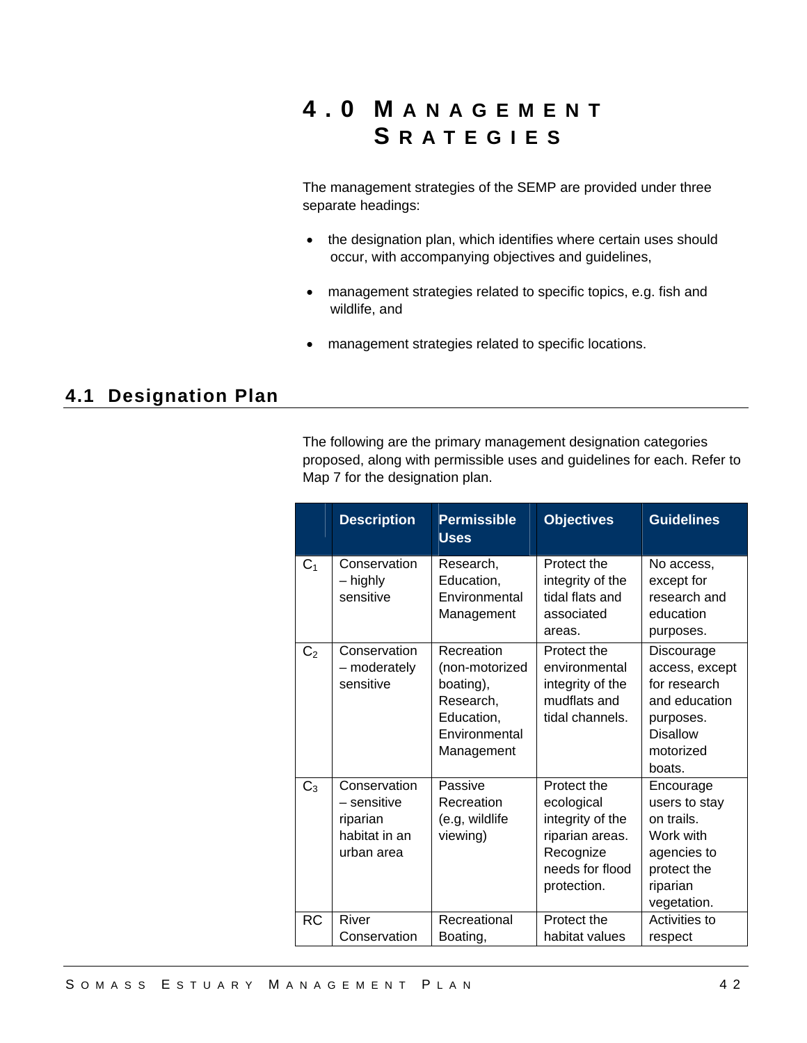# 4.0 MANAGEMENT SRATEGIES

The management strategies of the SEMP are provided under three separate headings:

- the designation plan, which identifies where certain uses should occur, with accompanying objectives and guidelines,
- management strategies related to specific topics, e.g. fish and wildlife, and
- management strategies related to specific locations.

## 4.1 Designation Plan

The following are the primary management designation categories proposed, along with permissible uses and guidelines for each. Refer to Map 7 for the designation plan.

| | Description | Permissible Uses | Objectives | Guidelines |
|---|---|---|---|---|
| $C_1$ | Conservation – highly sensitive | Research, Education, Environmental Management | Protect the integrity of the tidal flats and associated areas. | No access, except for research and education purposes. |
| $C_2$ | Conservation – moderately sensitive | Recreation (non-motorized boating), Research, Education, Environmental Management | Protect the environmental integrity of the mudflats and tidal channels. | Discourage access, except for research and education purposes. Disallow motorized boats. |
| $C_3$ | Conservation – sensitive riparian habitat in an urban area | Passive Recreation (e.g, wildlife viewing) | Protect the ecological integrity of the riparian areas. Recognize needs for flood protection. | Encourage users to stay on trails. Work with agencies to protect the riparian vegetation. |
| RC | River Conservation | Recreational Boating, | Protect the habitat values | Activities to respect |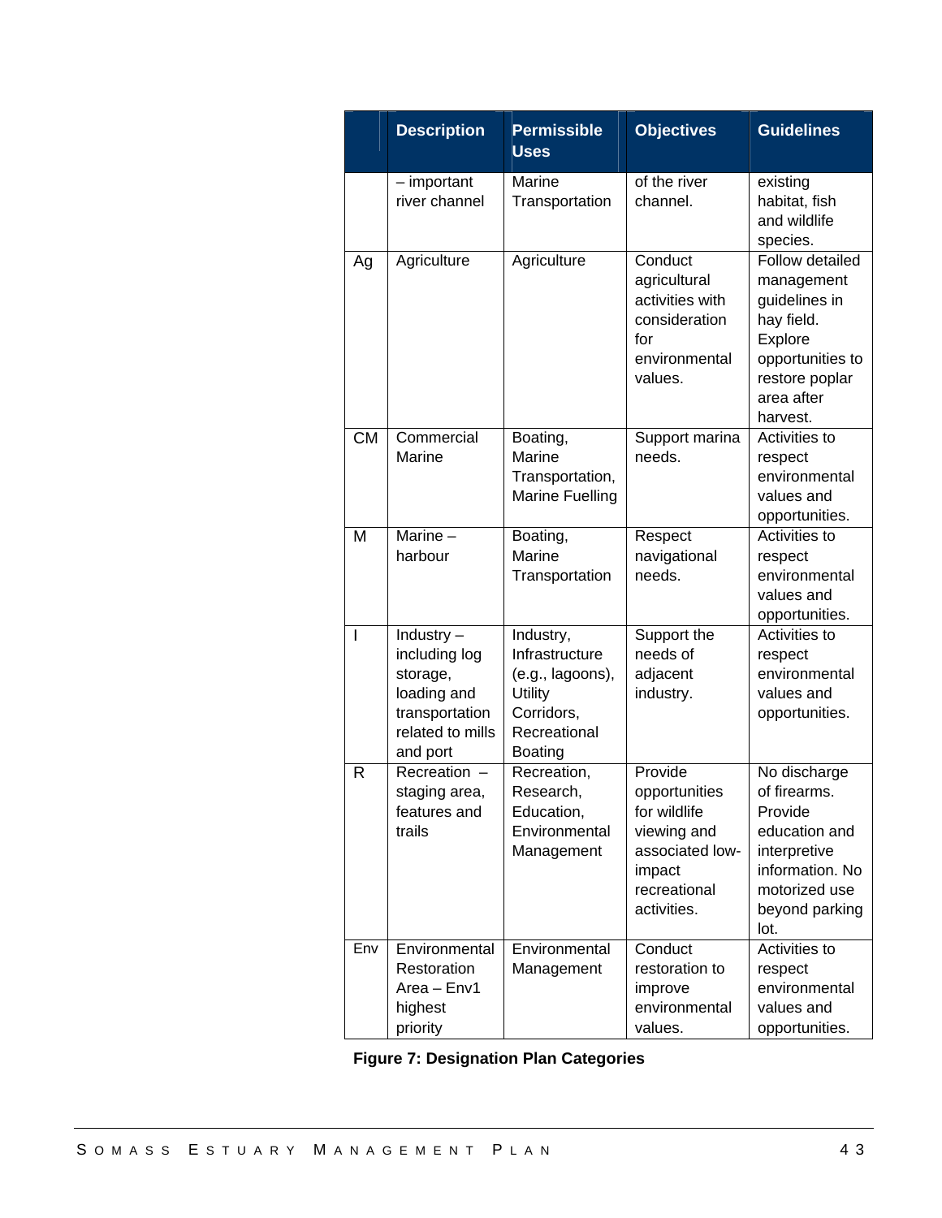| | Description | Permissible Uses | Objectives | Guidelines |
|---|---|---|---|---|
| | – important river channel | Marine Transportation | of the river channel. | existing habitat, fish and wildlife species. |
| Ag | Agriculture | Agriculture | Conduct agricultural activities with consideration for environmental values. | Follow detailed management guidelines in hay field. Explore opportunities to restore poplar area after harvest. |
| CM | Commercial Marine | Boating, Marine Transportation, Marine Fuelling | Support marina needs. | Activities to respect environmental values and opportunities. |
| M | Marine – harbour | Boating, Marine Transportation | Respect navigational needs. | Activities to respect environmental values and opportunities. |
| I | Industry – including log storage, loading and transportation related to mills and port | Industry, Infrastructure (e.g., lagoons), Utility Corridors, Recreational Boating | Support the needs of adjacent industry. | Activities to respect environmental values and opportunities. |
| R | Recreation – staging area, features and trails | Recreation, Research, Education, Environmental Management | Provide opportunities for wildlife viewing and associated low-impact recreational activities. | No discharge of firearms. Provide education and interpretive information. No motorized use beyond parking lot. |
| Env | Environmental Restoration Area – Env1 highest priority | Environmental Management | Conduct restoration to improve environmental values. | Activities to respect environmental values and opportunities. |

**Figure 7: Designation Plan Categories**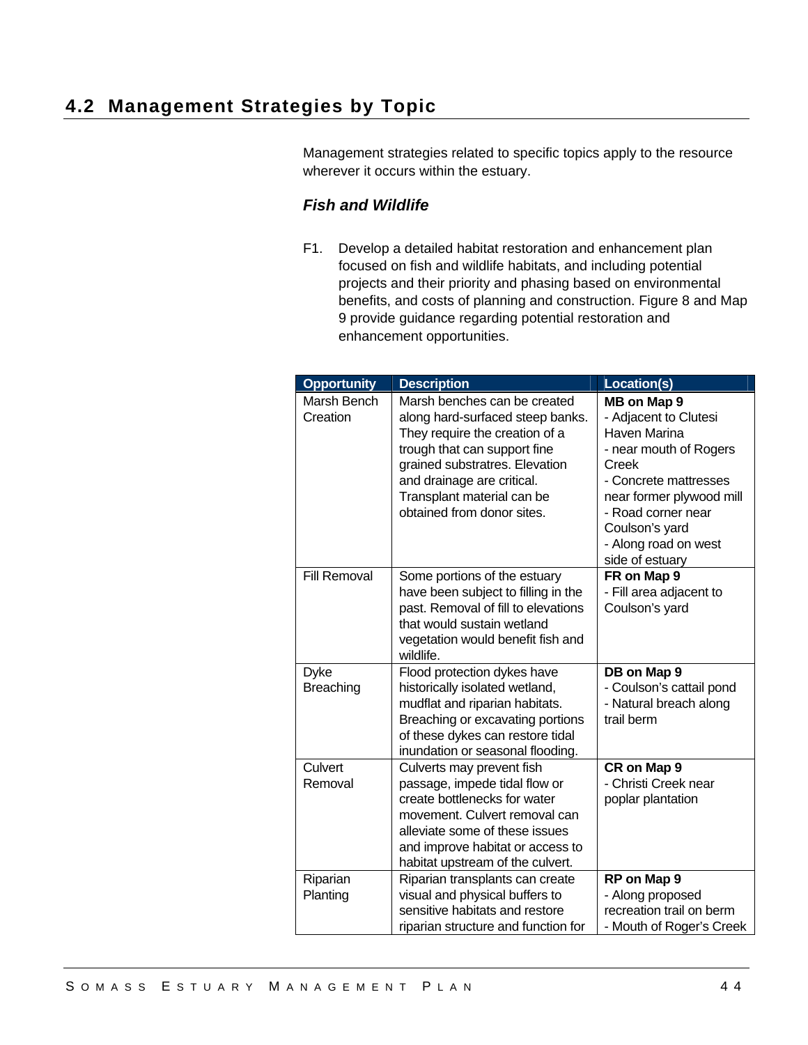## 4.2 Management Strategies by Topic

Management strategies related to specific topics apply to the resource wherever it occurs within the estuary.

### *Fish and Wildlife*

F1. Develop a detailed habitat restoration and enhancement plan focused on fish and wildlife habitats, and including potential projects and their priority and phasing based on environmental benefits, and costs of planning and construction. Figure 8 and Map 9 provide guidance regarding potential restoration and enhancement opportunities.

| Opportunity | Description | Location(s) |
|---|---|---|
| Marsh Bench Creation | Marsh benches can be created along hard-surfaced steep banks. They require the creation of a trough that can support fine grained substratres. Elevation and drainage are critical. Transplant material can be obtained from donor sites. | **MB on Map 9**<br>- Adjacent to Clutesi Haven Marina<br>- near mouth of Rogers Creek<br>- Concrete mattresses near former plywood mill<br>- Road corner near Coulson's yard<br>- Along road on west side of estuary |
| Fill Removal | Some portions of the estuary have been subject to filling in the past. Removal of fill to elevations that would sustain wetland vegetation would benefit fish and wildlife. | **FR on Map 9**<br>- Fill area adjacent to Coulson's yard |
| Dyke Breaching | Flood protection dykes have historically isolated wetland, mudflat and riparian habitats. Breaching or excavating portions of these dykes can restore tidal inundation or seasonal flooding. | **DB on Map 9**<br>- Coulson's cattail pond<br>- Natural breach along trail berm |
| Culvert Removal | Culverts may prevent fish passage, impede tidal flow or create bottlenecks for water movement. Culvert removal can alleviate some of these issues and improve habitat or access to habitat upstream of the culvert. | **CR on Map 9**<br>- Christi Creek near poplar plantation |
| Riparian Planting | Riparian transplants can create visual and physical buffers to sensitive habitats and restore riparian structure and function for | **RP on Map 9**<br>- Along proposed recreation trail on berm<br>- Mouth of Roger's Creek |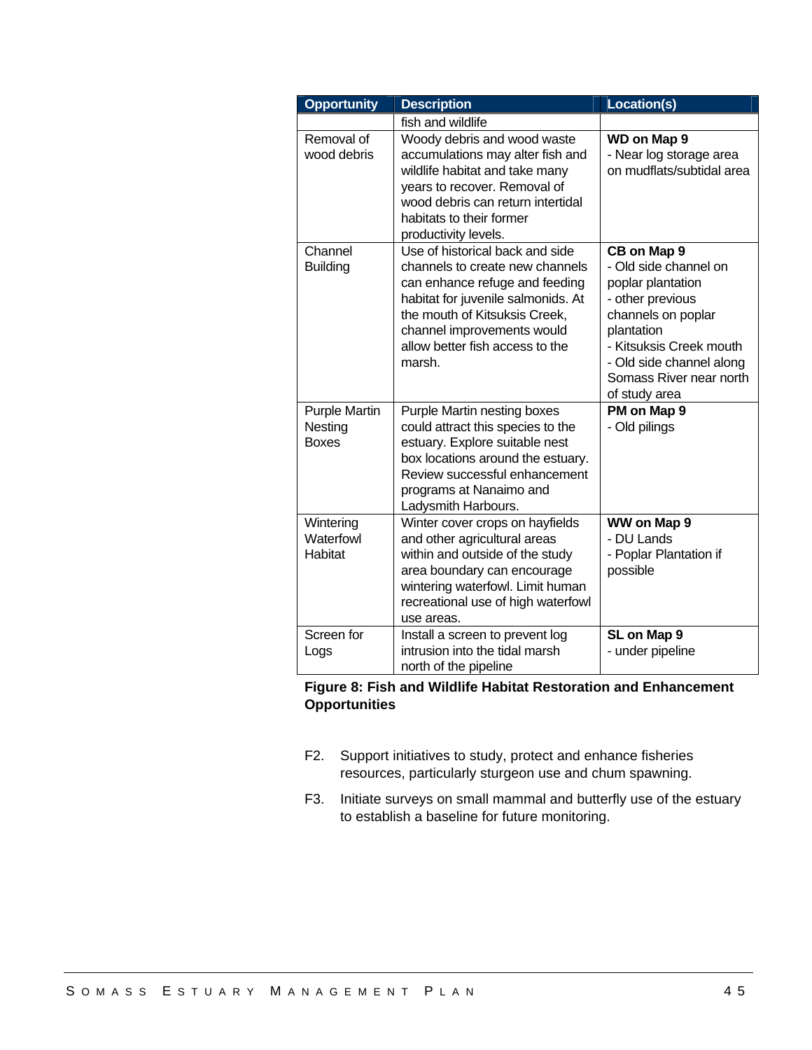| Opportunity | Description | Location(s) |
|---|---|---|
| | fish and wildlife | |
| Removal of wood debris | Woody debris and wood waste accumulations may alter fish and wildlife habitat and take many years to recover. Removal of wood debris can return intertidal habitats to their former productivity levels. | **WD on Map 9**<br>- Near log storage area on mudflats/subtidal area |
| Channel Building | Use of historical back and side channels to create new channels can enhance refuge and feeding habitat for juvenile salmonids. At the mouth of Kitsuksis Creek, channel improvements would allow better fish access to the marsh. | **CB on Map 9**<br>- Old side channel on poplar plantation<br>- other previous channels on poplar plantation<br>- Kitsuksis Creek mouth<br>- Old side channel along Somass River near north of study area |
| Purple Martin Nesting Boxes | Purple Martin nesting boxes could attract this species to the estuary. Explore suitable nest box locations around the estuary. Review successful enhancement programs at Nanaimo and Ladysmith Harbours. | **PM on Map 9**<br>- Old pilings |
| Wintering Waterfowl Habitat | Winter cover crops on hayfields and other agricultural areas within and outside of the study area boundary can encourage wintering waterfowl. Limit human recreational use of high waterfowl use areas. | **WW on Map 9**<br>- DU Lands<br>- Poplar Plantation if possible |
| Screen for Logs | Install a screen to prevent log intrusion into the tidal marsh north of the pipeline | **SL on Map 9**<br>- under pipeline |

**Figure 8: Fish and Wildlife Habitat Restoration and Enhancement Opportunities**

F2. Support initiatives to study, protect and enhance fisheries resources, particularly sturgeon use and chum spawning.

F3. Initiate surveys on small mammal and butterfly use of the estuary to establish a baseline for future monitoring.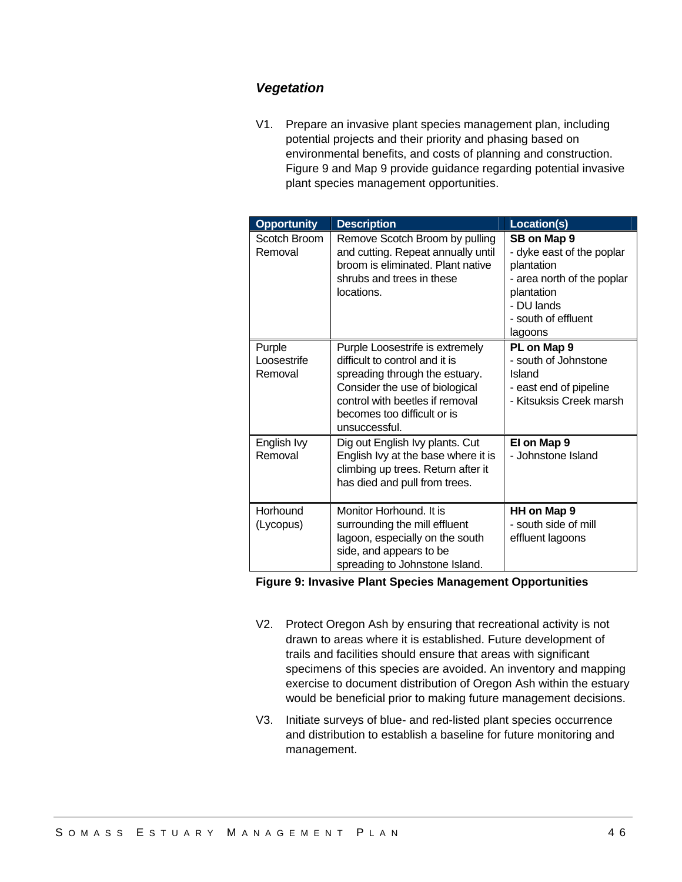### *Vegetation*

V1. Prepare an invasive plant species management plan, including potential projects and their priority and phasing based on environmental benefits, and costs of planning and construction. Figure 9 and Map 9 provide guidance regarding potential invasive plant species management opportunities.

| Opportunity | Description | Location(s) |
|---|---|---|
| Scotch Broom Removal | Remove Scotch Broom by pulling and cutting. Repeat annually until broom is eliminated. Plant native shrubs and trees in these locations. | **SB on Map 9**<br>- dyke east of the poplar plantation<br>- area north of the poplar plantation<br>- DU lands<br>- south of effluent lagoons |
| Purple Loosestrife Removal | Purple Loosestrife is extremely difficult to control and it is spreading through the estuary. Consider the use of biological control with beetles if removal becomes too difficult or is unsuccessful. | **PL on Map 9**<br>- south of Johnstone Island<br>- east end of pipeline<br>- Kitsuksis Creek marsh |
| English Ivy Removal | Dig out English Ivy plants. Cut English Ivy at the base where it is climbing up trees. Return after it has died and pull from trees. | **EI on Map 9**<br>- Johnstone Island |
| Horhound (Lycopus) | Monitor Horhound. It is surrounding the mill effluent lagoon, especially on the south side, and appears to be spreading to Johnstone Island. | **HH on Map 9**<br>- south side of mill effluent lagoons |

**Figure 9: Invasive Plant Species Management Opportunities**

V2. Protect Oregon Ash by ensuring that recreational activity is not drawn to areas where it is established. Future development of trails and facilities should ensure that areas with significant specimens of this species are avoided. An inventory and mapping exercise to document distribution of Oregon Ash within the estuary would be beneficial prior to making future management decisions.

V3. Initiate surveys of blue- and red-listed plant species occurrence and distribution to establish a baseline for future monitoring and management.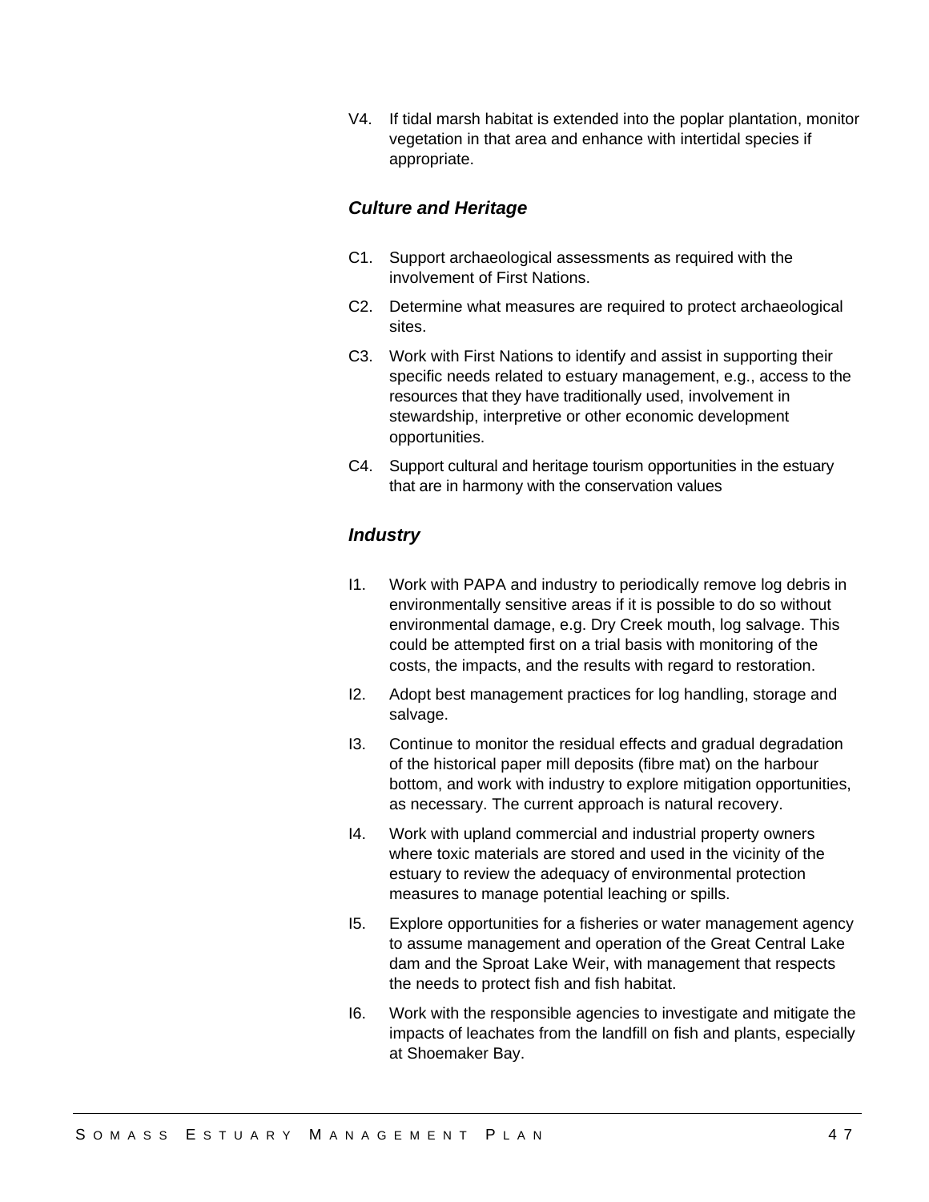V4. If tidal marsh habitat is extended into the poplar plantation, monitor vegetation in that area and enhance with intertidal species if appropriate.

### *Culture and Heritage*

C1. Support archaeological assessments as required with the involvement of First Nations.

C2. Determine what measures are required to protect archaeological sites.

C3. Work with First Nations to identify and assist in supporting their specific needs related to estuary management, e.g., access to the resources that they have traditionally used, involvement in stewardship, interpretive or other economic development opportunities.

C4. Support cultural and heritage tourism opportunities in the estuary that are in harmony with the conservation values

### *Industry*

I1. Work with PAPA and industry to periodically remove log debris in environmentally sensitive areas if it is possible to do so without environmental damage, e.g. Dry Creek mouth, log salvage. This could be attempted first on a trial basis with monitoring of the costs, the impacts, and the results with regard to restoration.

I2. Adopt best management practices for log handling, storage and salvage.

I3. Continue to monitor the residual effects and gradual degradation of the historical paper mill deposits (fibre mat) on the harbour bottom, and work with industry to explore mitigation opportunities, as necessary. The current approach is natural recovery.

I4. Work with upland commercial and industrial property owners where toxic materials are stored and used in the vicinity of the estuary to review the adequacy of environmental protection measures to manage potential leaching or spills.

I5. Explore opportunities for a fisheries or water management agency to assume management and operation of the Great Central Lake dam and the Sproat Lake Weir, with management that respects the needs to protect fish and fish habitat.

I6. Work with the responsible agencies to investigate and mitigate the impacts of leachates from the landfill on fish and plants, especially at Shoemaker Bay.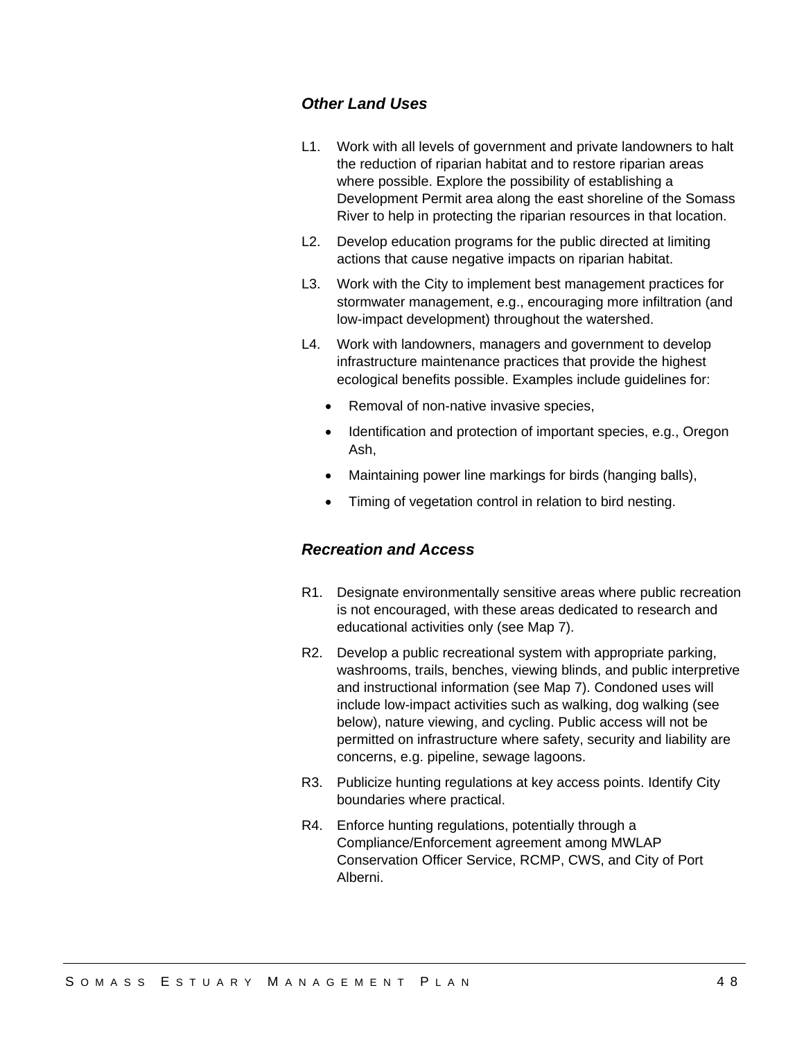### *Other Land Uses*

L1. Work with all levels of government and private landowners to halt the reduction of riparian habitat and to restore riparian areas where possible. Explore the possibility of establishing a Development Permit area along the east shoreline of the Somass River to help in protecting the riparian resources in that location.

L2. Develop education programs for the public directed at limiting actions that cause negative impacts on riparian habitat.

L3. Work with the City to implement best management practices for stormwater management, e.g., encouraging more infiltration (and low-impact development) throughout the watershed.

L4. Work with landowners, managers and government to develop infrastructure maintenance practices that provide the highest ecological benefits possible. Examples include guidelines for:

- Removal of non-native invasive species,
- Identification and protection of important species, e.g., Oregon Ash,
- Maintaining power line markings for birds (hanging balls),
- Timing of vegetation control in relation to bird nesting.

### *Recreation and Access*

R1. Designate environmentally sensitive areas where public recreation is not encouraged, with these areas dedicated to research and educational activities only (see Map 7).

R2. Develop a public recreational system with appropriate parking, washrooms, trails, benches, viewing blinds, and public interpretive and instructional information (see Map 7). Condoned uses will include low-impact activities such as walking, dog walking (see below), nature viewing, and cycling. Public access will not be permitted on infrastructure where safety, security and liability are concerns, e.g. pipeline, sewage lagoons.

R3. Publicize hunting regulations at key access points. Identify City boundaries where practical.

R4. Enforce hunting regulations, potentially through a Compliance/Enforcement agreement among MWLAP Conservation Officer Service, RCMP, CWS, and City of Port Alberni.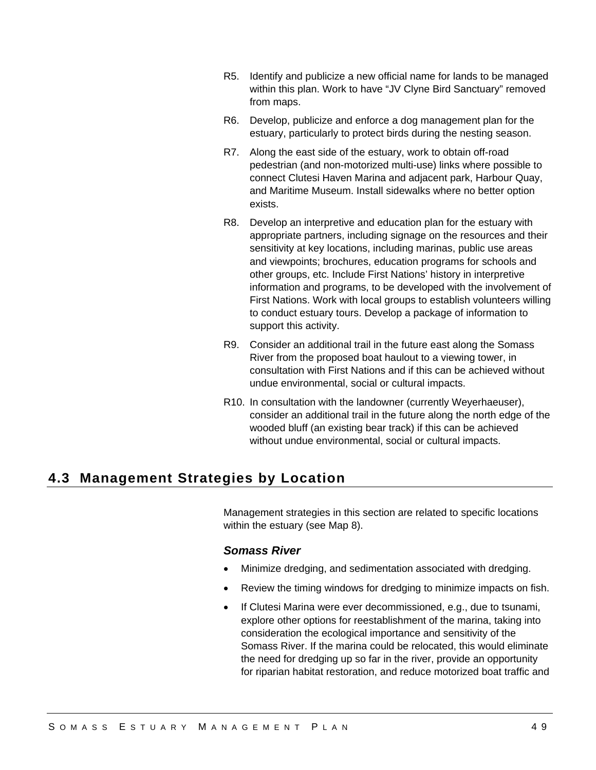R5. Identify and publicize a new official name for lands to be managed within this plan. Work to have "JV Clyne Bird Sanctuary" removed from maps.

R6. Develop, publicize and enforce a dog management plan for the estuary, particularly to protect birds during the nesting season.

R7. Along the east side of the estuary, work to obtain off-road pedestrian (and non-motorized multi-use) links where possible to connect Clutesi Haven Marina and adjacent park, Harbour Quay, and Maritime Museum. Install sidewalks where no better option exists.

R8. Develop an interpretive and education plan for the estuary with appropriate partners, including signage on the resources and their sensitivity at key locations, including marinas, public use areas and viewpoints; brochures, education programs for schools and other groups, etc. Include First Nations' history in interpretive information and programs, to be developed with the involvement of First Nations. Work with local groups to establish volunteers willing to conduct estuary tours. Develop a package of information to support this activity.

R9. Consider an additional trail in the future east along the Somass River from the proposed boat haulout to a viewing tower, in consultation with First Nations and if this can be achieved without undue environmental, social or cultural impacts.

R10. In consultation with the landowner (currently Weyerhaeuser), consider an additional trail in the future along the north edge of the wooded bluff (an existing bear track) if this can be achieved without undue environmental, social or cultural impacts.

## 4.3 Management Strategies by Location

Management strategies in this section are related to specific locations within the estuary (see Map 8).

### *Somass River*

- Minimize dredging, and sedimentation associated with dredging.
- Review the timing windows for dredging to minimize impacts on fish.
- If Clutesi Marina were ever decommissioned, e.g., due to tsunami, explore other options for reestablishment of the marina, taking into consideration the ecological importance and sensitivity of the Somass River. If the marina could be relocated, this would eliminate the need for dredging up so far in the river, provide an opportunity for riparian habitat restoration, and reduce motorized boat traffic and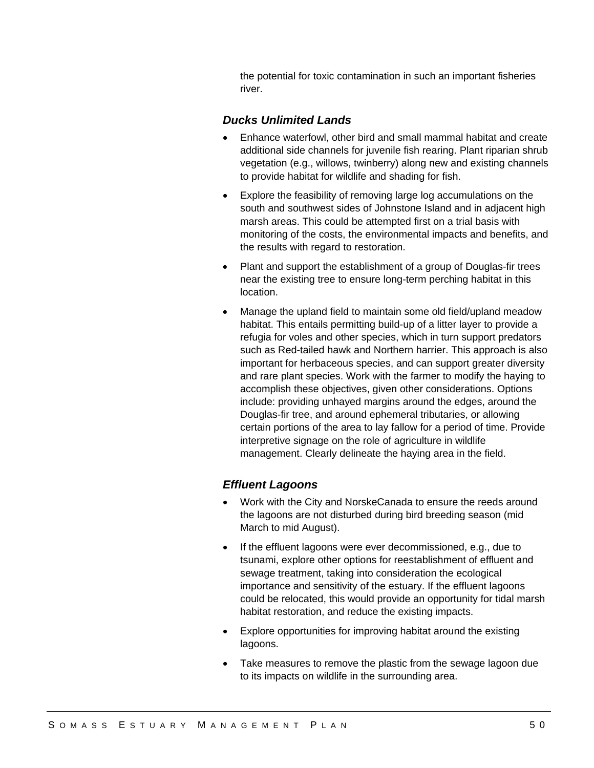the potential for toxic contamination in such an important fisheries river.

### *Ducks Unlimited Lands*

- Enhance waterfowl, other bird and small mammal habitat and create additional side channels for juvenile fish rearing. Plant riparian shrub vegetation (e.g., willows, twinberry) along new and existing channels to provide habitat for wildlife and shading for fish.
- Explore the feasibility of removing large log accumulations on the south and southwest sides of Johnstone Island and in adjacent high marsh areas. This could be attempted first on a trial basis with monitoring of the costs, the environmental impacts and benefits, and the results with regard to restoration.
- Plant and support the establishment of a group of Douglas-fir trees near the existing tree to ensure long-term perching habitat in this location.
- Manage the upland field to maintain some old field/upland meadow habitat. This entails permitting build-up of a litter layer to provide a refugia for voles and other species, which in turn support predators such as Red-tailed hawk and Northern harrier. This approach is also important for herbaceous species, and can support greater diversity and rare plant species. Work with the farmer to modify the haying to accomplish these objectives, given other considerations. Options include: providing unhayed margins around the edges, around the Douglas-fir tree, and around ephemeral tributaries, or allowing certain portions of the area to lay fallow for a period of time. Provide interpretive signage on the role of agriculture in wildlife management. Clearly delineate the haying area in the field.

### *Effluent Lagoons*

- Work with the City and NorskeCanada to ensure the reeds around the lagoons are not disturbed during bird breeding season (mid March to mid August).
- If the effluent lagoons were ever decommissioned, e.g., due to tsunami, explore other options for reestablishment of effluent and sewage treatment, taking into consideration the ecological importance and sensitivity of the estuary. If the effluent lagoons could be relocated, this would provide an opportunity for tidal marsh habitat restoration, and reduce the existing impacts.
- Explore opportunities for improving habitat around the existing lagoons.
- Take measures to remove the plastic from the sewage lagoon due to its impacts on wildlife in the surrounding area.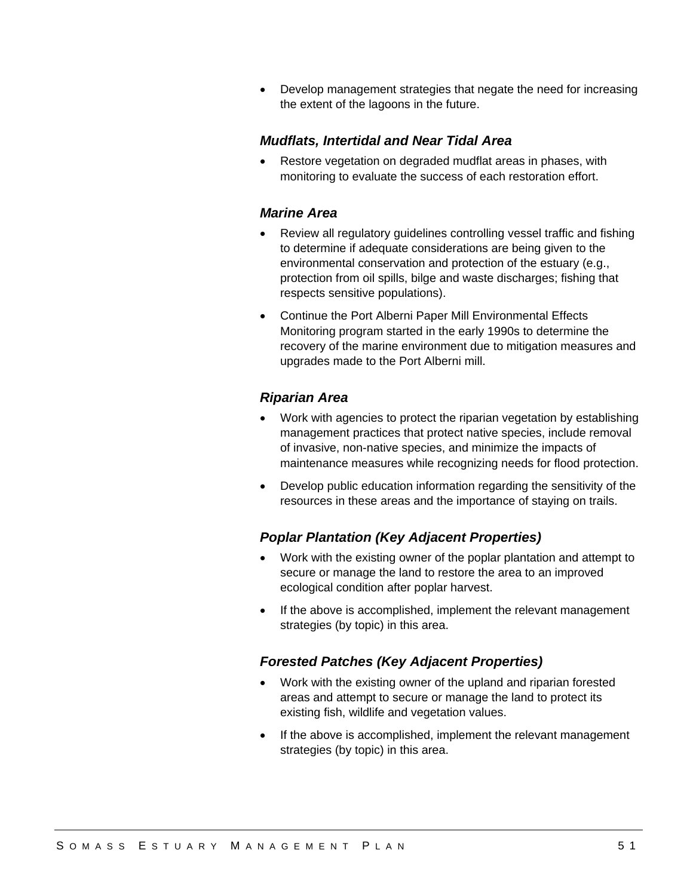- Develop management strategies that negate the need for increasing the extent of the lagoons in the future.

### *Mudflats, Intertidal and Near Tidal Area*

- Restore vegetation on degraded mudflat areas in phases, with monitoring to evaluate the success of each restoration effort.

### *Marine Area*

- Review all regulatory guidelines controlling vessel traffic and fishing to determine if adequate considerations are being given to the environmental conservation and protection of the estuary (e.g., protection from oil spills, bilge and waste discharges; fishing that respects sensitive populations).
- Continue the Port Alberni Paper Mill Environmental Effects Monitoring program started in the early 1990s to determine the recovery of the marine environment due to mitigation measures and upgrades made to the Port Alberni mill.

### *Riparian Area*

- Work with agencies to protect the riparian vegetation by establishing management practices that protect native species, include removal of invasive, non-native species, and minimize the impacts of maintenance measures while recognizing needs for flood protection.
- Develop public education information regarding the sensitivity of the resources in these areas and the importance of staying on trails.

### *Poplar Plantation (Key Adjacent Properties)*

- Work with the existing owner of the poplar plantation and attempt to secure or manage the land to restore the area to an improved ecological condition after poplar harvest.
- If the above is accomplished, implement the relevant management strategies (by topic) in this area.

### *Forested Patches (Key Adjacent Properties)*

- Work with the existing owner of the upland and riparian forested areas and attempt to secure or manage the land to protect its existing fish, wildlife and vegetation values.
- If the above is accomplished, implement the relevant management strategies (by topic) in this area.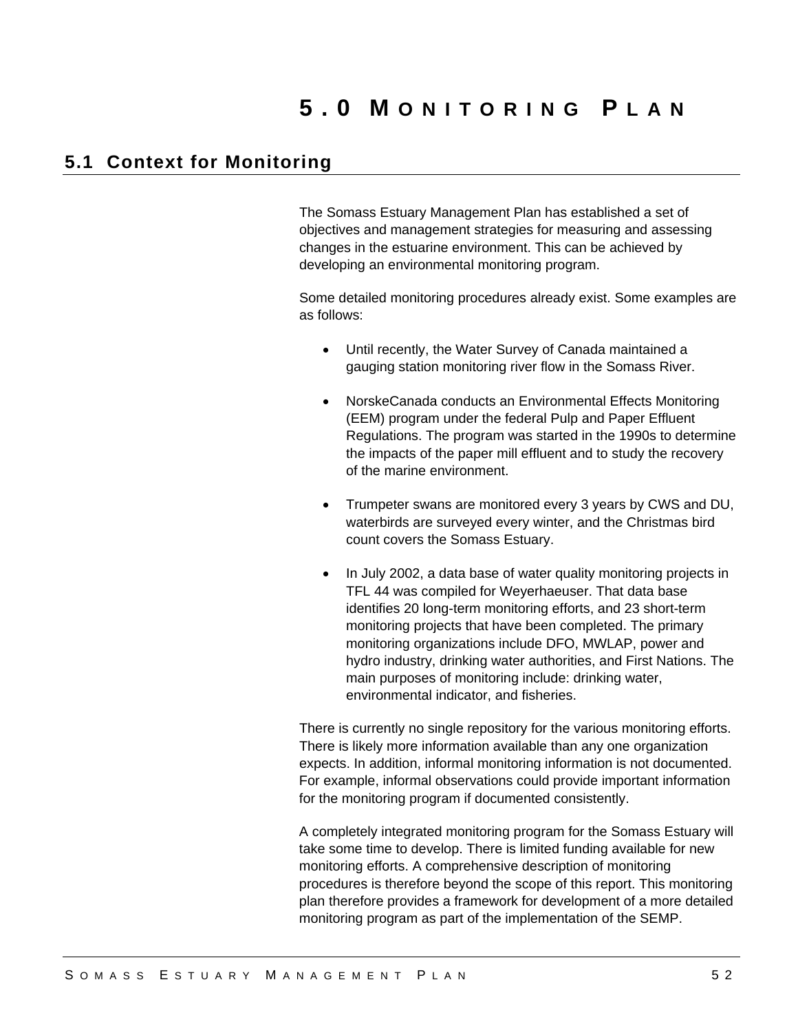# 5.0 MONITORING PLAN

## 5.1 Context for Monitoring

The Somass Estuary Management Plan has established a set of objectives and management strategies for measuring and assessing changes in the estuarine environment. This can be achieved by developing an environmental monitoring program.

Some detailed monitoring procedures already exist. Some examples are as follows:

- Until recently, the Water Survey of Canada maintained a gauging station monitoring river flow in the Somass River.
- NorskeCanada conducts an Environmental Effects Monitoring (EEM) program under the federal Pulp and Paper Effluent Regulations. The program was started in the 1990s to determine the impacts of the paper mill effluent and to study the recovery of the marine environment.
- Trumpeter swans are monitored every 3 years by CWS and DU, waterbirds are surveyed every winter, and the Christmas bird count covers the Somass Estuary.
- In July 2002, a data base of water quality monitoring projects in TFL 44 was compiled for Weyerhaeuser. That data base identifies 20 long-term monitoring efforts, and 23 short-term monitoring projects that have been completed. The primary monitoring organizations include DFO, MWLAP, power and hydro industry, drinking water authorities, and First Nations. The main purposes of monitoring include: drinking water, environmental indicator, and fisheries.

There is currently no single repository for the various monitoring efforts. There is likely more information available than any one organization expects. In addition, informal monitoring information is not documented. For example, informal observations could provide important information for the monitoring program if documented consistently.

A completely integrated monitoring program for the Somass Estuary will take some time to develop. There is limited funding available for new monitoring efforts. A comprehensive description of monitoring procedures is therefore beyond the scope of this report. This monitoring plan therefore provides a framework for development of a more detailed monitoring program as part of the implementation of the SEMP.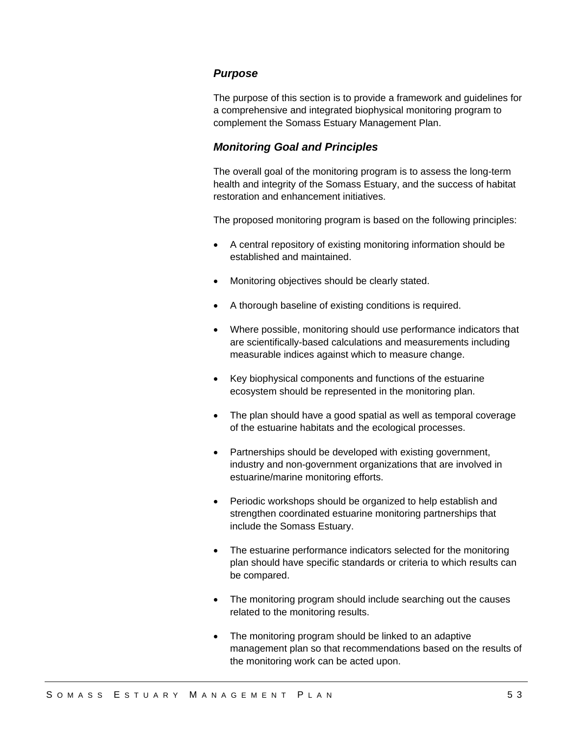### *Purpose*

The purpose of this section is to provide a framework and guidelines for a comprehensive and integrated biophysical monitoring program to complement the Somass Estuary Management Plan.

### *Monitoring Goal and Principles*

The overall goal of the monitoring program is to assess the long-term health and integrity of the Somass Estuary, and the success of habitat restoration and enhancement initiatives.

The proposed monitoring program is based on the following principles:

- A central repository of existing monitoring information should be established and maintained.
- Monitoring objectives should be clearly stated.
- A thorough baseline of existing conditions is required.
- Where possible, monitoring should use performance indicators that are scientifically-based calculations and measurements including measurable indices against which to measure change.
- Key biophysical components and functions of the estuarine ecosystem should be represented in the monitoring plan.
- The plan should have a good spatial as well as temporal coverage of the estuarine habitats and the ecological processes.
- Partnerships should be developed with existing government, industry and non-government organizations that are involved in estuarine/marine monitoring efforts.
- Periodic workshops should be organized to help establish and strengthen coordinated estuarine monitoring partnerships that include the Somass Estuary.
- The estuarine performance indicators selected for the monitoring plan should have specific standards or criteria to which results can be compared.
- The monitoring program should include searching out the causes related to the monitoring results.
- The monitoring program should be linked to an adaptive management plan so that recommendations based on the results of the monitoring work can be acted upon.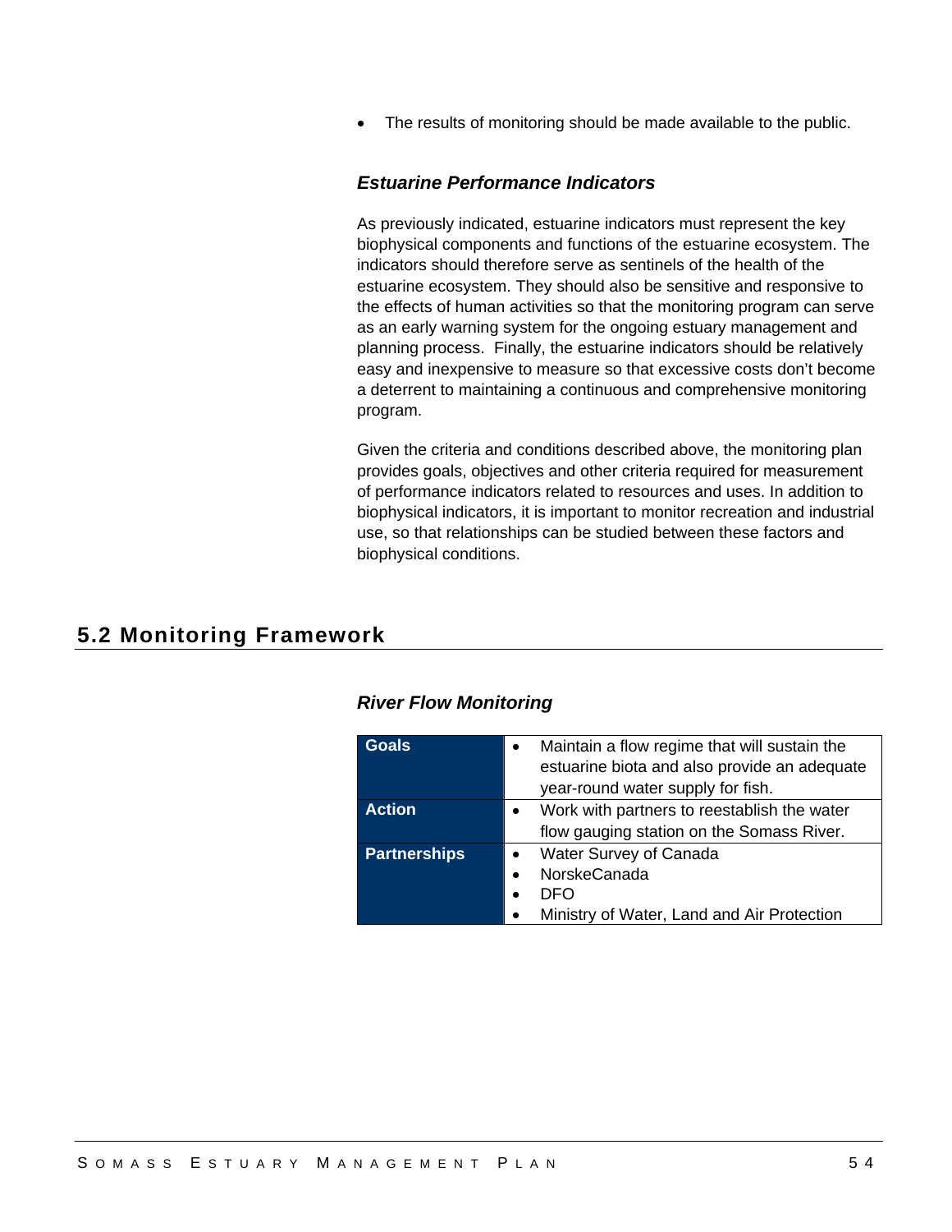- The results of monitoring should be made available to the public.

### *Estuarine Performance Indicators*

As previously indicated, estuarine indicators must represent the key biophysical components and functions of the estuarine ecosystem. The indicators should therefore serve as sentinels of the health of the estuarine ecosystem. They should also be sensitive and responsive to the effects of human activities so that the monitoring program can serve as an early warning system for the ongoing estuary management and planning process. Finally, the estuarine indicators should be relatively easy and inexpensive to measure so that excessive costs don't become a deterrent to maintaining a continuous and comprehensive monitoring program.

Given the criteria and conditions described above, the monitoring plan provides goals, objectives and other criteria required for measurement of performance indicators related to resources and uses. In addition to biophysical indicators, it is important to monitor recreation and industrial use, so that relationships can be studied between these factors and biophysical conditions.

## 5.2 Monitoring Framework

### *River Flow Monitoring*

| | |
|---|---|
| **Goals** | • Maintain a flow regime that will sustain the estuarine biota and also provide an adequate year-round water supply for fish. |
| **Action** | • Work with partners to reestablish the water flow gauging station on the Somass River. |
| **Partnerships** | • Water Survey of Canada<br>• NorskeCanada<br>• DFO<br>• Ministry of Water, Land and Air Protection |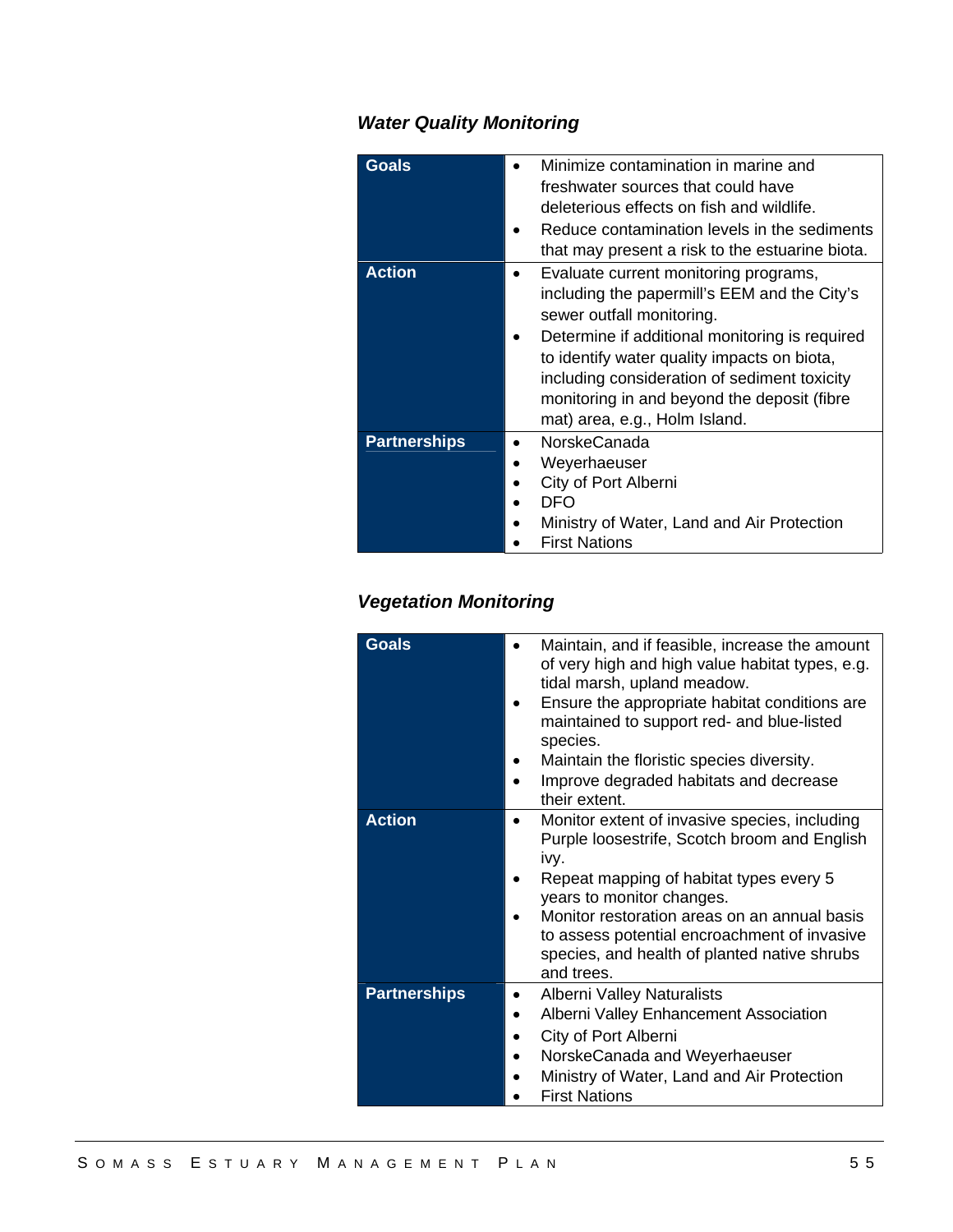### *Water Quality Monitoring*

| | |
|---|---|
| **Goals** | • Minimize contamination in marine and freshwater sources that could have deleterious effects on fish and wildlife.<br>• Reduce contamination levels in the sediments that may present a risk to the estuarine biota. |
| **Action** | • Evaluate current monitoring programs, including the papermill's EEM and the City's sewer outfall monitoring.<br>• Determine if additional monitoring is required to identify water quality impacts on biota, including consideration of sediment toxicity monitoring in and beyond the deposit (fibre mat) area, e.g., Holm Island. |
| **Partnerships** | • NorskeCanada<br>• Weyerhaeuser<br>• City of Port Alberni<br>• DFO<br>• Ministry of Water, Land and Air Protection<br>• First Nations |

### *Vegetation Monitoring*

| | |
|---|---|
| **Goals** | • Maintain, and if feasible, increase the amount of very high and high value habitat types, e.g. tidal marsh, upland meadow.<br>• Ensure the appropriate habitat conditions are maintained to support red- and blue-listed species.<br>• Maintain the floristic species diversity.<br>• Improve degraded habitats and decrease their extent. |
| **Action** | • Monitor extent of invasive species, including Purple loosestrife, Scotch broom and English ivy.<br>• Repeat mapping of habitat types every 5 years to monitor changes.<br>• Monitor restoration areas on an annual basis to assess potential encroachment of invasive species, and health of planted native shrubs and trees. |
| **Partnerships** | • Alberni Valley Naturalists<br>• Alberni Valley Enhancement Association<br>• City of Port Alberni<br>• NorskeCanada and Weyerhaeuser<br>• Ministry of Water, Land and Air Protection<br>• First Nations |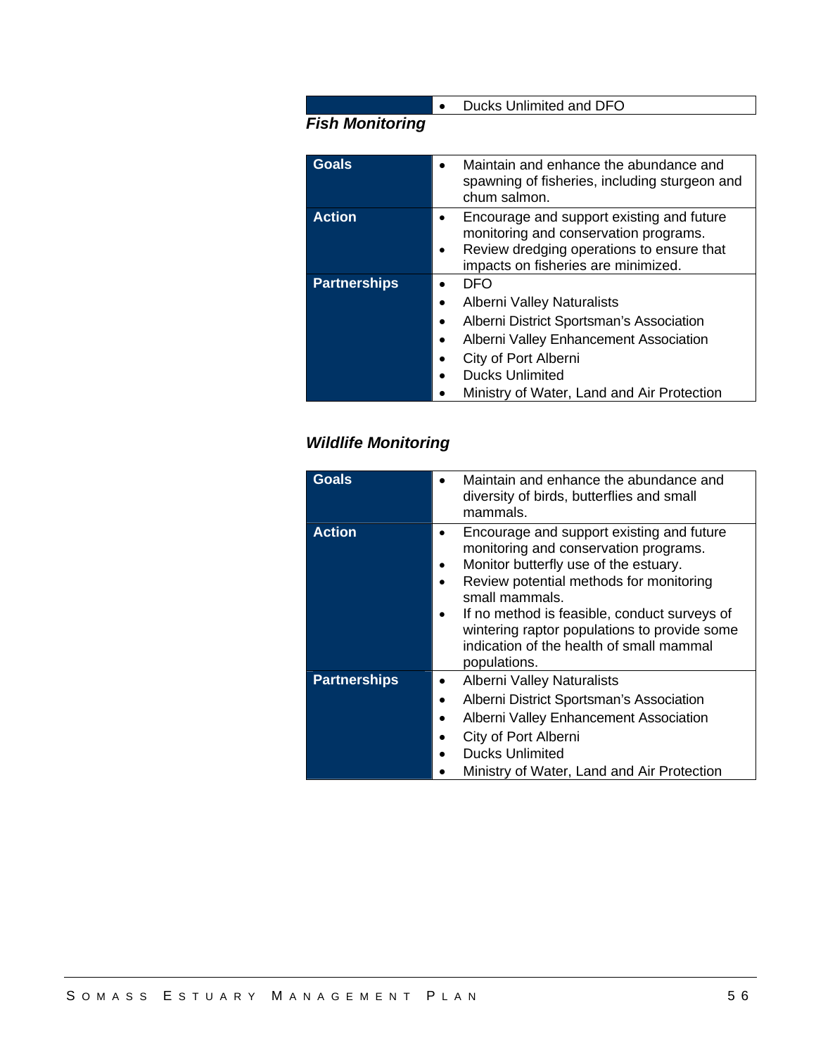| | |
|---|---|
| | • Ducks Unlimited and DFO |

### *Fish Monitoring*

| | |
|---|---|
| **Goals** | • Maintain and enhance the abundance and spawning of fisheries, including sturgeon and chum salmon. |
| **Action** | • Encourage and support existing and future monitoring and conservation programs.<br>• Review dredging operations to ensure that impacts on fisheries are minimized. |
| **Partnerships** | • DFO<br>• Alberni Valley Naturalists<br>• Alberni District Sportsman's Association<br>• Alberni Valley Enhancement Association<br>• City of Port Alberni<br>• Ducks Unlimited<br>• Ministry of Water, Land and Air Protection |

### *Wildlife Monitoring*

| | |
|---|---|
| **Goals** | • Maintain and enhance the abundance and diversity of birds, butterflies and small mammals. |
| **Action** | • Encourage and support existing and future monitoring and conservation programs.<br>• Monitor butterfly use of the estuary.<br>• Review potential methods for monitoring small mammals.<br>• If no method is feasible, conduct surveys of wintering raptor populations to provide some indication of the health of small mammal populations. |
| **Partnerships** | • Alberni Valley Naturalists<br>• Alberni District Sportsman's Association<br>• Alberni Valley Enhancement Association<br>• City of Port Alberni<br>• Ducks Unlimited<br>• Ministry of Water, Land and Air Protection |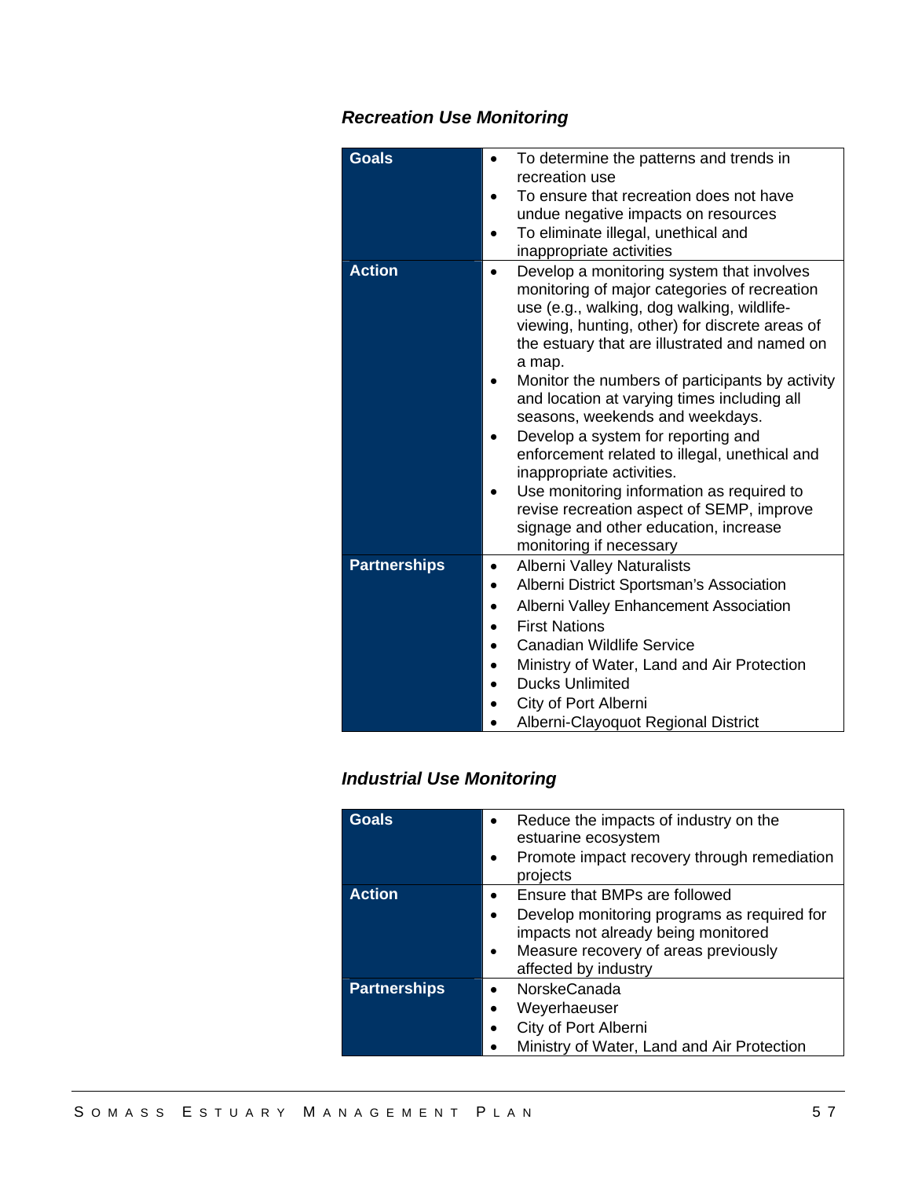### *Recreation Use Monitoring*

| | |
|---|---|
| **Goals** | • To determine the patterns and trends in recreation use<br>• To ensure that recreation does not have undue negative impacts on resources<br>• To eliminate illegal, unethical and inappropriate activities |
| **Action** | • Develop a monitoring system that involves monitoring of major categories of recreation use (e.g., walking, dog walking, wildlife-viewing, hunting, other) for discrete areas of the estuary that are illustrated and named on a map.<br>• Monitor the numbers of participants by activity and location at varying times including all seasons, weekends and weekdays.<br>• Develop a system for reporting and enforcement related to illegal, unethical and inappropriate activities.<br>• Use monitoring information as required to revise recreation aspect of SEMP, improve signage and other education, increase monitoring if necessary |
| **Partnerships** | • Alberni Valley Naturalists<br>• Alberni District Sportsman's Association<br>• Alberni Valley Enhancement Association<br>• First Nations<br>• Canadian Wildlife Service<br>• Ministry of Water, Land and Air Protection<br>• Ducks Unlimited<br>• City of Port Alberni<br>• Alberni-Clayoquot Regional District |

### *Industrial Use Monitoring*

| | |
|---|---|
| **Goals** | • Reduce the impacts of industry on the estuarine ecosystem<br>• Promote impact recovery through remediation projects |
| **Action** | • Ensure that BMPs are followed<br>• Develop monitoring programs as required for impacts not already being monitored<br>• Measure recovery of areas previously affected by industry |
| **Partnerships** | • NorskeCanada<br>• Weyerhaeuser<br>• City of Port Alberni<br>• Ministry of Water, Land and Air Protection |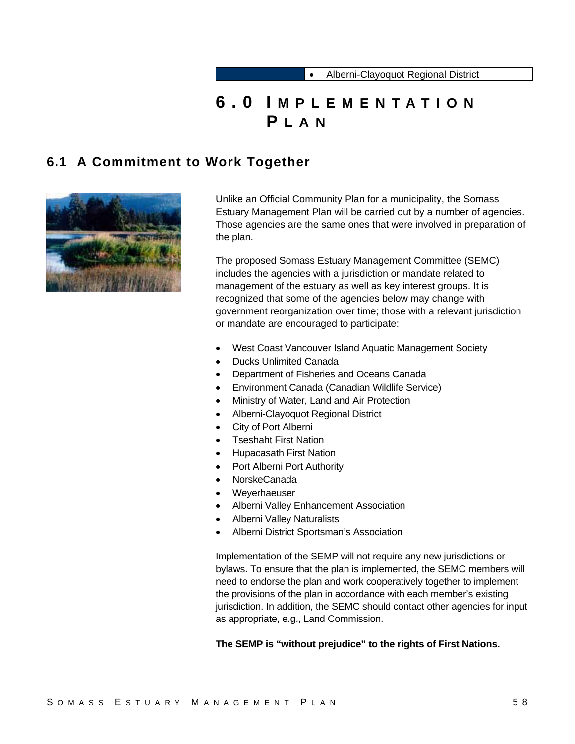- Alberni-Clayoquot Regional District

# 6.0 Implementation Plan

## 6.1 A Commitment to Work Together

Unlike an Official Community Plan for a municipality, the Somass Estuary Management Plan will be carried out by a number of agencies. Those agencies are the same ones that were involved in preparation of the plan.

The proposed Somass Estuary Management Committee (SEMC) includes the agencies with a jurisdiction or mandate related to management of the estuary as well as key interest groups. It is recognized that some of the agencies below may change with government reorganization over time; those with a relevant jurisdiction or mandate are encouraged to participate:

- West Coast Vancouver Island Aquatic Management Society
- Ducks Unlimited Canada
- Department of Fisheries and Oceans Canada
- Environment Canada (Canadian Wildlife Service)
- Ministry of Water, Land and Air Protection
- Alberni-Clayoquot Regional District
- City of Port Alberni
- Tseshaht First Nation
- Hupacasath First Nation
- Port Alberni Port Authority
- NorskeCanada
- Weyerhaeuser
- Alberni Valley Enhancement Association
- Alberni Valley Naturalists
- Alberni District Sportsman's Association

Implementation of the SEMP will not require any new jurisdictions or bylaws. To ensure that the plan is implemented, the SEMC members will need to endorse the plan and work cooperatively together to implement the provisions of the plan in accordance with each member's existing jurisdiction. In addition, the SEMC should contact other agencies for input as appropriate, e.g., Land Commission.

**The SEMP is "without prejudice" to the rights of First Nations.**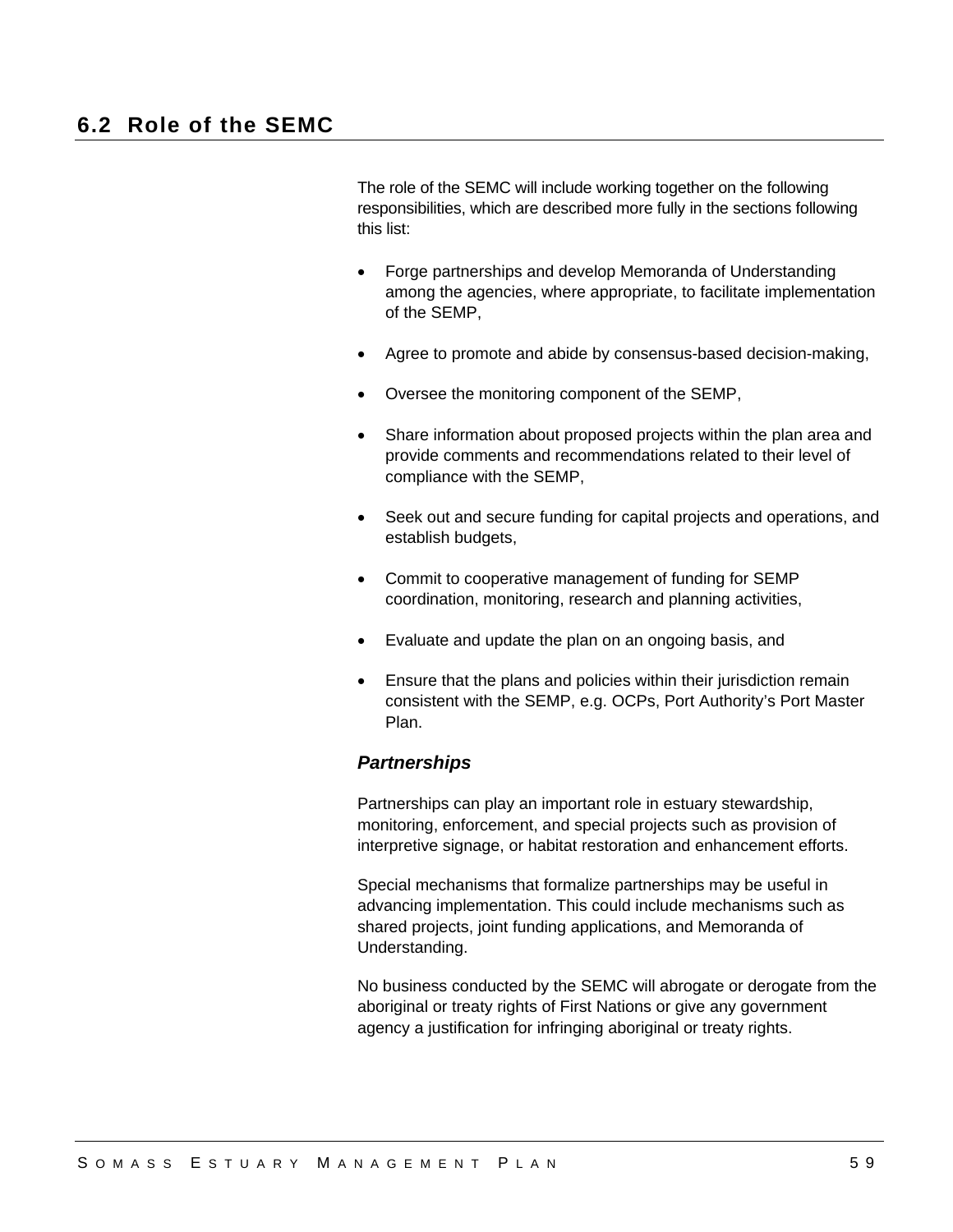## 6.2 Role of the SEMC

The role of the SEMC will include working together on the following responsibilities, which are described more fully in the sections following this list:

- Forge partnerships and develop Memoranda of Understanding among the agencies, where appropriate, to facilitate implementation of the SEMP,
- Agree to promote and abide by consensus-based decision-making,
- Oversee the monitoring component of the SEMP,
- Share information about proposed projects within the plan area and provide comments and recommendations related to their level of compliance with the SEMP,
- Seek out and secure funding for capital projects and operations, and establish budgets,
- Commit to cooperative management of funding for SEMP coordination, monitoring, research and planning activities,
- Evaluate and update the plan on an ongoing basis, and
- Ensure that the plans and policies within their jurisdiction remain consistent with the SEMP, e.g. OCPs, Port Authority's Port Master Plan.

### *Partnerships*

Partnerships can play an important role in estuary stewardship, monitoring, enforcement, and special projects such as provision of interpretive signage, or habitat restoration and enhancement efforts.

Special mechanisms that formalize partnerships may be useful in advancing implementation. This could include mechanisms such as shared projects, joint funding applications, and Memoranda of Understanding.

No business conducted by the SEMC will abrogate or derogate from the aboriginal or treaty rights of First Nations or give any government agency a justification for infringing aboriginal or treaty rights.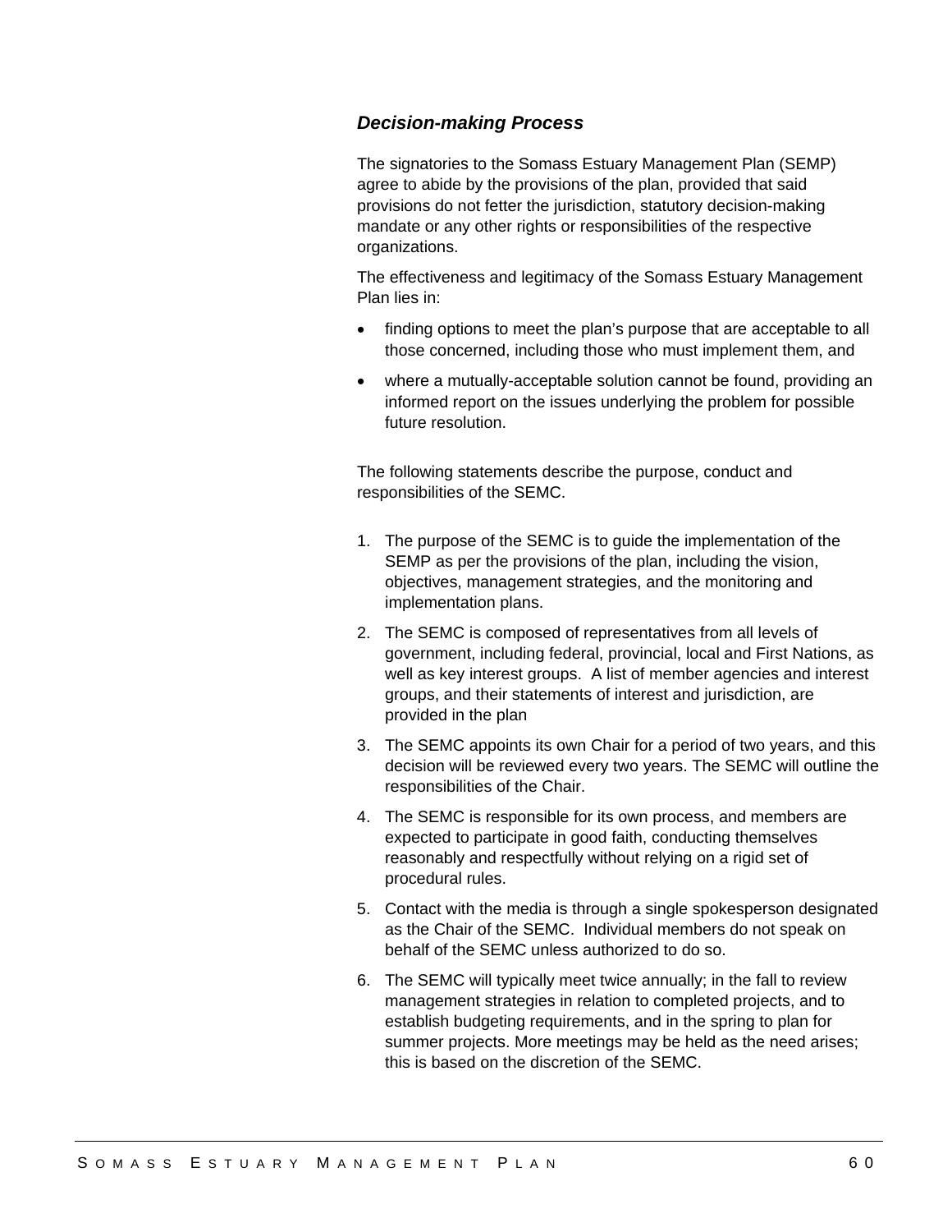### *Decision-making Process*

The signatories to the Somass Estuary Management Plan (SEMP) agree to abide by the provisions of the plan, provided that said provisions do not fetter the jurisdiction, statutory decision-making mandate or any other rights or responsibilities of the respective organizations.

The effectiveness and legitimacy of the Somass Estuary Management Plan lies in:

- finding options to meet the plan's purpose that are acceptable to all those concerned, including those who must implement them, and
- where a mutually-acceptable solution cannot be found, providing an informed report on the issues underlying the problem for possible future resolution.

The following statements describe the purpose, conduct and responsibilities of the SEMC.

1. The purpose of the SEMC is to guide the implementation of the SEMP as per the provisions of the plan, including the vision, objectives, management strategies, and the monitoring and implementation plans.
2. The SEMC is composed of representatives from all levels of government, including federal, provincial, local and First Nations, as well as key interest groups. A list of member agencies and interest groups, and their statements of interest and jurisdiction, are provided in the plan
3. The SEMC appoints its own Chair for a period of two years, and this decision will be reviewed every two years. The SEMC will outline the responsibilities of the Chair.
4. The SEMC is responsible for its own process, and members are expected to participate in good faith, conducting themselves reasonably and respectfully without relying on a rigid set of procedural rules.
5. Contact with the media is through a single spokesperson designated as the Chair of the SEMC. Individual members do not speak on behalf of the SEMC unless authorized to do so.
6. The SEMC will typically meet twice annually; in the fall to review management strategies in relation to completed projects, and to establish budgeting requirements, and in the spring to plan for summer projects. More meetings may be held as the need arises; this is based on the discretion of the SEMC.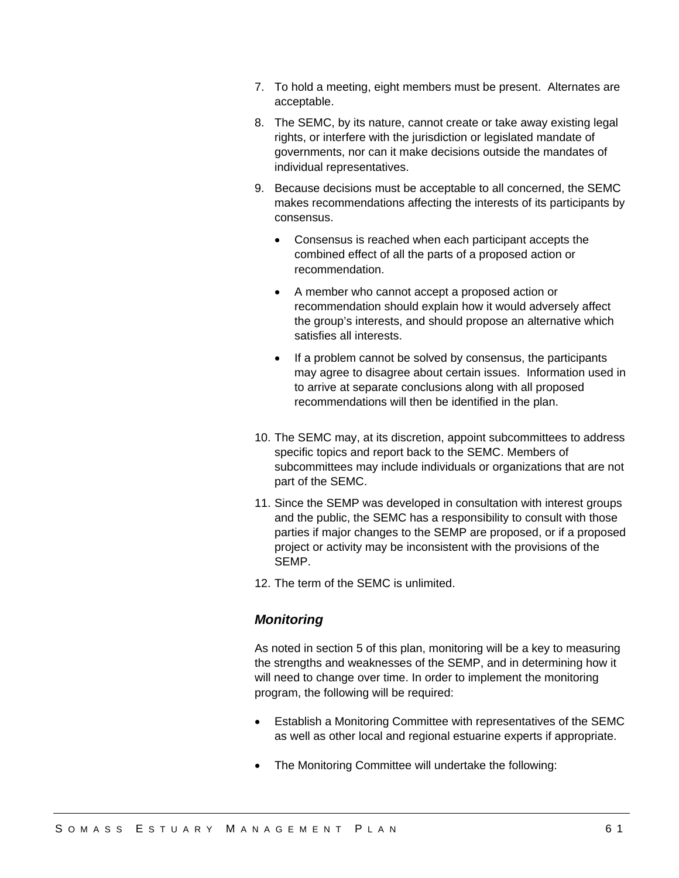7. To hold a meeting, eight members must be present. Alternates are acceptable.
8. The SEMC, by its nature, cannot create or take away existing legal rights, or interfere with the jurisdiction or legislated mandate of governments, nor can it make decisions outside the mandates of individual representatives.
9. Because decisions must be acceptable to all concerned, the SEMC makes recommendations affecting the interests of its participants by consensus.
   - Consensus is reached when each participant accepts the combined effect of all the parts of a proposed action or recommendation.
   - A member who cannot accept a proposed action or recommendation should explain how it would adversely affect the group's interests, and should propose an alternative which satisfies all interests.
   - If a problem cannot be solved by consensus, the participants may agree to disagree about certain issues. Information used in to arrive at separate conclusions along with all proposed recommendations will then be identified in the plan.
10. The SEMC may, at its discretion, appoint subcommittees to address specific topics and report back to the SEMC. Members of subcommittees may include individuals or organizations that are not part of the SEMC.
11. Since the SEMP was developed in consultation with interest groups and the public, the SEMC has a responsibility to consult with those parties if major changes to the SEMP are proposed, or if a proposed project or activity may be inconsistent with the provisions of the SEMP.
12. The term of the SEMC is unlimited.

### *Monitoring*

As noted in section 5 of this plan, monitoring will be a key to measuring the strengths and weaknesses of the SEMP, and in determining how it will need to change over time. In order to implement the monitoring program, the following will be required:

- Establish a Monitoring Committee with representatives of the SEMC as well as other local and regional estuarine experts if appropriate.
- The Monitoring Committee will undertake the following: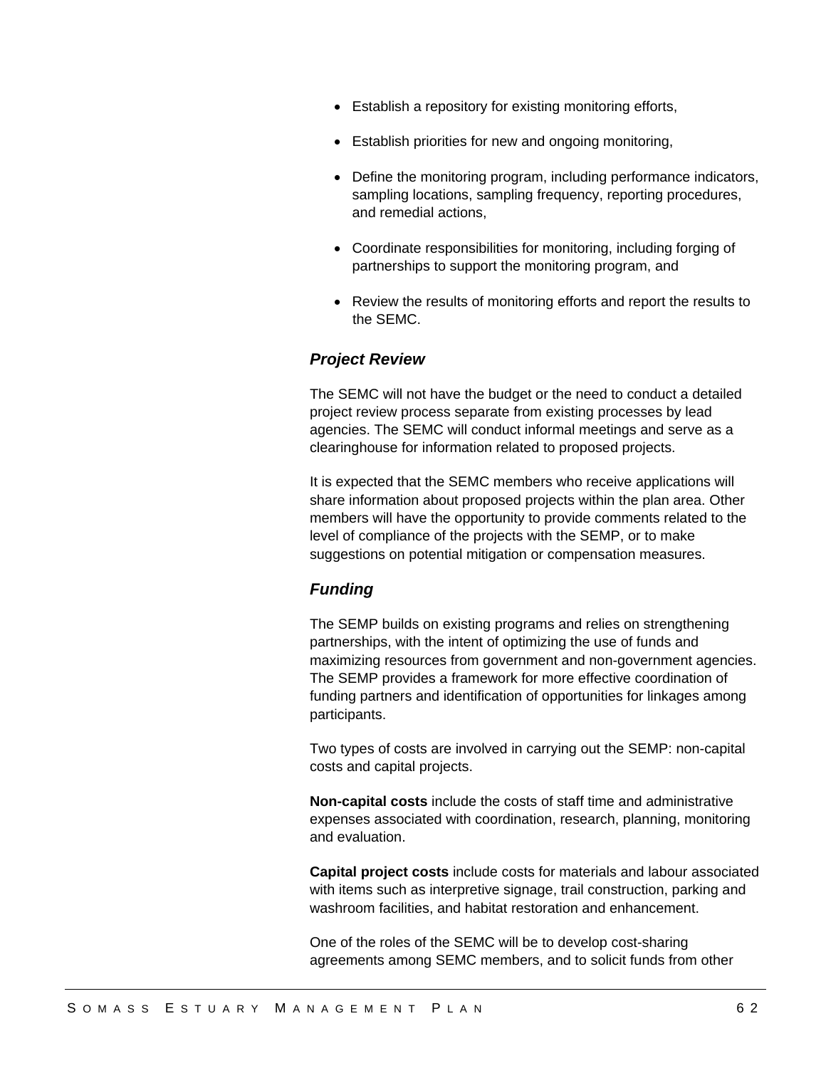- Establish a repository for existing monitoring efforts,
- Establish priorities for new and ongoing monitoring,
- Define the monitoring program, including performance indicators, sampling locations, sampling frequency, reporting procedures, and remedial actions,
- Coordinate responsibilities for monitoring, including forging of partnerships to support the monitoring program, and
- Review the results of monitoring efforts and report the results to the SEMC.

### *Project Review*

The SEMC will not have the budget or the need to conduct a detailed project review process separate from existing processes by lead agencies. The SEMC will conduct informal meetings and serve as a clearinghouse for information related to proposed projects.

It is expected that the SEMC members who receive applications will share information about proposed projects within the plan area. Other members will have the opportunity to provide comments related to the level of compliance of the projects with the SEMP, or to make suggestions on potential mitigation or compensation measures.

### *Funding*

The SEMP builds on existing programs and relies on strengthening partnerships, with the intent of optimizing the use of funds and maximizing resources from government and non-government agencies. The SEMP provides a framework for more effective coordination of funding partners and identification of opportunities for linkages among participants.

Two types of costs are involved in carrying out the SEMP: non-capital costs and capital projects.

**Non-capital costs** include the costs of staff time and administrative expenses associated with coordination, research, planning, monitoring and evaluation.

**Capital project costs** include costs for materials and labour associated with items such as interpretive signage, trail construction, parking and washroom facilities, and habitat restoration and enhancement.

One of the roles of the SEMC will be to develop cost-sharing agreements among SEMC members, and to solicit funds from other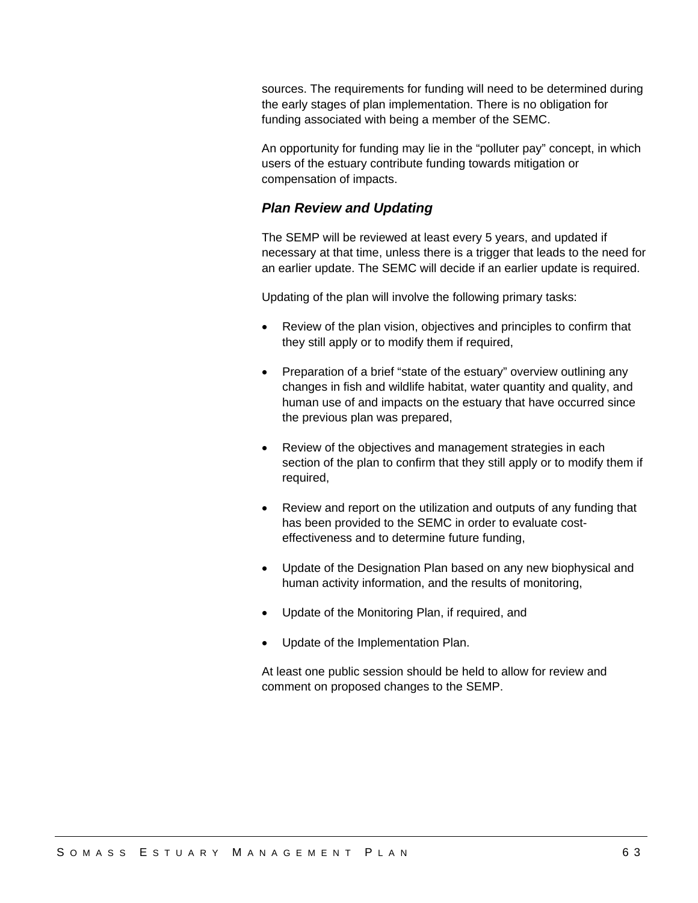sources. The requirements for funding will need to be determined during the early stages of plan implementation. There is no obligation for funding associated with being a member of the SEMC.

An opportunity for funding may lie in the "polluter pay" concept, in which users of the estuary contribute funding towards mitigation or compensation of impacts.

### *Plan Review and Updating*

The SEMP will be reviewed at least every 5 years, and updated if necessary at that time, unless there is a trigger that leads to the need for an earlier update. The SEMC will decide if an earlier update is required.

Updating of the plan will involve the following primary tasks:

- Review of the plan vision, objectives and principles to confirm that they still apply or to modify them if required,
- Preparation of a brief "state of the estuary" overview outlining any changes in fish and wildlife habitat, water quantity and quality, and human use of and impacts on the estuary that have occurred since the previous plan was prepared,
- Review of the objectives and management strategies in each section of the plan to confirm that they still apply or to modify them if required,
- Review and report on the utilization and outputs of any funding that has been provided to the SEMC in order to evaluate cost-effectiveness and to determine future funding,
- Update of the Designation Plan based on any new biophysical and human activity information, and the results of monitoring,
- Update of the Monitoring Plan, if required, and
- Update of the Implementation Plan.

At least one public session should be held to allow for review and comment on proposed changes to the SEMP.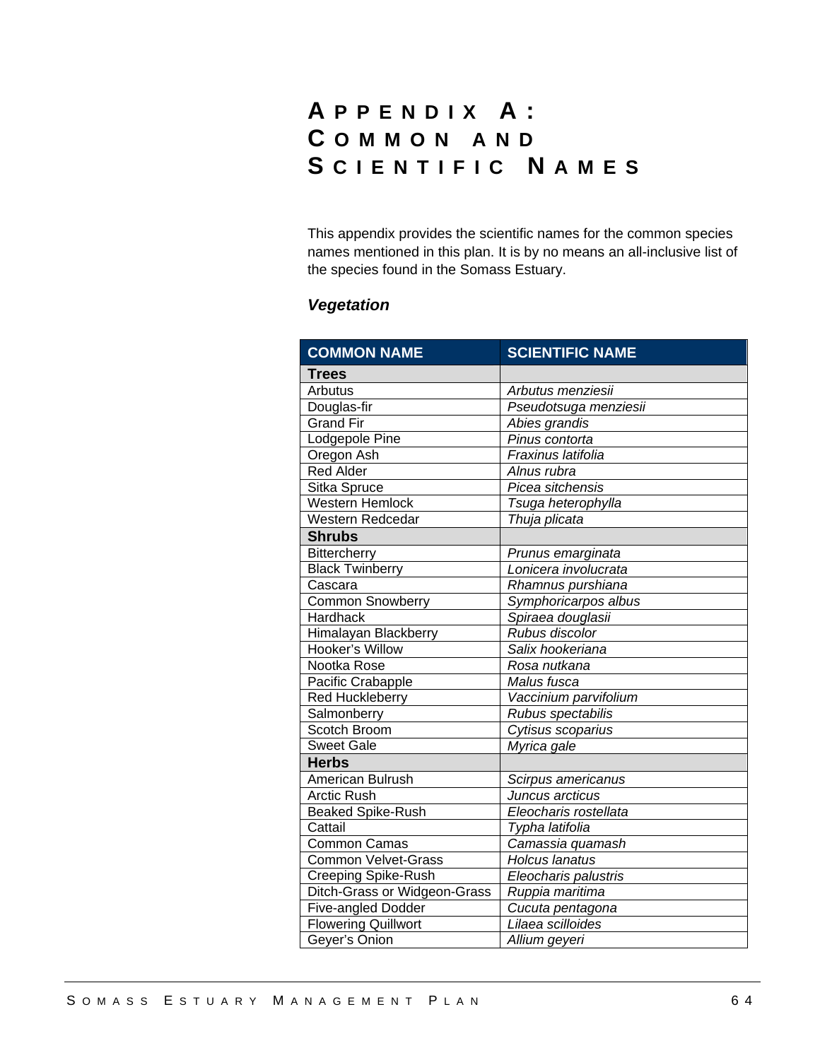# Appendix A: Common and Scientific Names

This appendix provides the scientific names for the common species names mentioned in this plan. It is by no means an all-inclusive list of the species found in the Somass Estuary.

### *Vegetation*

| COMMON NAME | SCIENTIFIC NAME |
|---|---|
| **Trees** | |
| Arbutus | *Arbutus menziesii* |
| Douglas-fir | *Pseudotsuga menziesii* |
| Grand Fir | *Abies grandis* |
| Lodgepole Pine | *Pinus contorta* |
| Oregon Ash | *Fraxinus latifolia* |
| Red Alder | *Alnus rubra* |
| Sitka Spruce | *Picea sitchensis* |
| Western Hemlock | *Tsuga heterophylla* |
| Western Redcedar | *Thuja plicata* |
| **Shrubs** | |
| Bittercherry | *Prunus emarginata* |
| Black Twinberry | *Lonicera involucrata* |
| Cascara | *Rhamnus purshiana* |
| Common Snowberry | *Symphoricarpos albus* |
| Hardhack | *Spiraea douglasii* |
| Himalayan Blackberry | *Rubus discolor* |
| Hooker's Willow | *Salix hookeriana* |
| Nootka Rose | *Rosa nutkana* |
| Pacific Crabapple | *Malus fusca* |
| Red Huckleberry | *Vaccinium parvifolium* |
| Salmonberry | *Rubus spectabilis* |
| Scotch Broom | *Cytisus scoparius* |
| Sweet Gale | *Myrica gale* |
| **Herbs** | |
| American Bulrush | *Scirpus americanus* |
| Arctic Rush | *Juncus arcticus* |
| Beaked Spike-Rush | *Eleocharis rostellata* |
| Cattail | *Typha latifolia* |
| Common Camas | *Camassia quamash* |
| Common Velvet-Grass | *Holcus lanatus* |
| Creeping Spike-Rush | *Eleocharis palustris* |
| Ditch-Grass or Widgeon-Grass | *Ruppia maritima* |
| Five-angled Dodder | *Cucuta pentagona* |
| Flowering Quillwort | *Lilaea scilloides* |
| Geyer's Onion | *Allium geyeri* |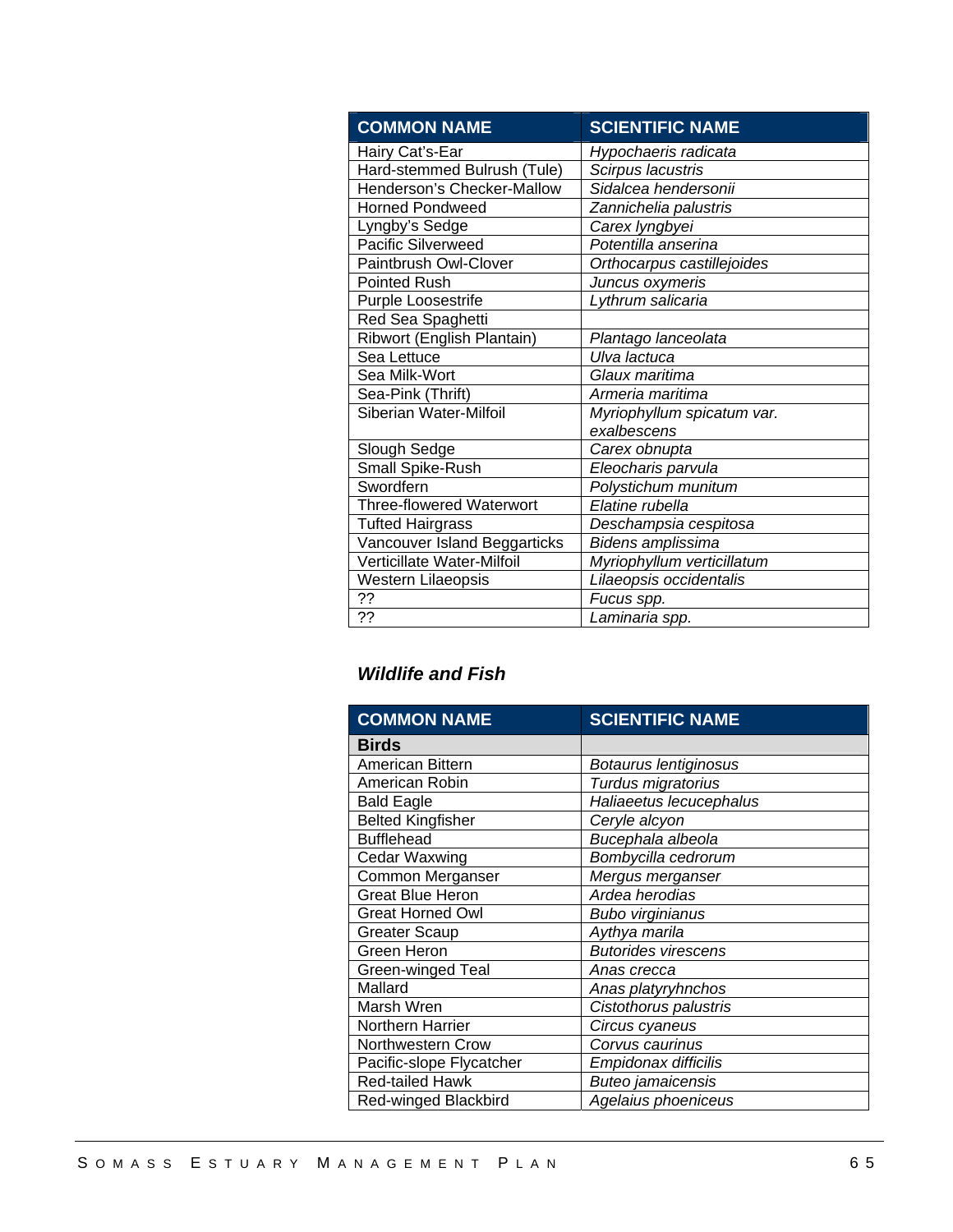| COMMON NAME | SCIENTIFIC NAME |
|---|---|
| Hairy Cat's-Ear | *Hypochaeris radicata* |
| Hard-stemmed Bulrush (Tule) | *Scirpus lacustris* |
| Henderson's Checker-Mallow | *Sidalcea hendersonii* |
| Horned Pondweed | *Zannichelia palustris* |
| Lyngby's Sedge | *Carex lyngbyei* |
| Pacific Silverweed | *Potentilla anserina* |
| Paintbrush Owl-Clover | *Orthocarpus castillejoides* |
| Pointed Rush | *Juncus oxymeris* |
| Purple Loosestrife | *Lythrum salicaria* |
| Red Sea Spaghetti | |
| Ribwort (English Plantain) | *Plantago lanceolata* |
| Sea Lettuce | *Ulva lactuca* |
| Sea Milk-Wort | *Glaux maritima* |
| Sea-Pink (Thrift) | *Armeria maritima* |
| Siberian Water-Milfoil | *Myriophyllum spicatum var. exalbescens* |
| Slough Sedge | *Carex obnupta* |
| Small Spike-Rush | *Eleocharis parvula* |
| Swordfern | *Polystichum munitum* |
| Three-flowered Waterwort | *Elatine rubella* |
| Tufted Hairgrass | *Deschampsia cespitosa* |
| Vancouver Island Beggarticks | *Bidens amplissima* |
| Verticillate Water-Milfoil | *Myriophyllum verticillatum* |
| Western Lilaeopsis | *Lilaeopsis occidentalis* |
| ?? | *Fucus spp.* |
| ?? | *Laminaria spp.* |

### *Wildlife and Fish*

| COMMON NAME | SCIENTIFIC NAME |
|---|---|
| **Birds** | |
| American Bittern | *Botaurus lentiginosus* |
| American Robin | *Turdus migratorius* |
| Bald Eagle | *Haliaeetus lecucephalus* |
| Belted Kingfisher | *Ceryle alcyon* |
| Bufflehead | *Bucephala albeola* |
| Cedar Waxwing | *Bombycilla cedrorum* |
| Common Merganser | *Mergus merganser* |
| Great Blue Heron | *Ardea herodias* |
| Great Horned Owl | *Bubo virginianus* |
| Greater Scaup | *Aythya marila* |
| Green Heron | *Butorides virescens* |
| Green-winged Teal | *Anas crecca* |
| Mallard | *Anas platyryhnchos* |
| Marsh Wren | *Cistothorus palustris* |
| Northern Harrier | *Circus cyaneus* |
| Northwestern Crow | *Corvus caurinus* |
| Pacific-slope Flycatcher | *Empidonax difficilis* |
| Red-tailed Hawk | *Buteo jamaicensis* |
| Red-winged Blackbird | *Agelaius phoeniceus* |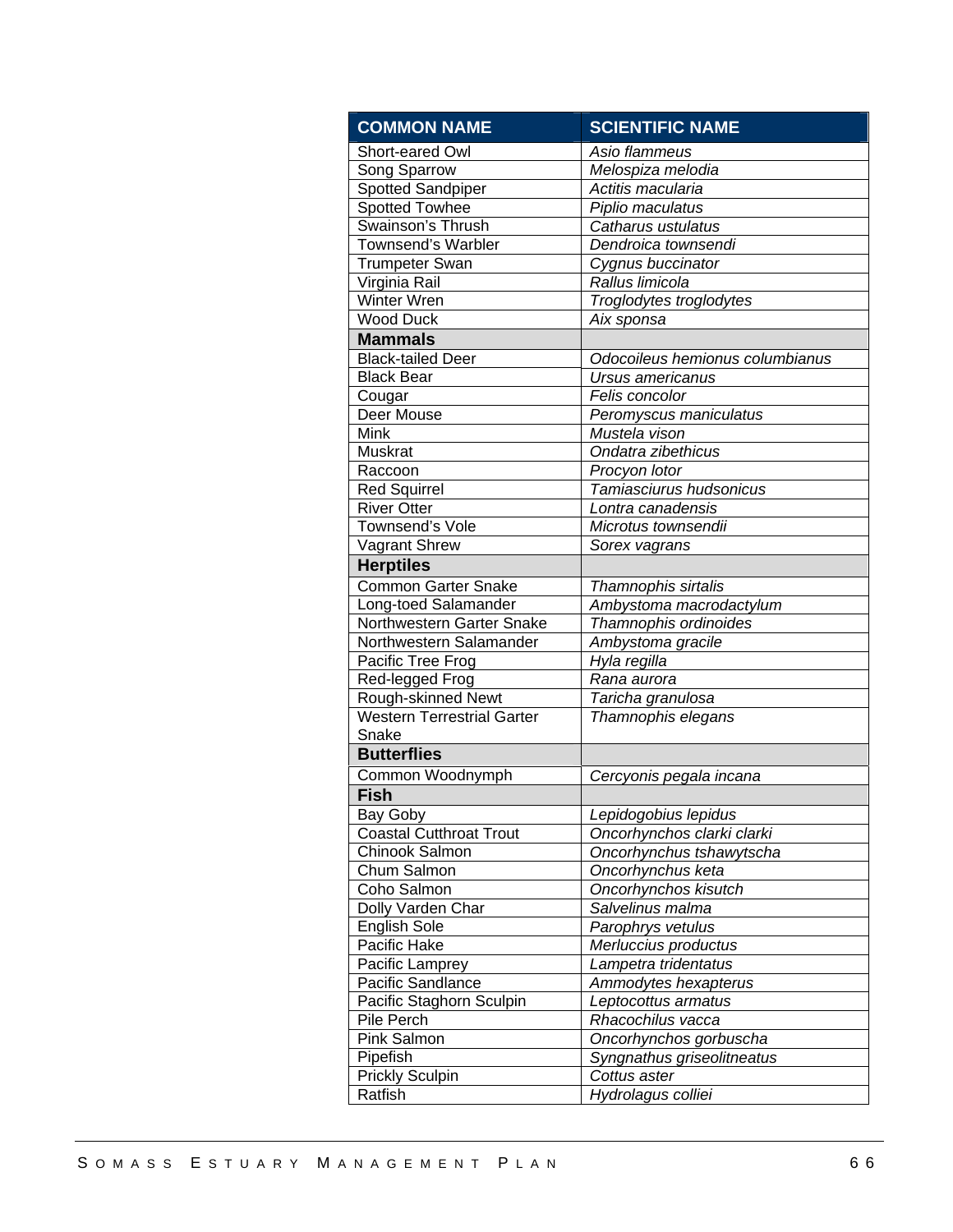| COMMON NAME | SCIENTIFIC NAME |
|---|---|
| Short-eared Owl | *Asio flammeus* |
| Song Sparrow | *Melospiza melodia* |
| Spotted Sandpiper | *Actitis macularia* |
| Spotted Towhee | *Piplio maculatus* |
| Swainson's Thrush | *Catharus ustulatus* |
| Townsend's Warbler | *Dendroica townsendi* |
| Trumpeter Swan | *Cygnus buccinator* |
| Virginia Rail | *Rallus limicola* |
| Winter Wren | *Troglodytes troglodytes* |
| Wood Duck | *Aix sponsa* |
| **Mammals** | |
| Black-tailed Deer | *Odocoileus hemionus columbianus* |
| Black Bear | *Ursus americanus* |
| Cougar | *Felis concolor* |
| Deer Mouse | *Peromyscus maniculatus* |
| Mink | *Mustela vison* |
| Muskrat | *Ondatra zibethicus* |
| Raccoon | *Procyon lotor* |
| Red Squirrel | *Tamiasciurus hudsonicus* |
| River Otter | *Lontra canadensis* |
| Townsend's Vole | *Microtus townsendii* |
| Vagrant Shrew | *Sorex vagrans* |
| **Herptiles** | |
| Common Garter Snake | *Thamnophis sirtalis* |
| Long-toed Salamander | *Ambystoma macrodactylum* |
| Northwestern Garter Snake | *Thamnophis ordinoides* |
| Northwestern Salamander | *Ambystoma gracile* |
| Pacific Tree Frog | *Hyla regilla* |
| Red-legged Frog | *Rana aurora* |
| Rough-skinned Newt | *Taricha granulosa* |
| Western Terrestrial Garter Snake | *Thamnophis elegans* |
| **Butterflies** | |
| Common Woodnymph | *Cercyonis pegala incana* |
| **Fish** | |
| Bay Goby | *Lepidogobius lepidus* |
| Coastal Cutthroat Trout | *Oncorhynchos clarki clarki* |
| Chinook Salmon | *Oncorhynchus tshawytscha* |
| Chum Salmon | *Oncorhynchus keta* |
| Coho Salmon | *Oncorhynchos kisutch* |
| Dolly Varden Char | *Salvelinus malma* |
| English Sole | *Parophrys vetulus* |
| Pacific Hake | *Merluccius productus* |
| Pacific Lamprey | *Lampetra tridentatus* |
| Pacific Sandlance | *Ammodytes hexapterus* |
| Pacific Staghorn Sculpin | *Leptocottus armatus* |
| Pile Perch | *Rhacochilus vacca* |
| Pink Salmon | *Oncorhynchos gorbuscha* |
| Pipefish | *Syngnathus griseolitneatus* |
| Prickly Sculpin | *Cottus aster* |
| Ratfish | *Hydrolagus colliei* |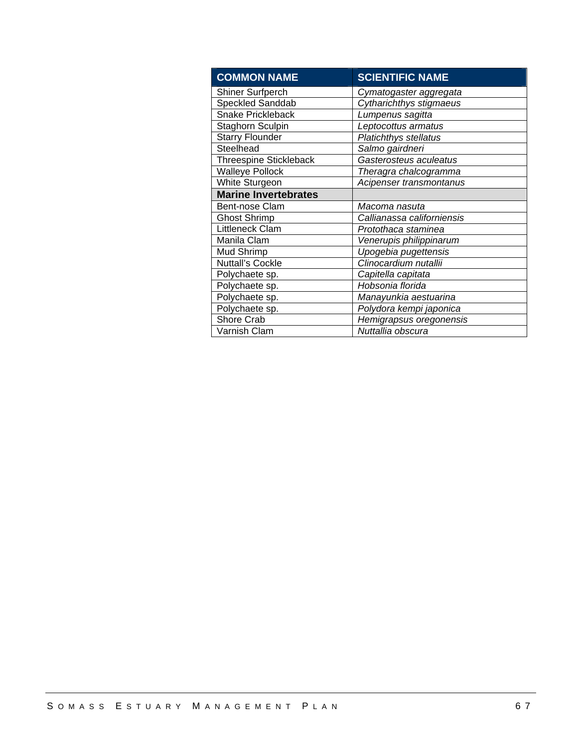| COMMON NAME | SCIENTIFIC NAME |
| --- | --- |
| Shiner Surfperch | *Cymatogaster aggregata* |
| Speckled Sanddab | *Cytharichthys stigmaeus* |
| Snake Prickleback | *Lumpenus sagitta* |
| Staghorn Sculpin | *Leptocottus armatus* |
| Starry Flounder | *Platichthys stellatus* |
| Steelhead | *Salmo gairdneri* |
| Threespine Stickleback | *Gasterosteus aculeatus* |
| Walleye Pollock | *Theragra chalcogramma* |
| White Sturgeon | *Acipenser transmontanus* |
| **Marine Invertebrates** | |
| Bent-nose Clam | *Macoma nasuta* |
| Ghost Shrimp | *Callianassa californiensis* |
| Littleneck Clam | *Protothaca staminea* |
| Manila Clam | *Venerupis philippinarum* |
| Mud Shrimp | *Upogebia pugettensis* |
| Nuttall's Cockle | *Clinocardium nutallii* |
| Polychaete sp. | *Capitella capitata* |
| Polychaete sp. | *Hobsonia florida* |
| Polychaete sp. | *Manayunkia aestuarina* |
| Polychaete sp. | *Polydora kempi japonica* |
| Shore Crab | *Hemigrapsus oregonensis* |
| Varnish Clam | *Nuttallia obscura* |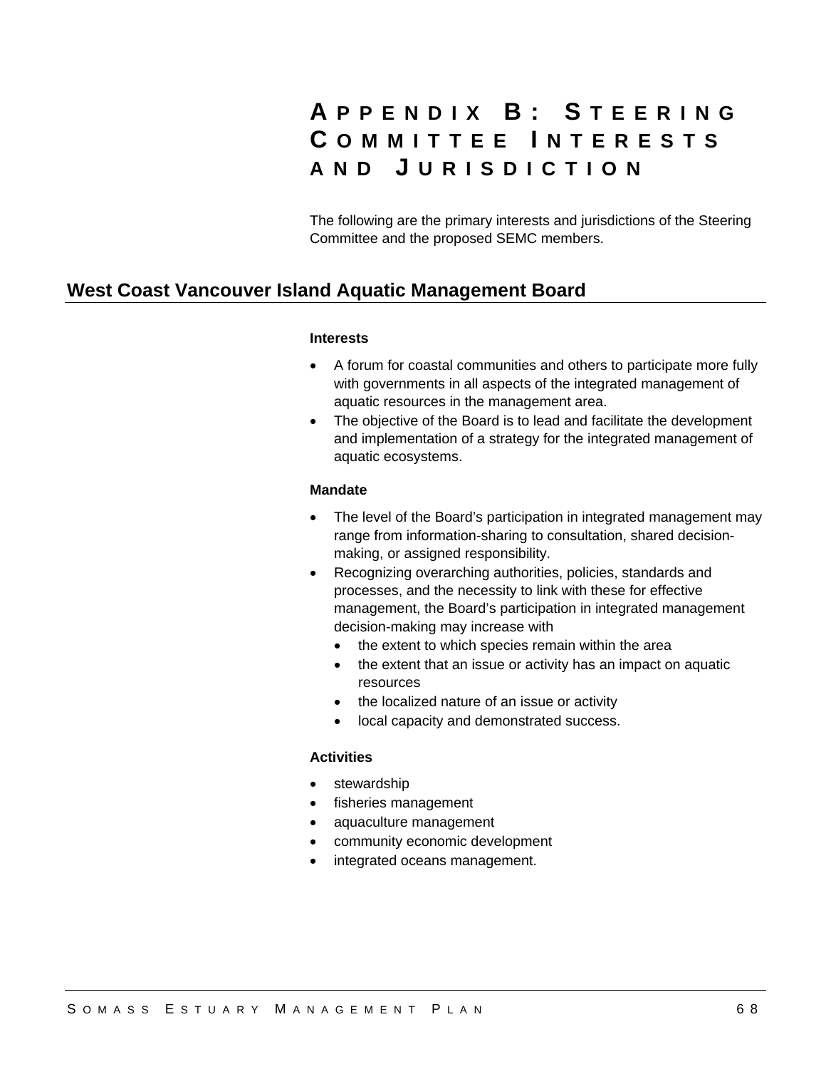# Appendix B: Steering Committee Interests and Jurisdiction

The following are the primary interests and jurisdictions of the Steering Committee and the proposed SEMC members.

## West Coast Vancouver Island Aquatic Management Board

**Interests**

- A forum for coastal communities and others to participate more fully with governments in all aspects of the integrated management of aquatic resources in the management area.
- The objective of the Board is to lead and facilitate the development and implementation of a strategy for the integrated management of aquatic ecosystems.

**Mandate**

- The level of the Board's participation in integrated management may range from information-sharing to consultation, shared decision-making, or assigned responsibility.
- Recognizing overarching authorities, policies, standards and processes, and the necessity to link with these for effective management, the Board's participation in integrated management decision-making may increase with
  - the extent to which species remain within the area
  - the extent that an issue or activity has an impact on aquatic resources
  - the localized nature of an issue or activity
  - local capacity and demonstrated success.

**Activities**

- stewardship
- fisheries management
- aquaculture management
- community economic development
- integrated oceans management.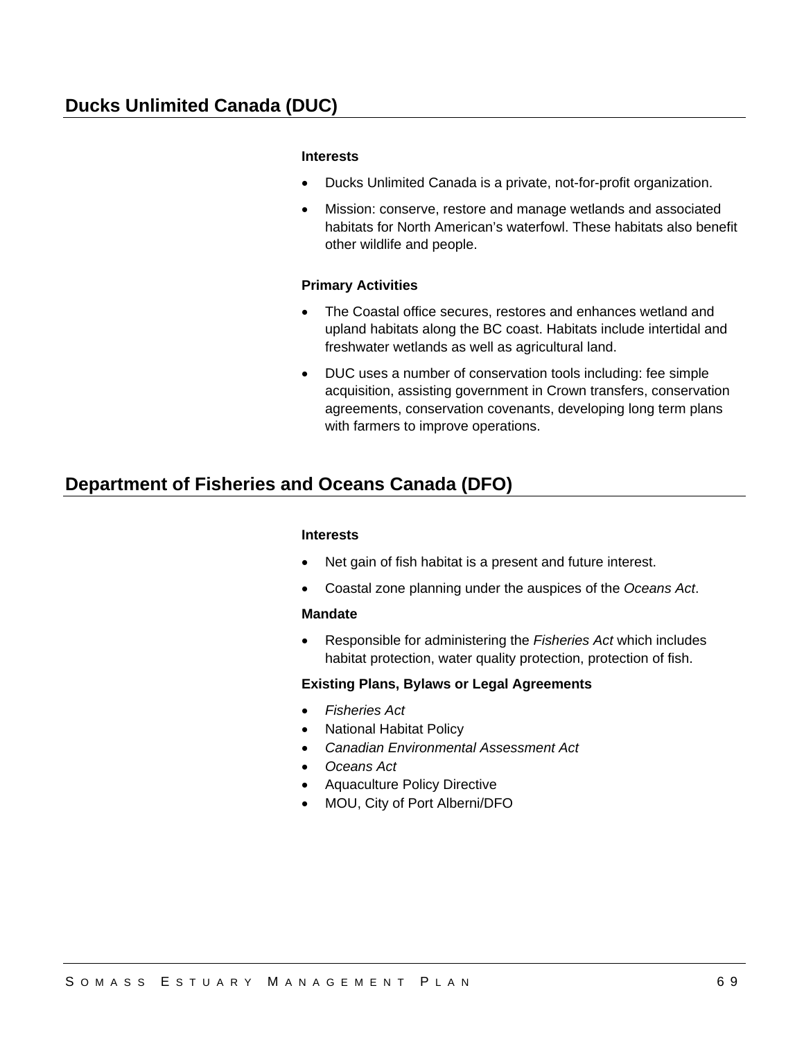## Ducks Unlimited Canada (DUC)

**Interests**

- Ducks Unlimited Canada is a private, not-for-profit organization.
- Mission: conserve, restore and manage wetlands and associated habitats for North American's waterfowl. These habitats also benefit other wildlife and people.

**Primary Activities**

- The Coastal office secures, restores and enhances wetland and upland habitats along the BC coast. Habitats include intertidal and freshwater wetlands as well as agricultural land.
- DUC uses a number of conservation tools including: fee simple acquisition, assisting government in Crown transfers, conservation agreements, conservation covenants, developing long term plans with farmers to improve operations.

## Department of Fisheries and Oceans Canada (DFO)

**Interests**

- Net gain of fish habitat is a present and future interest.
- Coastal zone planning under the auspices of the *Oceans Act*.

**Mandate**

- Responsible for administering the *Fisheries Act* which includes habitat protection, water quality protection, protection of fish.

**Existing Plans, Bylaws or Legal Agreements**

- *Fisheries Act*
- National Habitat Policy
- *Canadian Environmental Assessment Act*
- *Oceans Act*
- Aquaculture Policy Directive
- MOU, City of Port Alberni/DFO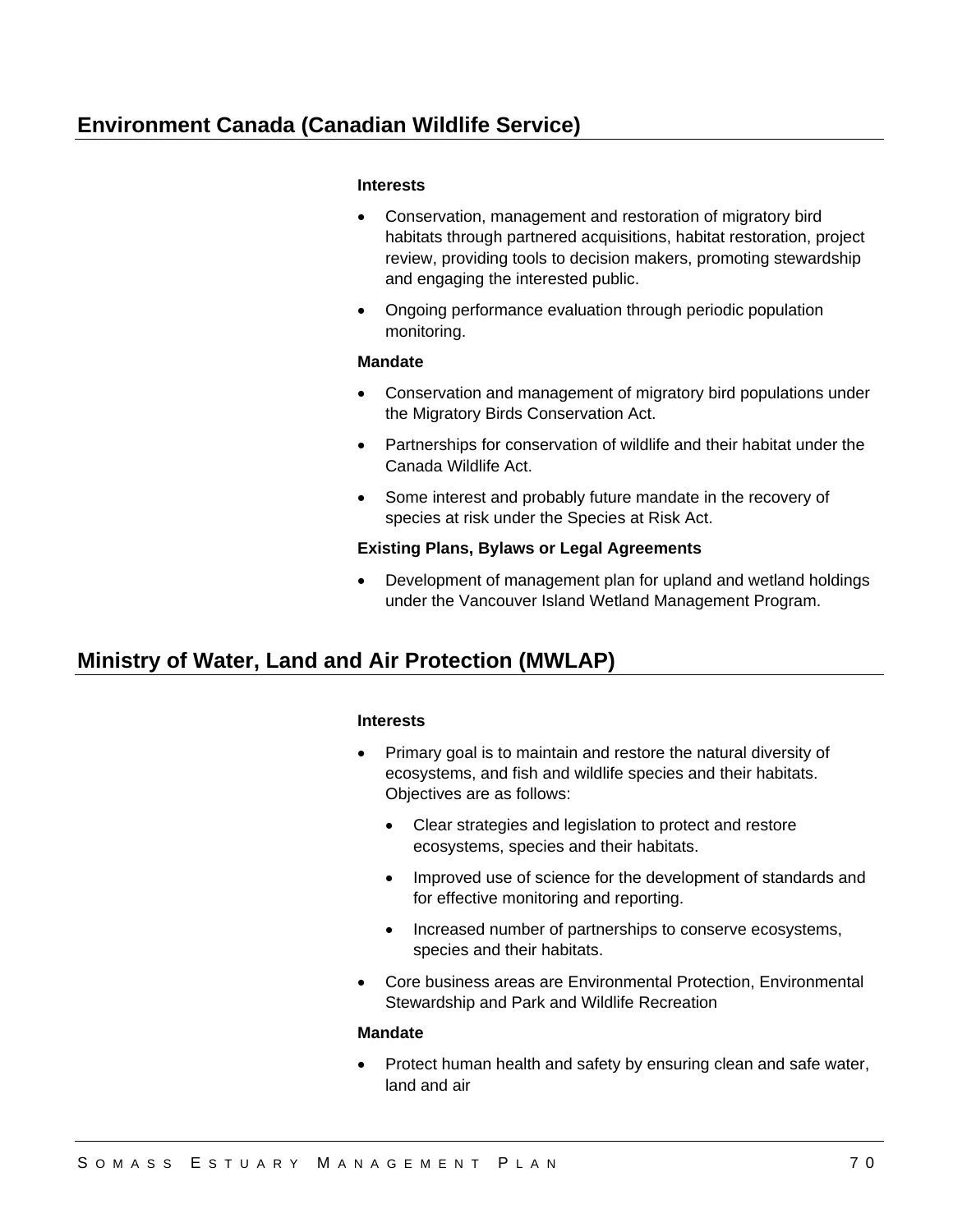## Environment Canada (Canadian Wildlife Service)

**Interests**

- Conservation, management and restoration of migratory bird habitats through partnered acquisitions, habitat restoration, project review, providing tools to decision makers, promoting stewardship and engaging the interested public.
- Ongoing performance evaluation through periodic population monitoring.

**Mandate**

- Conservation and management of migratory bird populations under the Migratory Birds Conservation Act.
- Partnerships for conservation of wildlife and their habitat under the Canada Wildlife Act.
- Some interest and probably future mandate in the recovery of species at risk under the Species at Risk Act.

**Existing Plans, Bylaws or Legal Agreements**

- Development of management plan for upland and wetland holdings under the Vancouver Island Wetland Management Program.

## Ministry of Water, Land and Air Protection (MWLAP)

**Interests**

- Primary goal is to maintain and restore the natural diversity of ecosystems, and fish and wildlife species and their habitats. Objectives are as follows:
  - Clear strategies and legislation to protect and restore ecosystems, species and their habitats.
  - Improved use of science for the development of standards and for effective monitoring and reporting.
  - Increased number of partnerships to conserve ecosystems, species and their habitats.
- Core business areas are Environmental Protection, Environmental Stewardship and Park and Wildlife Recreation

**Mandate**

- Protect human health and safety by ensuring clean and safe water, land and air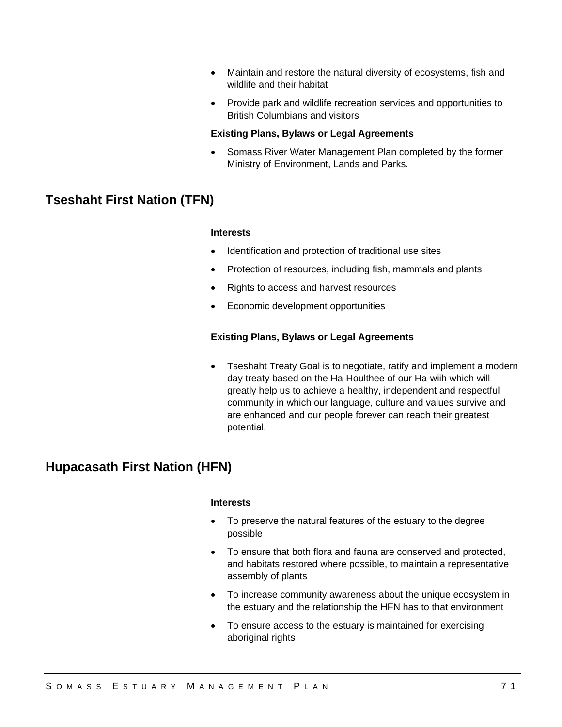- Maintain and restore the natural diversity of ecosystems, fish and wildlife and their habitat
- Provide park and wildlife recreation services and opportunities to British Columbians and visitors

**Existing Plans, Bylaws or Legal Agreements**

- Somass River Water Management Plan completed by the former Ministry of Environment, Lands and Parks.

## Tseshaht First Nation (TFN)

**Interests**

- Identification and protection of traditional use sites
- Protection of resources, including fish, mammals and plants
- Rights to access and harvest resources
- Economic development opportunities

**Existing Plans, Bylaws or Legal Agreements**

- Tseshaht Treaty Goal is to negotiate, ratify and implement a modern day treaty based on the Ha-Houlthee of our Ha-wiih which will greatly help us to achieve a healthy, independent and respectful community in which our language, culture and values survive and are enhanced and our people forever can reach their greatest potential.

## Hupacasath First Nation (HFN)

**Interests**

- To preserve the natural features of the estuary to the degree possible
- To ensure that both flora and fauna are conserved and protected, and habitats restored where possible, to maintain a representative assembly of plants
- To increase community awareness about the unique ecosystem in the estuary and the relationship the HFN has to that environment
- To ensure access to the estuary is maintained for exercising aboriginal rights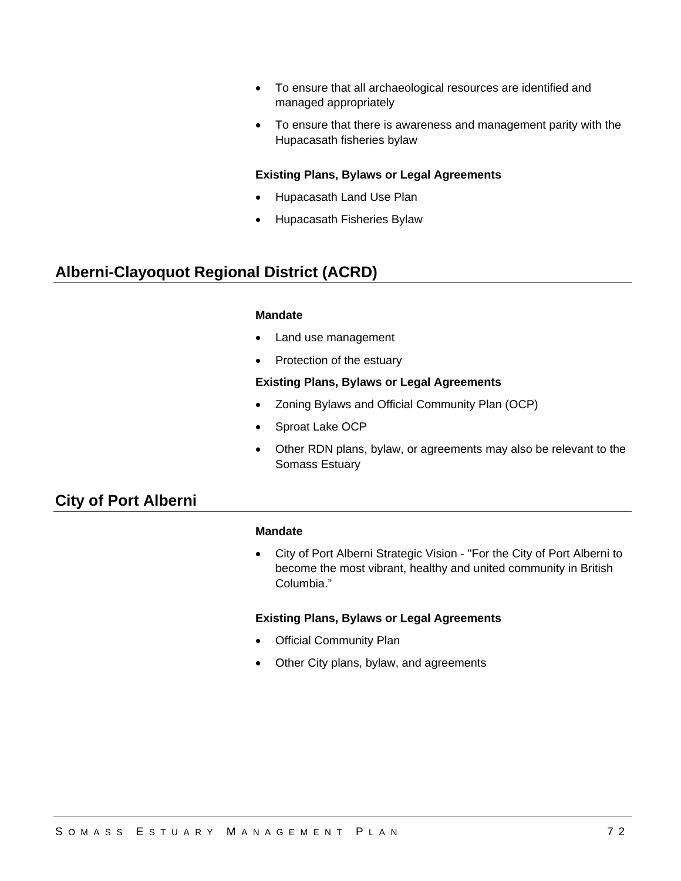- To ensure that all archaeological resources are identified and managed appropriately
- To ensure that there is awareness and management parity with the Hupacasath fisheries bylaw

**Existing Plans, Bylaws or Legal Agreements**

- Hupacasath Land Use Plan
- Hupacasath Fisheries Bylaw

## Alberni-Clayoquot Regional District (ACRD)

**Mandate**

- Land use management
- Protection of the estuary

**Existing Plans, Bylaws or Legal Agreements**

- Zoning Bylaws and Official Community Plan (OCP)
- Sproat Lake OCP
- Other RDN plans, bylaw, or agreements may also be relevant to the Somass Estuary

## City of Port Alberni

**Mandate**

- City of Port Alberni Strategic Vision - "For the City of Port Alberni to become the most vibrant, healthy and united community in British Columbia."

**Existing Plans, Bylaws or Legal Agreements**

- Official Community Plan
- Other City plans, bylaw, and agreements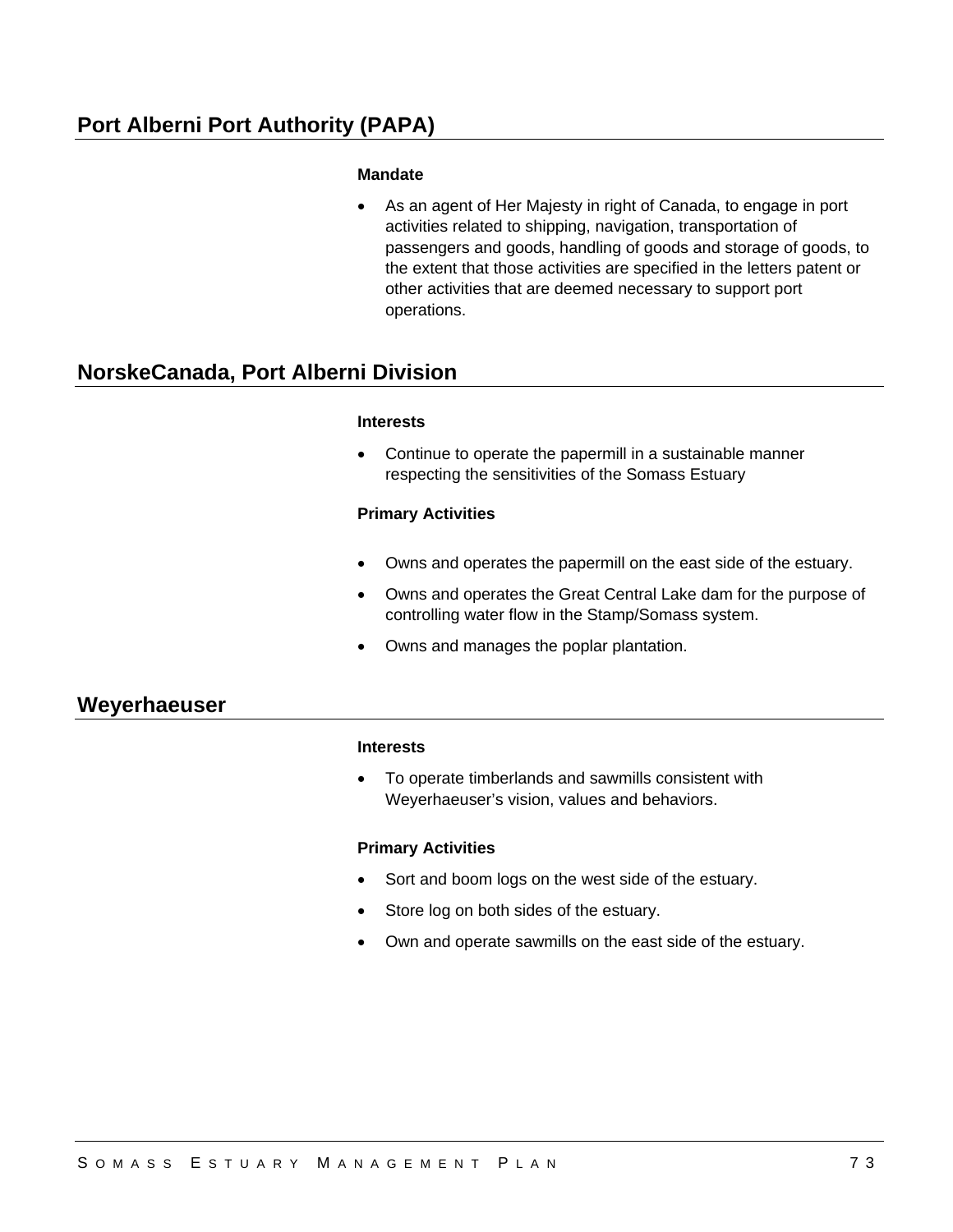## Port Alberni Port Authority (PAPA)

**Mandate**

- As an agent of Her Majesty in right of Canada, to engage in port activities related to shipping, navigation, transportation of passengers and goods, handling of goods and storage of goods, to the extent that those activities are specified in the letters patent or other activities that are deemed necessary to support port operations.

## NorskeCanada, Port Alberni Division

**Interests**

- Continue to operate the papermill in a sustainable manner respecting the sensitivities of the Somass Estuary

**Primary Activities**

- Owns and operates the papermill on the east side of the estuary.
- Owns and operates the Great Central Lake dam for the purpose of controlling water flow in the Stamp/Somass system.
- Owns and manages the poplar plantation.

## Weyerhaeuser

**Interests**

- To operate timberlands and sawmills consistent with Weyerhaeuser's vision, values and behaviors.

**Primary Activities**

- Sort and boom logs on the west side of the estuary.
- Store log on both sides of the estuary.
- Own and operate sawmills on the east side of the estuary.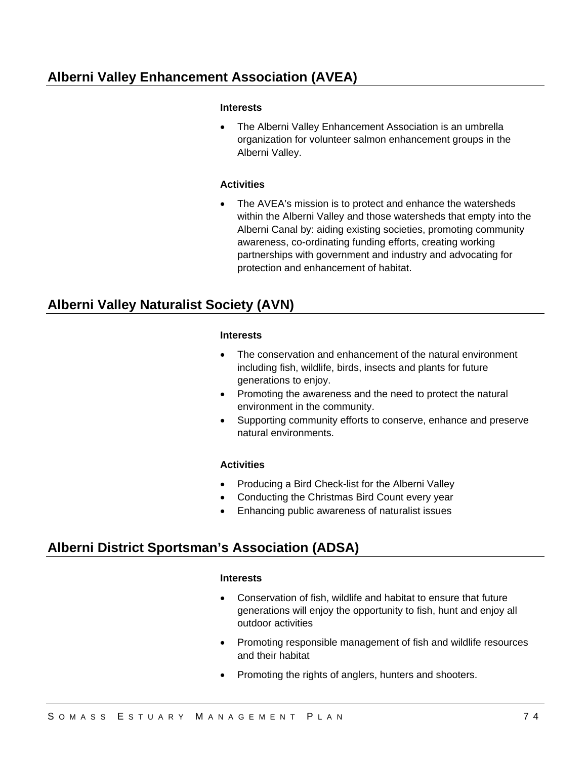## Alberni Valley Enhancement Association (AVEA)

**Interests**

- The Alberni Valley Enhancement Association is an umbrella organization for volunteer salmon enhancement groups in the Alberni Valley.

**Activities**

- The AVEA's mission is to protect and enhance the watersheds within the Alberni Valley and those watersheds that empty into the Alberni Canal by: aiding existing societies, promoting community awareness, co-ordinating funding efforts, creating working partnerships with government and industry and advocating for protection and enhancement of habitat.

## Alberni Valley Naturalist Society (AVN)

**Interests**

- The conservation and enhancement of the natural environment including fish, wildlife, birds, insects and plants for future generations to enjoy.
- Promoting the awareness and the need to protect the natural environment in the community.
- Supporting community efforts to conserve, enhance and preserve natural environments.

**Activities**

- Producing a Bird Check-list for the Alberni Valley
- Conducting the Christmas Bird Count every year
- Enhancing public awareness of naturalist issues

## Alberni District Sportsman's Association (ADSA)

**Interests**

- Conservation of fish, wildlife and habitat to ensure that future generations will enjoy the opportunity to fish, hunt and enjoy all outdoor activities
- Promoting responsible management of fish and wildlife resources and their habitat
- Promoting the rights of anglers, hunters and shooters.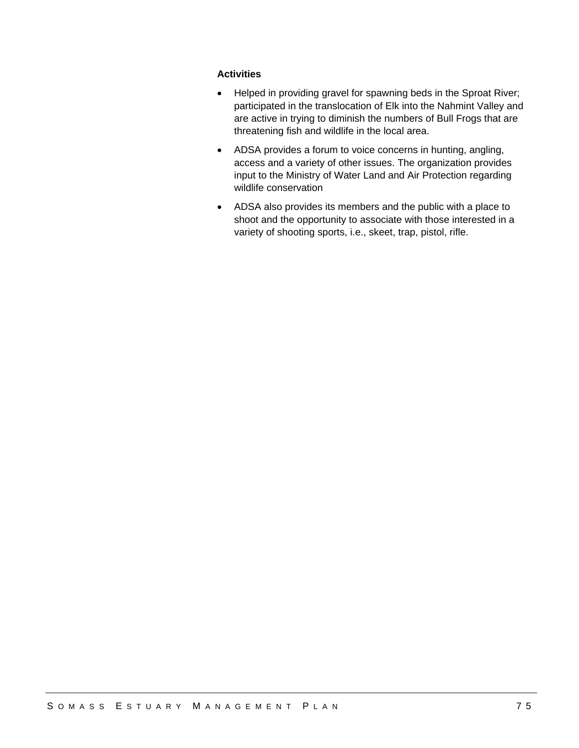**Activities**

- Helped in providing gravel for spawning beds in the Sproat River; participated in the translocation of Elk into the Nahmint Valley and are active in trying to diminish the numbers of Bull Frogs that are threatening fish and wildlife in the local area.
- ADSA provides a forum to voice concerns in hunting, angling, access and a variety of other issues. The organization provides input to the Ministry of Water Land and Air Protection regarding wildlife conservation
- ADSA also provides its members and the public with a place to shoot and the opportunity to associate with those interested in a variety of shooting sports, i.e., skeet, trap, pistol, rifle.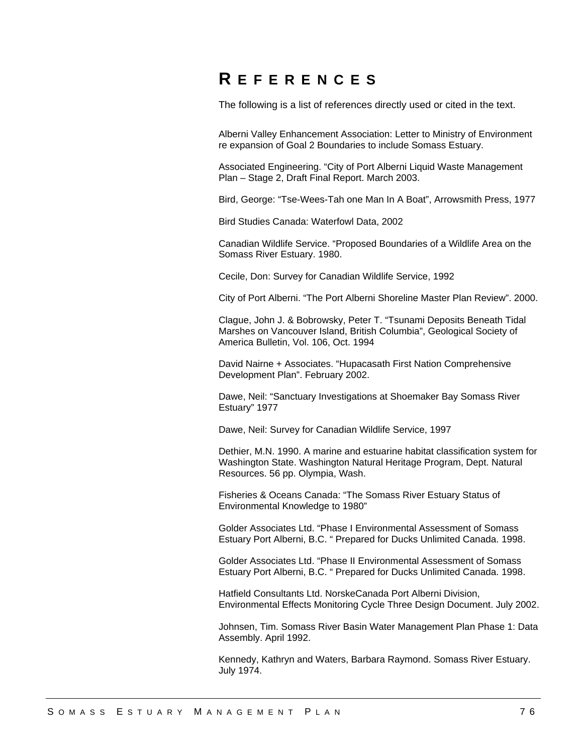# REFERENCES

The following is a list of references directly used or cited in the text.

Alberni Valley Enhancement Association: Letter to Ministry of Environment re expansion of Goal 2 Boundaries to include Somass Estuary.

Associated Engineering. "City of Port Alberni Liquid Waste Management Plan – Stage 2, Draft Final Report. March 2003.

Bird, George: "Tse-Wees-Tah one Man In A Boat", Arrowsmith Press, 1977

Bird Studies Canada: Waterfowl Data, 2002

Canadian Wildlife Service. "Proposed Boundaries of a Wildlife Area on the Somass River Estuary. 1980.

Cecile, Don: Survey for Canadian Wildlife Service, 1992

City of Port Alberni. "The Port Alberni Shoreline Master Plan Review". 2000.

Clague, John J. & Bobrowsky, Peter T. "Tsunami Deposits Beneath Tidal Marshes on Vancouver Island, British Columbia", Geological Society of America Bulletin, Vol. 106, Oct. 1994

David Nairne + Associates. "Hupacasath First Nation Comprehensive Development Plan". February 2002.

Dawe, Neil: "Sanctuary Investigations at Shoemaker Bay Somass River Estuary" 1977

Dawe, Neil: Survey for Canadian Wildlife Service, 1997

Dethier, M.N. 1990. A marine and estuarine habitat classification system for Washington State. Washington Natural Heritage Program, Dept. Natural Resources. 56 pp. Olympia, Wash.

Fisheries & Oceans Canada: "The Somass River Estuary Status of Environmental Knowledge to 1980"

Golder Associates Ltd. "Phase I Environmental Assessment of Somass Estuary Port Alberni, B.C. " Prepared for Ducks Unlimited Canada. 1998.

Golder Associates Ltd. "Phase II Environmental Assessment of Somass Estuary Port Alberni, B.C. " Prepared for Ducks Unlimited Canada. 1998.

Hatfield Consultants Ltd. NorskeCanada Port Alberni Division, Environmental Effects Monitoring Cycle Three Design Document. July 2002.

Johnsen, Tim. Somass River Basin Water Management Plan Phase 1: Data Assembly. April 1992.

Kennedy, Kathryn and Waters, Barbara Raymond. Somass River Estuary. July 1974.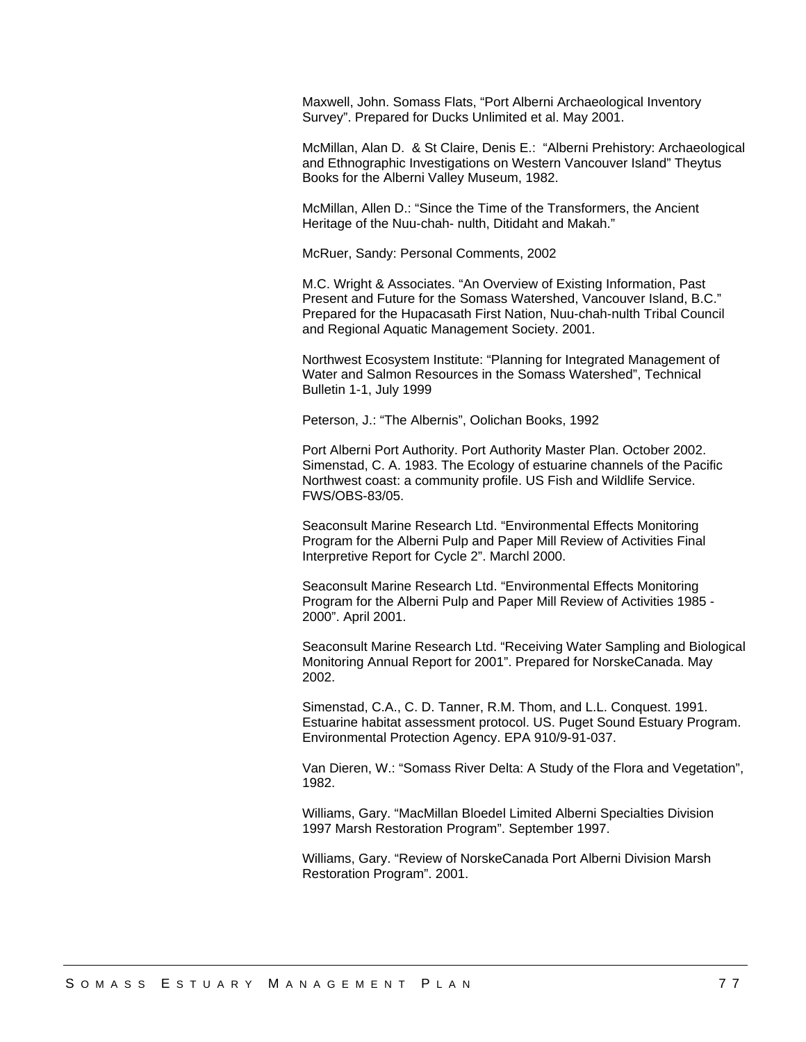Maxwell, John. Somass Flats, “Port Alberni Archaeological Inventory Survey”. Prepared for Ducks Unlimited et al. May 2001.

McMillan, Alan D. & St Claire, Denis E.: “Alberni Prehistory: Archaeological and Ethnographic Investigations on Western Vancouver Island” Theytus Books for the Alberni Valley Museum, 1982.

McMillan, Allen D.: “Since the Time of the Transformers, the Ancient Heritage of the Nuu-chah- nulth, Ditidaht and Makah.”

McRuer, Sandy: Personal Comments, 2002

M.C. Wright & Associates. “An Overview of Existing Information, Past Present and Future for the Somass Watershed, Vancouver Island, B.C.” Prepared for the Hupacasath First Nation, Nuu-chah-nulth Tribal Council and Regional Aquatic Management Society. 2001.

Northwest Ecosystem Institute: “Planning for Integrated Management of Water and Salmon Resources in the Somass Watershed”, Technical Bulletin 1-1, July 1999

Peterson, J.: “The Albernis”, Oolichan Books, 1992

Port Alberni Port Authority. Port Authority Master Plan. October 2002.
Simenstad, C. A. 1983. The Ecology of estuarine channels of the Pacific Northwest coast: a community profile. US Fish and Wildlife Service. FWS/OBS-83/05.

Seaconsult Marine Research Ltd. “Environmental Effects Monitoring Program for the Alberni Pulp and Paper Mill Review of Activities Final Interpretive Report for Cycle 2”. Marchl 2000.

Seaconsult Marine Research Ltd. “Environmental Effects Monitoring Program for the Alberni Pulp and Paper Mill Review of Activities 1985 - 2000”. April 2001.

Seaconsult Marine Research Ltd. “Receiving Water Sampling and Biological Monitoring Annual Report for 2001”. Prepared for NorskeCanada. May 2002.

Simenstad, C.A., C. D. Tanner, R.M. Thom, and L.L. Conquest. 1991. Estuarine habitat assessment protocol. US. Puget Sound Estuary Program. Environmental Protection Agency. EPA 910/9-91-037.

Van Dieren, W.: “Somass River Delta: A Study of the Flora and Vegetation”, 1982.

Williams, Gary. “MacMillan Bloedel Limited Alberni Specialties Division 1997 Marsh Restoration Program”. September 1997.

Williams, Gary. “Review of NorskeCanada Port Alberni Division Marsh Restoration Program”. 2001.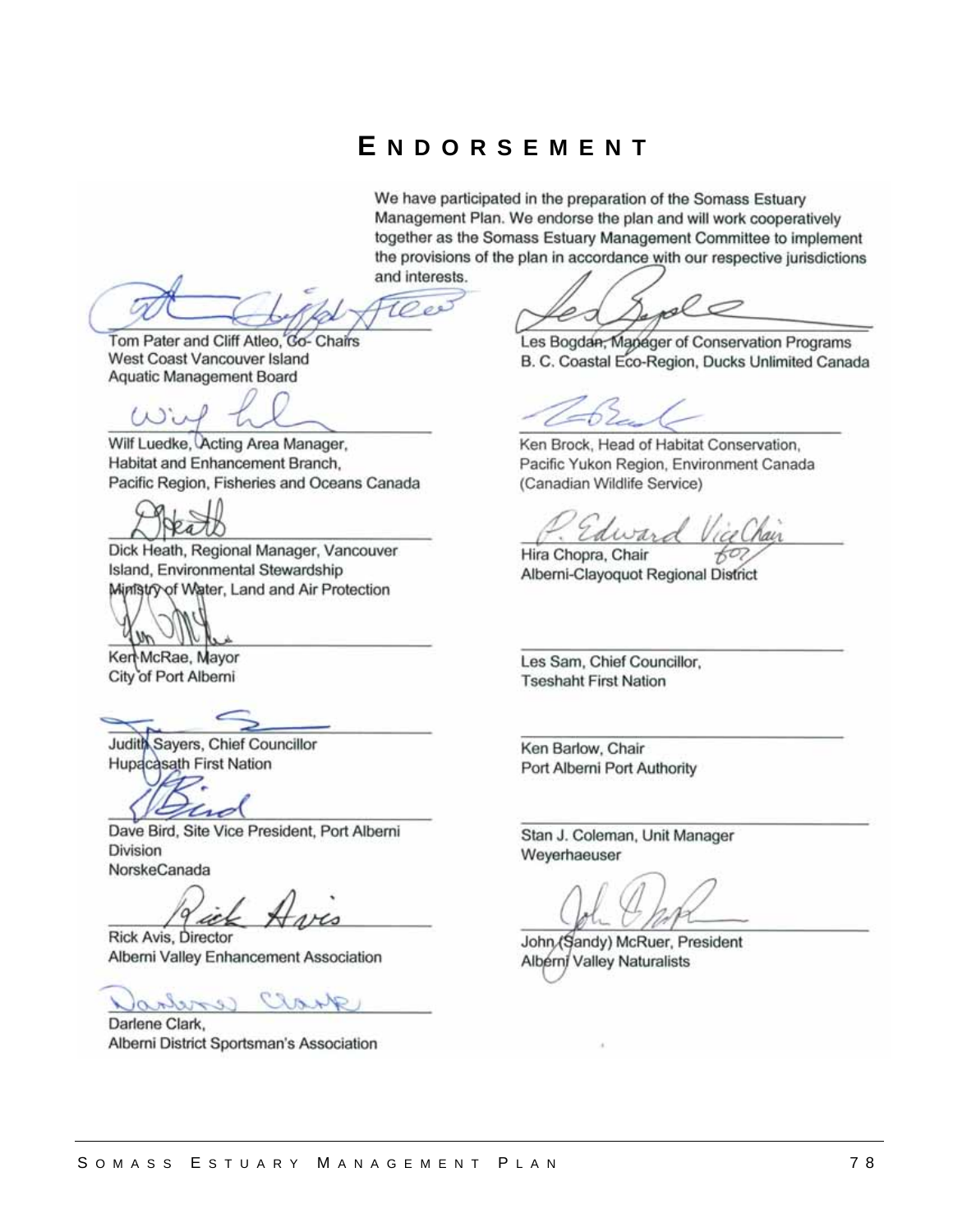# ENDORSEMENT

We have participated in the preparation of the Somass Estuary Management Plan. We endorse the plan and will work cooperatively together as the Somass Estuary Management Committee to implement the provisions of the plan in accordance with our respective jurisdictions and interests.

Tom Pater and Cliff Atleo, Co- Chairs
West Coast Vancouver Island
Aquatic Management Board

Wilf Luedke, Acting Area Manager,
Habitat and Enhancement Branch,
Pacific Region, Fisheries and Oceans Canada

Dick Heath, Regional Manager, Vancouver
Island, Environmental Stewardship
Ministry of Water, Land and Air Protection

Ken McRae, Mayor
City of Port Alberni

Judith Sayers, Chief Councillor
Hupacasath First Nation

Dave Bird, Site Vice President, Port Alberni
Division
NorskeCanada

Rick Avis, Director
Alberni Valley Enhancement Association

Darlene Clark,
Alberni District Sportsman's Association

Les Bogdan, Manager of Conservation Programs
B. C. Coastal Eco-Region, Ducks Unlimited Canada

Ken Brock, Head of Habitat Conservation,
Pacific Yukon Region, Environment Canada
(Canadian Wildlife Service)

P. Edward Vice Chair for

Hira Chopra, Chair
Alberni-Clayoquot Regional District

Les Sam, Chief Councillor,
Tseshaht First Nation

Ken Barlow, Chair
Port Alberni Port Authority

Stan J. Coleman, Unit Manager
Weyerhaeuser

John (Sandy) McRuer, President
Alberni Valley Naturalists